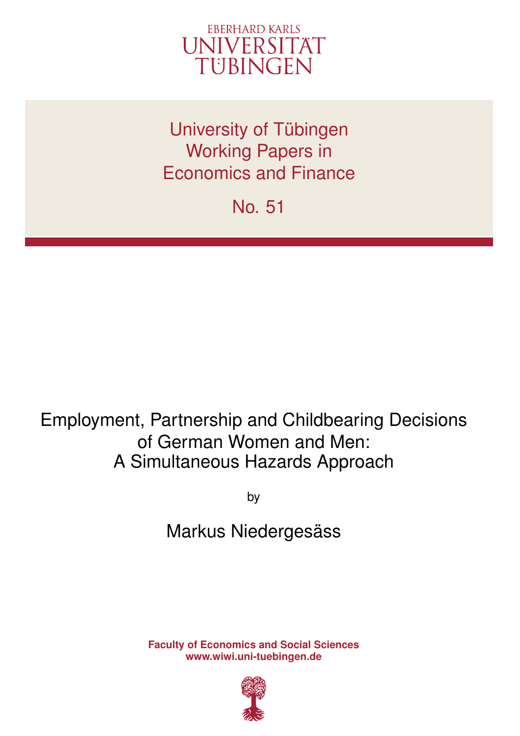EBERHARD KARLS
UNIVERSITÄT
TÜBINGEN

University of Tübingen
Working Papers in
Economics and Finance

No. 51

# Employment, Partnership and Childbearing Decisions of German Women and Men: A Simultaneous Hazards Approach

by

Markus Niedergesäss

**Faculty of Economics and Social Sciences**
**www.wiwi.uni-tuebingen.de**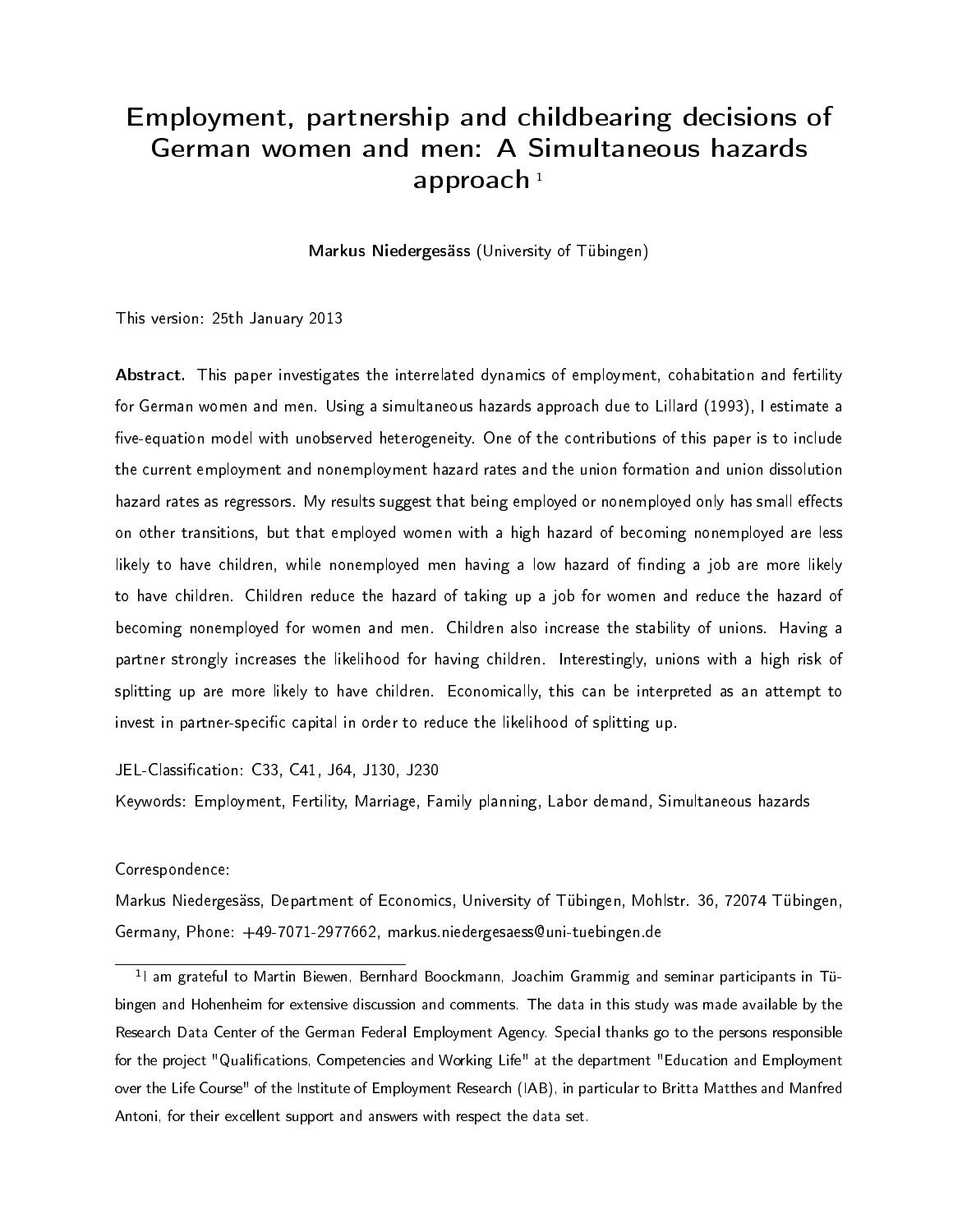# Employment, partnership and childbearing decisions of German women and men: A Simultaneous hazards approach [1]

**Markus Niedergesäss** (University of Tübingen)

This version: 25th January 2013

**Abstract.** This paper investigates the interrelated dynamics of employment, cohabitation and fertility for German women and men. Using a simultaneous hazards approach due to Lillard (1993), I estimate a five-equation model with unobserved heterogeneity. One of the contributions of this paper is to include the current employment and nonemployment hazard rates and the union formation and union dissolution hazard rates as regressors. My results suggest that being employed or nonemployed only has small effects on other transitions, but that employed women with a high hazard of becoming nonemployed are less likely to have children, while nonemployed men having a low hazard of finding a job are more likely to have children. Children reduce the hazard of taking up a job for women and reduce the hazard of becoming nonemployed for women and men. Children also increase the stability of unions. Having a partner strongly increases the likelihood for having children. Interestingly, unions with a high risk of splitting up are more likely to have children. Economically, this can be interpreted as an attempt to invest in partner-specific capital in order to reduce the likelihood of splitting up.

JEL-Classification: C33, C41, J64, J130, J230

Keywords: Employment, Fertility, Marriage, Family planning, Labor demand, Simultaneous hazards

Correspondence:

Markus Niedergesäss, Department of Economics, University of Tübingen, Mohlstr. 36, 72074 Tübingen, Germany, Phone: +49-7071-2977662, markus.niedergesaess@uni-tuebingen.de

[1] I am grateful to Martin Biewen, Bernhard Boockmann, Joachim Grammig and seminar participants in Tübingen and Hohenheim for extensive discussion and comments. The data in this study was made available by the Research Data Center of the German Federal Employment Agency. Special thanks go to the persons responsible for the project "Qualifications, Competencies and Working Life" at the department "Education and Employment over the Life Course" of the Institute of Employment Research (IAB), in particular to Britta Matthes and Manfred Antoni, for their excellent support and answers with respect the data set.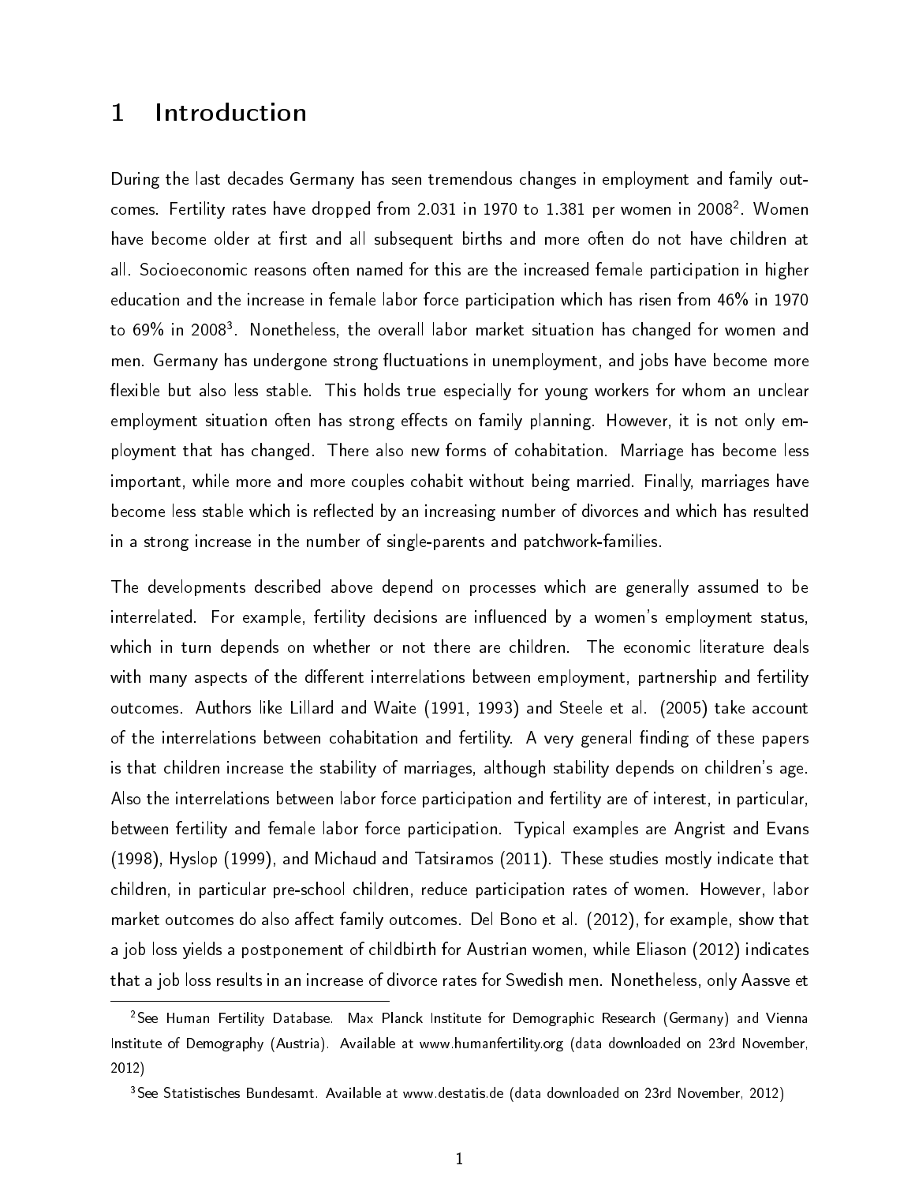# 1 Introduction

During the last decades Germany has seen tremendous changes in employment and family outcomes. Fertility rates have dropped from 2.031 in 1970 to 1.381 per women in 2008[2]. Women have become older at first and all subsequent births and more often do not have children at all. Socioeconomic reasons often named for this are the increased female participation in higher education and the increase in female labor force participation which has risen from 46% in 1970 to 69% in 2008[3]. Nonetheless, the overall labor market situation has changed for women and men. Germany has undergone strong fluctuations in unemployment, and jobs have become more flexible but also less stable. This holds true especially for young workers for whom an unclear employment situation often has strong effects on family planning. However, it is not only employment that has changed. There also new forms of cohabitation. Marriage has become less important, while more and more couples cohabit without being married. Finally, marriages have become less stable which is reflected by an increasing number of divorces and which has resulted in a strong increase in the number of single-parents and patchwork-families.

The developments described above depend on processes which are generally assumed to be interrelated. For example, fertility decisions are influenced by a women's employment status, which in turn depends on whether or not there are children. The economic literature deals with many aspects of the different interrelations between employment, partnership and fertility outcomes. Authors like Lillard and Waite (1991, 1993) and Steele et al. (2005) take account of the interrelations between cohabitation and fertility. A very general finding of these papers is that children increase the stability of marriages, although stability depends on children's age. Also the interrelations between labor force participation and fertility are of interest, in particular, between fertility and female labor force participation. Typical examples are Angrist and Evans (1998), Hyslop (1999), and Michaud and Tatsiramos (2011). These studies mostly indicate that children, in particular pre-school children, reduce participation rates of women. However, labor market outcomes do also affect family outcomes. Del Bono et al. (2012), for example, show that a job loss yields a postponement of childbirth for Austrian women, while Eliason (2012) indicates that a job loss results in an increase of divorce rates for Swedish men. Nonetheless, only Aassve et

[2] See Human Fertility Database. Max Planck Institute for Demographic Research (Germany) and Vienna Institute of Demography (Austria). Available at www.humanfertility.org (data downloaded on 23rd November, 2012)

[3] See Statistisches Bundesamt. Available at www.destatis.de (data downloaded on 23rd November, 2012)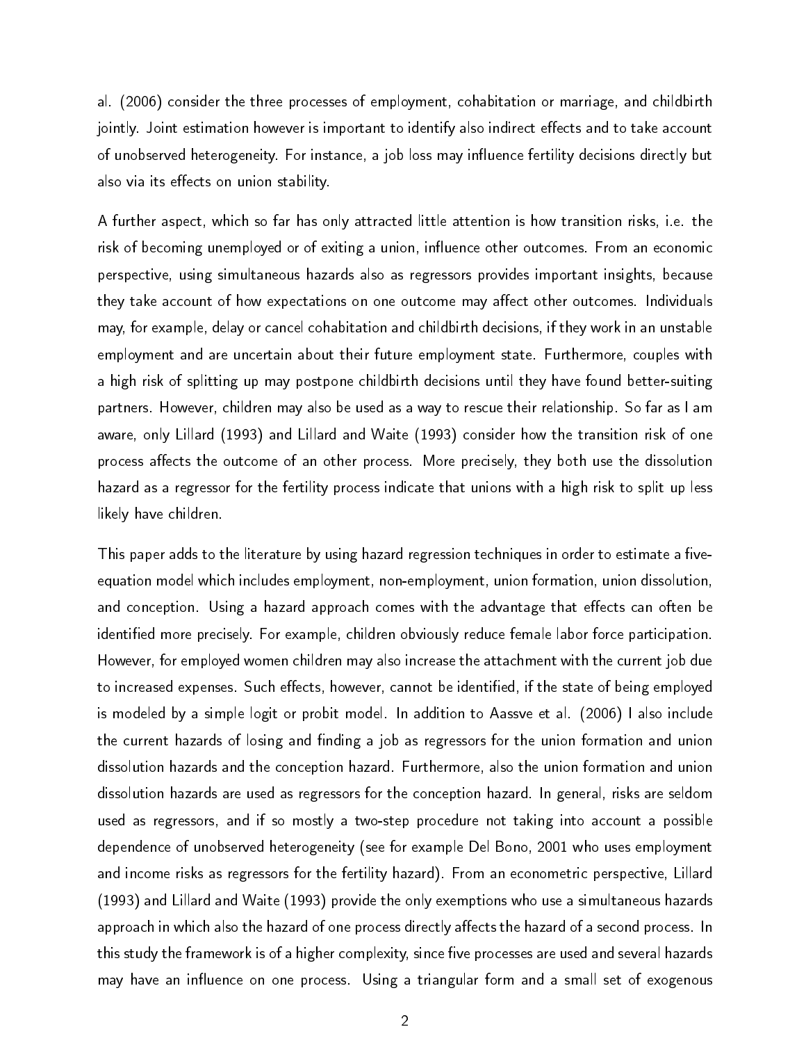al. (2006) consider the three processes of employment, cohabitation or marriage, and childbirth jointly. Joint estimation however is important to identify also indirect effects and to take account of unobserved heterogeneity. For instance, a job loss may influence fertility decisions directly but also via its effects on union stability.

A further aspect, which so far has only attracted little attention is how transition risks, i.e. the risk of becoming unemployed or of exiting a union, influence other outcomes. From an economic perspective, using simultaneous hazards also as regressors provides important insights, because they take account of how expectations on one outcome may affect other outcomes. Individuals may, for example, delay or cancel cohabitation and childbirth decisions, if they work in an unstable employment and are uncertain about their future employment state. Furthermore, couples with a high risk of splitting up may postpone childbirth decisions until they have found better-suiting partners. However, children may also be used as a way to rescue their relationship. So far as I am aware, only Lillard (1993) and Lillard and Waite (1993) consider how the transition risk of one process affects the outcome of an other process. More precisely, they both use the dissolution hazard as a regressor for the fertility process indicate that unions with a high risk to split up less likely have children.

This paper adds to the literature by using hazard regression techniques in order to estimate a five-equation model which includes employment, non-employment, union formation, union dissolution, and conception. Using a hazard approach comes with the advantage that effects can often be identified more precisely. For example, children obviously reduce female labor force participation. However, for employed women children may also increase the attachment with the current job due to increased expenses. Such effects, however, cannot be identified, if the state of being employed is modeled by a simple logit or probit model. In addition to Aassve et al. (2006) I also include the current hazards of losing and finding a job as regressors for the union formation and union dissolution hazards and the conception hazard. Furthermore, also the union formation and union dissolution hazards are used as regressors for the conception hazard. In general, risks are seldom used as regressors, and if so mostly a two-step procedure not taking into account a possible dependence of unobserved heterogeneity (see for example Del Bono, 2001 who uses employment and income risks as regressors for the fertility hazard). From an econometric perspective, Lillard (1993) and Lillard and Waite (1993) provide the only exemptions who use a simultaneous hazards approach in which also the hazard of one process directly affects the hazard of a second process. In this study the framework is of a higher complexity, since five processes are used and several hazards may have an influence on one process. Using a triangular form and a small set of exogenous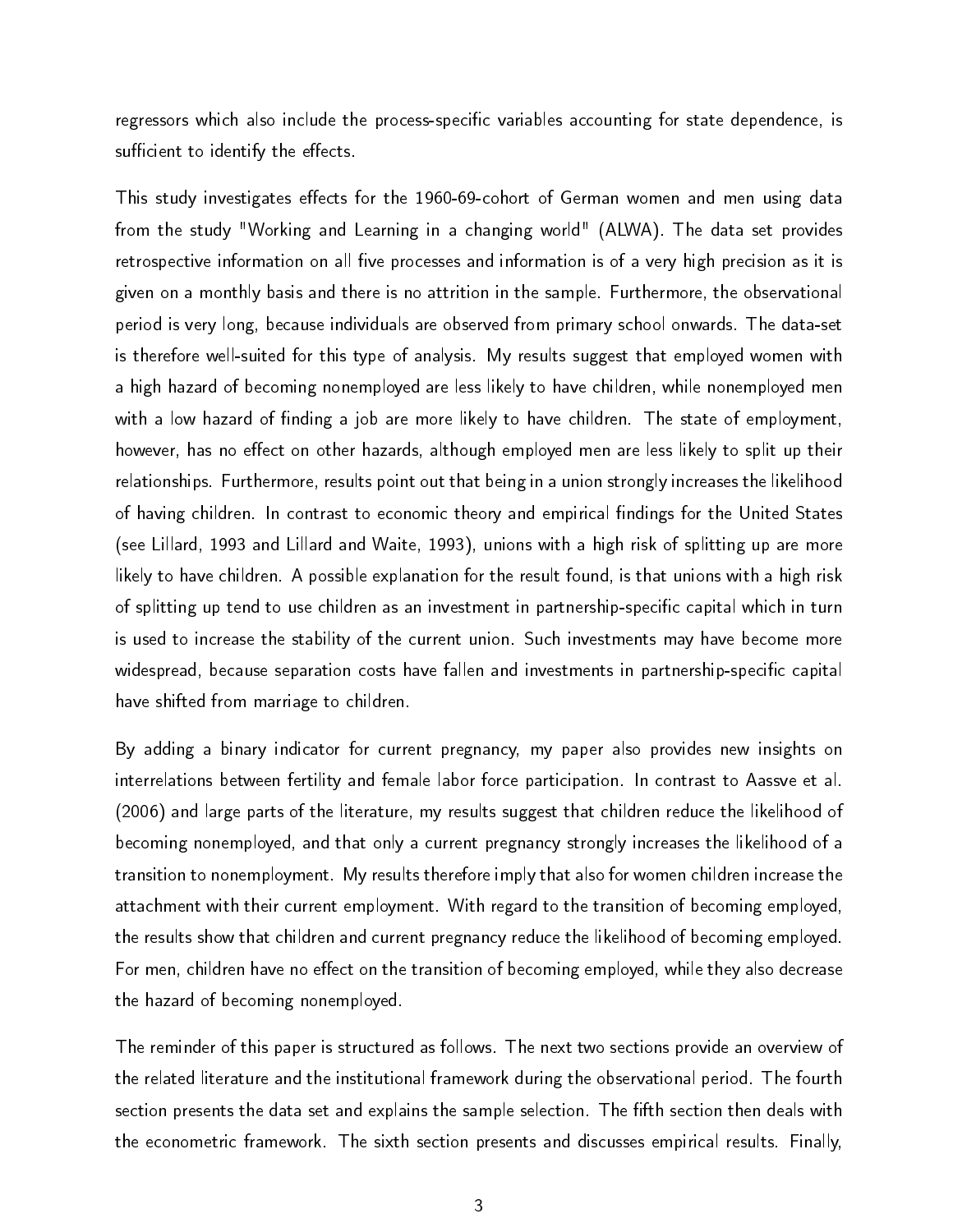regressors which also include the process-specific variables accounting for state dependence, is sufficient to identify the effects.

This study investigates effects for the 1960-69-cohort of German women and men using data from the study "Working and Learning in a changing world" (ALWA). The data set provides retrospective information on all five processes and information is of a very high precision as it is given on a monthly basis and there is no attrition in the sample. Furthermore, the observational period is very long, because individuals are observed from primary school onwards. The data-set is therefore well-suited for this type of analysis. My results suggest that employed women with a high hazard of becoming nonemployed are less likely to have children, while nonemployed men with a low hazard of finding a job are more likely to have children. The state of employment, however, has no effect on other hazards, although employed men are less likely to split up their relationships. Furthermore, results point out that being in a union strongly increases the likelihood of having children. In contrast to economic theory and empirical findings for the United States (see Lillard, 1993 and Lillard and Waite, 1993), unions with a high risk of splitting up are more likely to have children. A possible explanation for the result found, is that unions with a high risk of splitting up tend to use children as an investment in partnership-specific capital which in turn is used to increase the stability of the current union. Such investments may have become more widespread, because separation costs have fallen and investments in partnership-specific capital have shifted from marriage to children.

By adding a binary indicator for current pregnancy, my paper also provides new insights on interrelations between fertility and female labor force participation. In contrast to Aassve et al. (2006) and large parts of the literature, my results suggest that children reduce the likelihood of becoming nonemployed, and that only a current pregnancy strongly increases the likelihood of a transition to nonemployment. My results therefore imply that also for women children increase the attachment with their current employment. With regard to the transition of becoming employed, the results show that children and current pregnancy reduce the likelihood of becoming employed. For men, children have no effect on the transition of becoming employed, while they also decrease the hazard of becoming nonemployed.

The reminder of this paper is structured as follows. The next two sections provide an overview of the related literature and the institutional framework during the observational period. The fourth section presents the data set and explains the sample selection. The fifth section then deals with the econometric framework. The sixth section presents and discusses empirical results. Finally,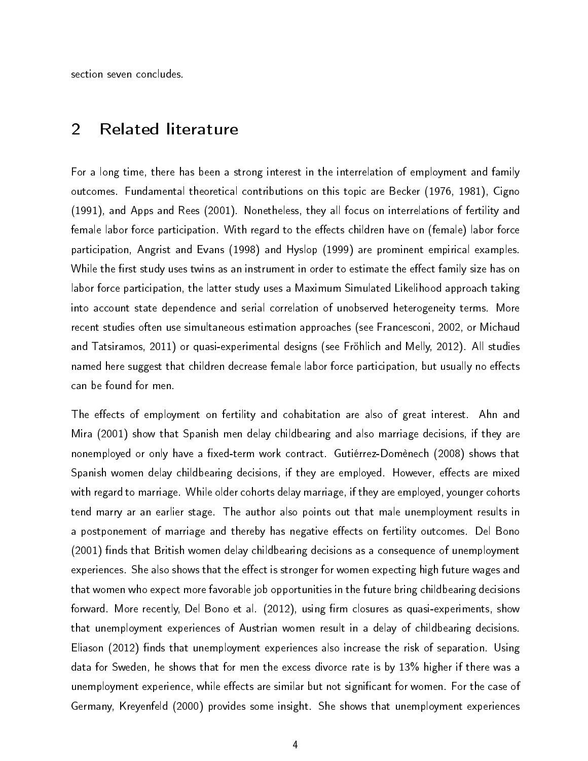section seven concludes.

## 2 Related literature

For a long time, there has been a strong interest in the interrelation of employment and family outcomes. Fundamental theoretical contributions on this topic are Becker (1976, 1981), Cigno (1991), and Apps and Rees (2001). Nonetheless, they all focus on interrelations of fertility and female labor force participation. With regard to the effects children have on (female) labor force participation, Angrist and Evans (1998) and Hyslop (1999) are prominent empirical examples. While the first study uses twins as an instrument in order to estimate the effect family size has on labor force participation, the latter study uses a Maximum Simulated Likelihood approach taking into account state dependence and serial correlation of unobserved heterogeneity terms. More recent studies often use simultaneous estimation approaches (see Francesconi, 2002, or Michaud and Tatsiramos, 2011) or quasi-experimental designs (see Fröhlich and Melly, 2012). All studies named here suggest that children decrease female labor force participation, but usually no effects can be found for men.

The effects of employment on fertility and cohabitation are also of great interest. Ahn and Mira (2001) show that Spanish men delay childbearing and also marriage decisions, if they are nonemployed or only have a fixed-term work contract. Gutiérrez-Domènech (2008) shows that Spanish women delay childbearing decisions, if they are employed. However, effects are mixed with regard to marriage. While older cohorts delay marriage, if they are employed, younger cohorts tend marry ar an earlier stage. The author also points out that male unemployment results in a postponement of marriage and thereby has negative effects on fertility outcomes. Del Bono (2001) finds that British women delay childbearing decisions as a consequence of unemployment experiences. She also shows that the effect is stronger for women expecting high future wages and that women who expect more favorable job opportunities in the future bring childbearing decisions forward. More recently, Del Bono et al. (2012), using firm closures as quasi-experiments, show that unemployment experiences of Austrian women result in a delay of childbearing decisions. Eliason (2012) finds that unemployment experiences also increase the risk of separation. Using data for Sweden, he shows that for men the excess divorce rate is by 13% higher if there was a unemployment experience, while effects are similar but not significant for women. For the case of Germany, Kreyenfeld (2000) provides some insight. She shows that unemployment experiences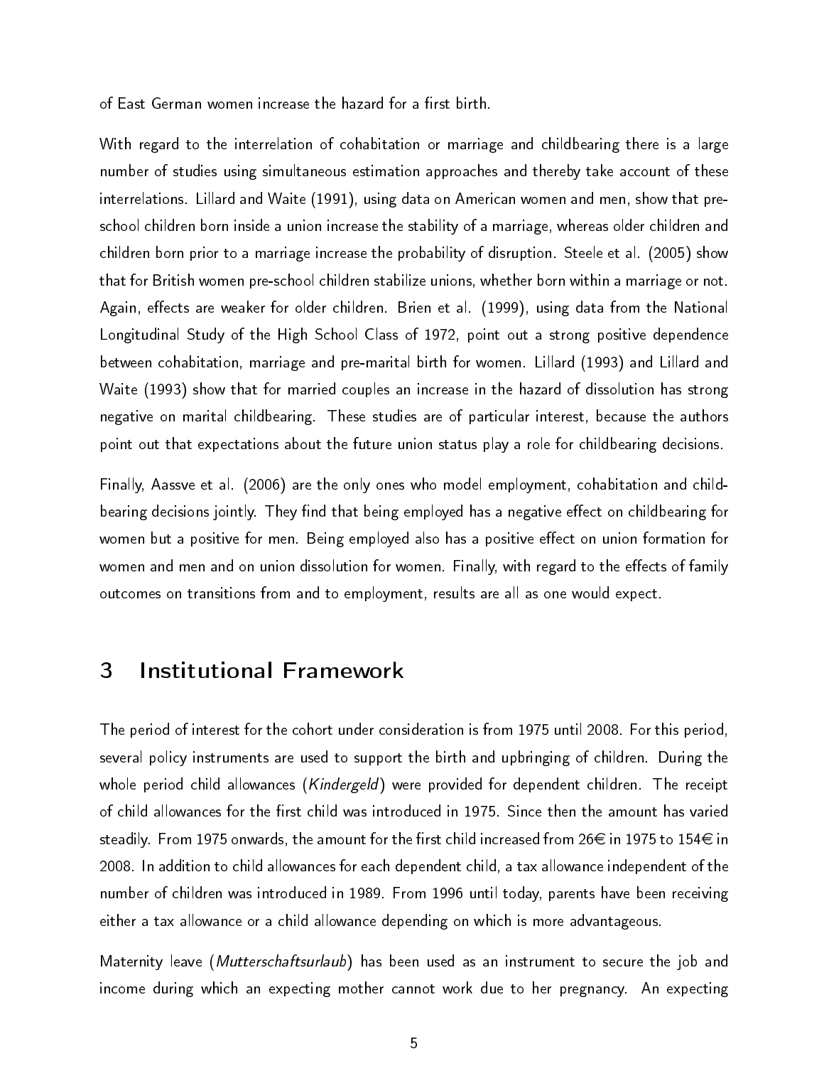of East German women increase the hazard for a first birth.

With regard to the interrelation of cohabitation or marriage and childbearing there is a large number of studies using simultaneous estimation approaches and thereby take account of these interrelations. Lillard and Waite (1991), using data on American women and men, show that preschool children born inside a union increase the stability of a marriage, whereas older children and children born prior to a marriage increase the probability of disruption. Steele et al. (2005) show that for British women pre-school children stabilize unions, whether born within a marriage or not. Again, effects are weaker for older children. Brien et al. (1999), using data from the National Longitudinal Study of the High School Class of 1972, point out a strong positive dependence between cohabitation, marriage and pre-marital birth for women. Lillard (1993) and Lillard and Waite (1993) show that for married couples an increase in the hazard of dissolution has strong negative on marital childbearing. These studies are of particular interest, because the authors point out that expectations about the future union status play a role for childbearing decisions.

Finally, Aassve et al. (2006) are the only ones who model employment, cohabitation and childbearing decisions jointly. They find that being employed has a negative effect on childbearing for women but a positive for men. Being employed also has a positive effect on union formation for women and men and on union dissolution for women. Finally, with regard to the effects of family outcomes on transitions from and to employment, results are all as one would expect.

# 3 Institutional Framework

The period of interest for the cohort under consideration is from 1975 until 2008. For this period, several policy instruments are used to support the birth and upbringing of children. During the whole period child allowances (*Kindergeld*) were provided for dependent children. The receipt of child allowances for the first child was introduced in 1975. Since then the amount has varied steadily. From 1975 onwards, the amount for the first child increased from 26€ in 1975 to 154€ in 2008. In addition to child allowances for each dependent child, a tax allowance independent of the number of children was introduced in 1989. From 1996 until today, parents have been receiving either a tax allowance or a child allowance depending on which is more advantageous.

Maternity leave (*Mutterschaftsurlaub*) has been used as an instrument to secure the job and income during which an expecting mother cannot work due to her pregnancy. An expecting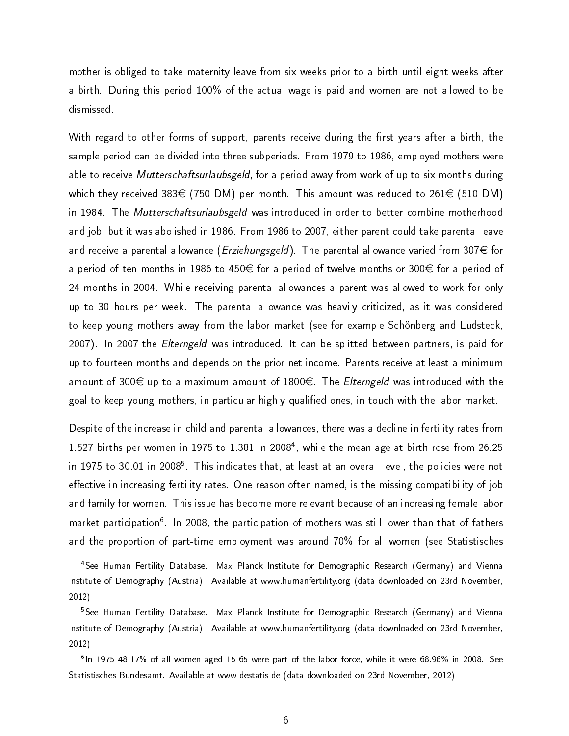mother is obliged to take maternity leave from six weeks prior to a birth until eight weeks after a birth. During this period 100% of the actual wage is paid and women are not allowed to be dismissed.

With regard to other forms of support, parents receive during the first years after a birth, the sample period can be divided into three subperiods. From 1979 to 1986, employed mothers were able to receive *Mutterschaftsurlaubsgeld*, for a period away from work of up to six months during which they received 383€ (750 DM) per month. This amount was reduced to 261€ (510 DM) in 1984. The *Mutterschaftsurlaubsgeld* was introduced in order to better combine motherhood and job, but it was abolished in 1986. From 1986 to 2007, either parent could take parental leave and receive a parental allowance (*Erziehungsgeld*). The parental allowance varied from 307€ for a period of ten months in 1986 to 450€ for a period of twelve months or 300€ for a period of 24 months in 2004. While receiving parental allowances a parent was allowed to work for only up to 30 hours per week. The parental allowance was heavily criticized, as it was considered to keep young mothers away from the labor market (see for example Schönberg and Ludsteck, 2007). In 2007 the *Elterngeld* was introduced. It can be splitted between partners, is paid for up to fourteen months and depends on the prior net income. Parents receive at least a minimum amount of 300€ up to a maximum amount of 1800€. The *Elterngeld* was introduced with the goal to keep young mothers, in particular highly qualified ones, in touch with the labor market.

Despite of the increase in child and parental allowances, there was a decline in fertility rates from 1.527 births per women in 1975 to 1.381 in 2008[4], while the mean age at birth rose from 26.25 in 1975 to 30.01 in 2008[5]. This indicates that, at least at an overall level, the policies were not effective in increasing fertility rates. One reason often named, is the missing compatibility of job and family for women. This issue has become more relevant because of an increasing female labor market participation[6]. In 2008, the participation of mothers was still lower than that of fathers and the proportion of part-time employment was around 70% for all women (see Statistisches

[4] See Human Fertility Database. Max Planck Institute for Demographic Research (Germany) and Vienna Institute of Demography (Austria). Available at www.humanfertility.org (data downloaded on 23rd November, 2012)

[5] See Human Fertility Database. Max Planck Institute for Demographic Research (Germany) and Vienna Institute of Demography (Austria). Available at www.humanfertility.org (data downloaded on 23rd November, 2012)

[6] In 1975 48.17% of all women aged 15-65 were part of the labor force, while it were 68.96% in 2008. See Statistisches Bundesamt. Available at www.destatis.de (data downloaded on 23rd November, 2012)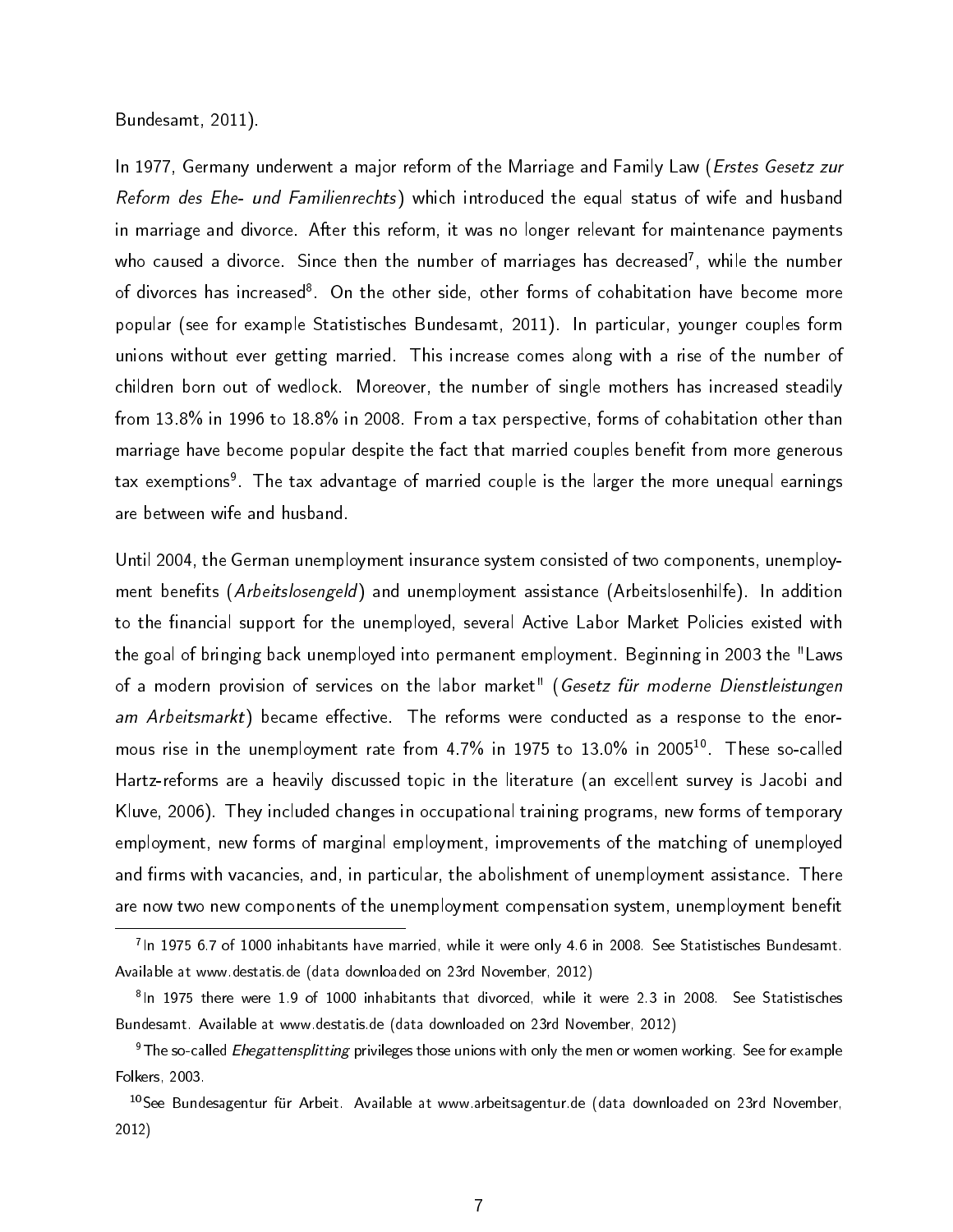Bundesamt, 2011).

In 1977, Germany underwent a major reform of the Marriage and Family Law (*Erstes Gesetz zur Reform des Ehe- und Familienrechts*) which introduced the equal status of wife and husband in marriage and divorce. After this reform, it was no longer relevant for maintenance payments who caused a divorce. Since then the number of marriages has decreased[7], while the number of divorces has increased[8]. On the other side, other forms of cohabitation have become more popular (see for example Statistisches Bundesamt, 2011). In particular, younger couples form unions without ever getting married. This increase comes along with a rise of the number of children born out of wedlock. Moreover, the number of single mothers has increased steadily from 13.8% in 1996 to 18.8% in 2008. From a tax perspective, forms of cohabitation other than marriage have become popular despite the fact that married couples benefit from more generous tax exemptions[9]. The tax advantage of married couple is the larger the more unequal earnings are between wife and husband.

Until 2004, the German unemployment insurance system consisted of two components, unemployment benefits (*Arbeitslosengeld*) and unemployment assistance (Arbeitslosenhilfe). In addition to the financial support for the unemployed, several Active Labor Market Policies existed with the goal of bringing back unemployed into permanent employment. Beginning in 2003 the "Laws of a modern provision of services on the labor market" (*Gesetz für moderne Dienstleistungen am Arbeitsmarkt*) became effective. The reforms were conducted as a response to the enormous rise in the unemployment rate from 4.7% in 1975 to 13.0% in 2005[10]. These so-called Hartz-reforms are a heavily discussed topic in the literature (an excellent survey is Jacobi and Kluve, 2006). They included changes in occupational training programs, new forms of temporary employment, new forms of marginal employment, improvements of the matching of unemployed and firms with vacancies, and, in particular, the abolishment of unemployment assistance. There are now two new components of the unemployment compensation system, unemployment benefit

[7] In 1975 6.7 of 1000 inhabitants have married, while it were only 4.6 in 2008. See Statistisches Bundesamt. Available at www.destatis.de (data downloaded on 23rd November, 2012)

[8] In 1975 there were 1.9 of 1000 inhabitants that divorced, while it were 2.3 in 2008. See Statistisches Bundesamt. Available at www.destatis.de (data downloaded on 23rd November, 2012)

[9] The so-called *Ehegattensplitting* privileges those unions with only the men or women working. See for example Folkers, 2003.

[10] See Bundesagentur für Arbeit. Available at www.arbeitsagentur.de (data downloaded on 23rd November, 2012)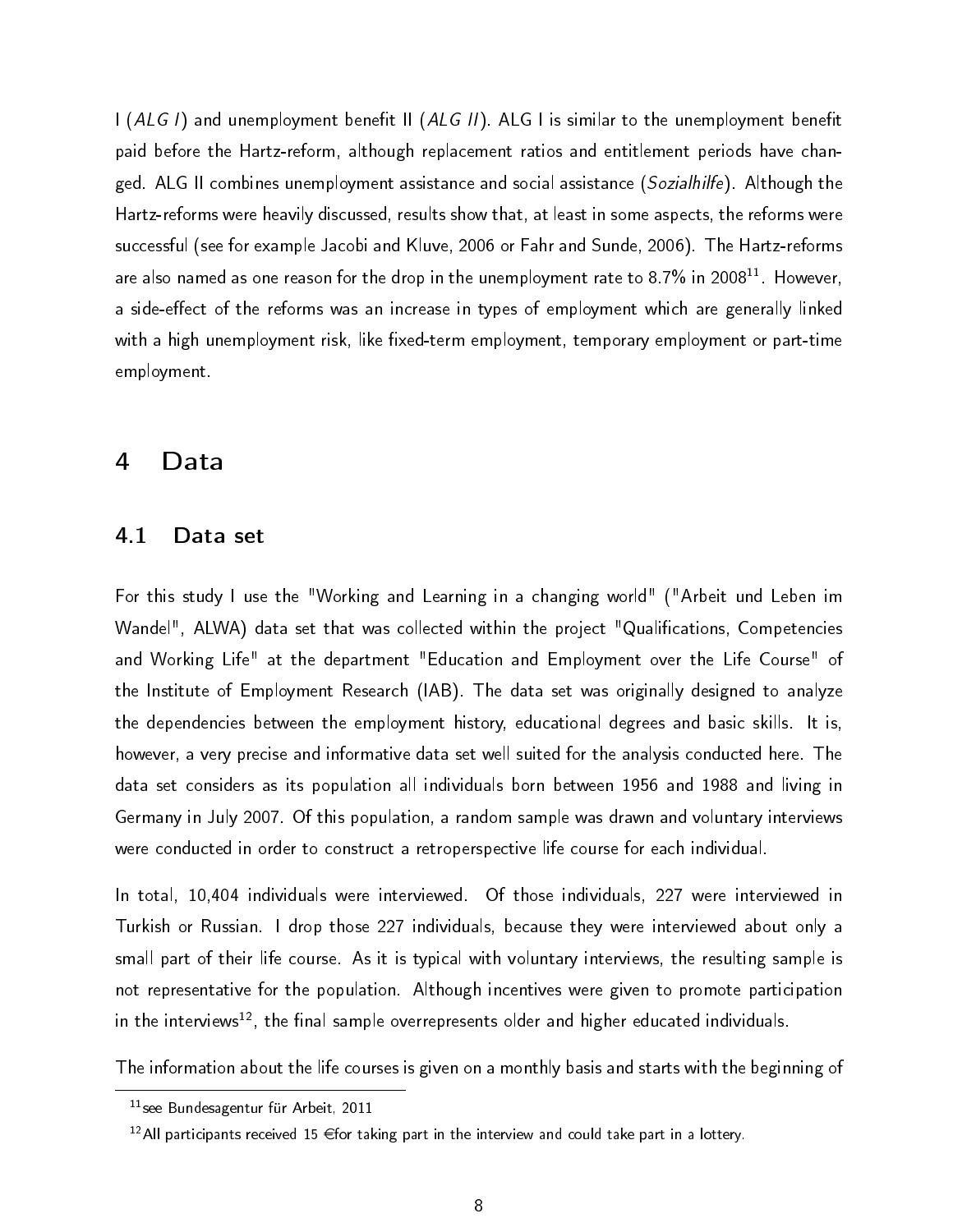I (*ALG I*) and unemployment benefit II (*ALG II*). ALG I is similar to the unemployment benefit paid before the Hartz-reform, although replacement ratios and entitlement periods have changed. ALG II combines unemployment assistance and social assistance (*Sozialhilfe*). Although the Hartz-reforms were heavily discussed, results show that, at least in some aspects, the reforms were successful (see for example Jacobi and Kluve, 2006 or Fahr and Sunde, 2006). The Hartz-reforms are also named as one reason for the drop in the unemployment rate to 8.7% in 2008[11]. However, a side-effect of the reforms was an increase in types of employment which are generally linked with a high unemployment risk, like fixed-term employment, temporary employment or part-time employment.

# 4 Data

## 4.1 Data set

For this study I use the "Working and Learning in a changing world" ("Arbeit und Leben im Wandel", ALWA) data set that was collected within the project "Qualifications, Competencies and Working Life" at the department "Education and Employment over the Life Course" of the Institute of Employment Research (IAB). The data set was originally designed to analyze the dependencies between the employment history, educational degrees and basic skills. It is, however, a very precise and informative data set well suited for the analysis conducted here. The data set considers as its population all individuals born between 1956 and 1988 and living in Germany in July 2007. Of this population, a random sample was drawn and voluntary interviews were conducted in order to construct a retroperspective life course for each individual.

In total, 10,404 individuals were interviewed. Of those individuals, 227 were interviewed in Turkish or Russian. I drop those 227 individuals, because they were interviewed about only a small part of their life course. As it is typical with voluntary interviews, the resulting sample is not representative for the population. Although incentives were given to promote participation in the interviews[12], the final sample overrepresents older and higher educated individuals.

The information about the life courses is given on a monthly basis and starts with the beginning of

---

[11] see Bundesagentur für Arbeit, 2011

[12] All participants received 15 €for taking part in the interview and could take part in a lottery.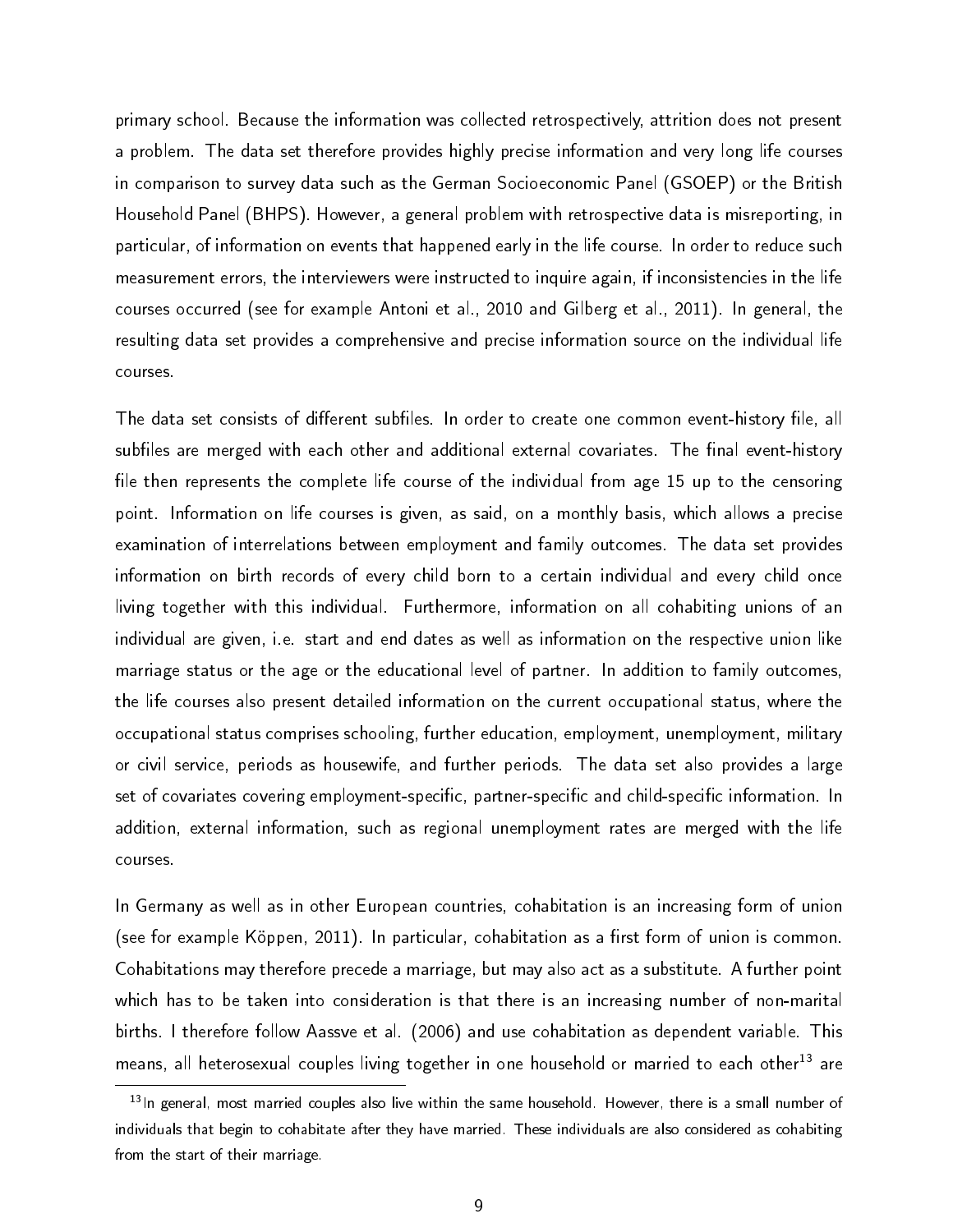primary school. Because the information was collected retrospectively, attrition does not present a problem. The data set therefore provides highly precise information and very long life courses in comparison to survey data such as the German Socioeconomic Panel (GSOEP) or the British Household Panel (BHPS). However, a general problem with retrospective data is misreporting, in particular, of information on events that happened early in the life course. In order to reduce such measurement errors, the interviewers were instructed to inquire again, if inconsistencies in the life courses occurred (see for example Antoni et al., 2010 and Gilberg et al., 2011). In general, the resulting data set provides a comprehensive and precise information source on the individual life courses.

The data set consists of different subfiles. In order to create one common event-history file, all subfiles are merged with each other and additional external covariates. The final event-history file then represents the complete life course of the individual from age 15 up to the censoring point. Information on life courses is given, as said, on a monthly basis, which allows a precise examination of interrelations between employment and family outcomes. The data set provides information on birth records of every child born to a certain individual and every child once living together with this individual. Furthermore, information on all cohabiting unions of an individual are given, i.e. start and end dates as well as information on the respective union like marriage status or the age or the educational level of partner. In addition to family outcomes, the life courses also present detailed information on the current occupational status, where the occupational status comprises schooling, further education, employment, unemployment, military or civil service, periods as housewife, and further periods. The data set also provides a large set of covariates covering employment-specific, partner-specific and child-specific information. In addition, external information, such as regional unemployment rates are merged with the life courses.

In Germany as well as in other European countries, cohabitation is an increasing form of union (see for example Köppen, 2011). In particular, cohabitation as a first form of union is common. Cohabitations may therefore precede a marriage, but may also act as a substitute. A further point which has to be taken into consideration is that there is an increasing number of non-marital births. I therefore follow Aassve et al. (2006) and use cohabitation as dependent variable. This means, all heterosexual couples living together in one household or married to each other[13] are

[13] In general, most married couples also live within the same household. However, there is a small number of individuals that begin to cohabitate after they have married. These individuals are also considered as cohabiting from the start of their marriage.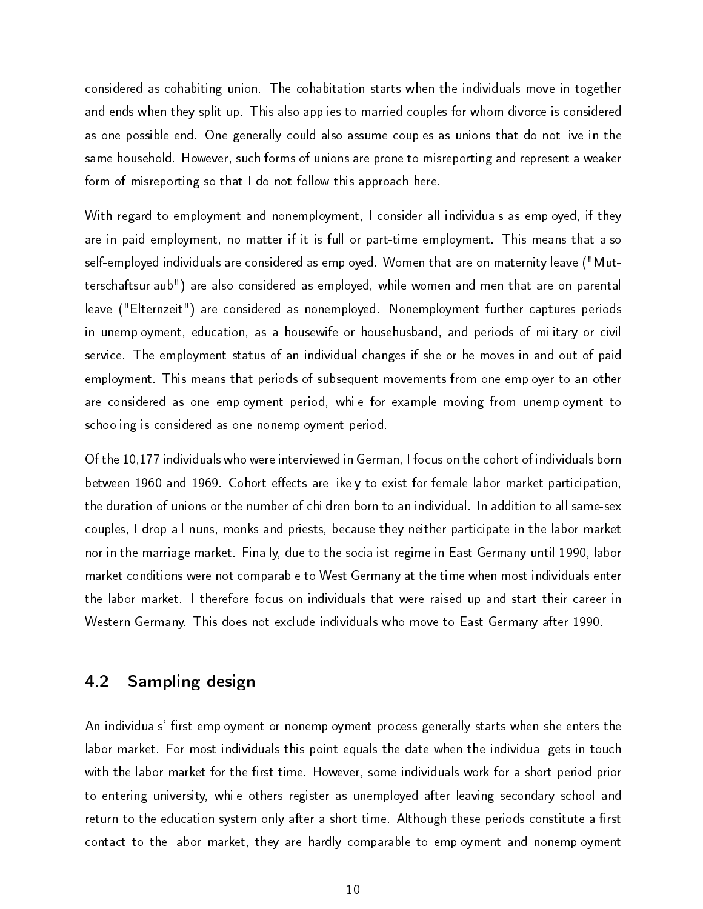considered as cohabiting union. The cohabitation starts when the individuals move in together and ends when they split up. This also applies to married couples for whom divorce is considered as one possible end. One generally could also assume couples as unions that do not live in the same household. However, such forms of unions are prone to misreporting and represent a weaker form of misreporting so that I do not follow this approach here.

With regard to employment and nonemployment, I consider all individuals as employed, if they are in paid employment, no matter if it is full or part-time employment. This means that also self-employed individuals are considered as employed. Women that are on maternity leave ("Mutterschaftsurlaub") are also considered as employed, while women and men that are on parental leave ("Elternzeit") are considered as nonemployed. Nonemployment further captures periods in unemployment, education, as a housewife or househusband, and periods of military or civil service. The employment status of an individual changes if she or he moves in and out of paid employment. This means that periods of subsequent movements from one employer to an other are considered as one employment period, while for example moving from unemployment to schooling is considered as one nonemployment period.

Of the 10,177 individuals who were interviewed in German, I focus on the cohort of individuals born between 1960 and 1969. Cohort effects are likely to exist for female labor market participation, the duration of unions or the number of children born to an individual. In addition to all same-sex couples, I drop all nuns, monks and priests, because they neither participate in the labor market nor in the marriage market. Finally, due to the socialist regime in East Germany until 1990, labor market conditions were not comparable to West Germany at the time when most individuals enter the labor market. I therefore focus on individuals that were raised up and start their career in Western Germany. This does not exclude individuals who move to East Germany after 1990.

## 4.2 Sampling design

An individuals' first employment or nonemployment process generally starts when she enters the labor market. For most individuals this point equals the date when the individual gets in touch with the labor market for the first time. However, some individuals work for a short period prior to entering university, while others register as unemployed after leaving secondary school and return to the education system only after a short time. Although these periods constitute a first contact to the labor market, they are hardly comparable to employment and nonemployment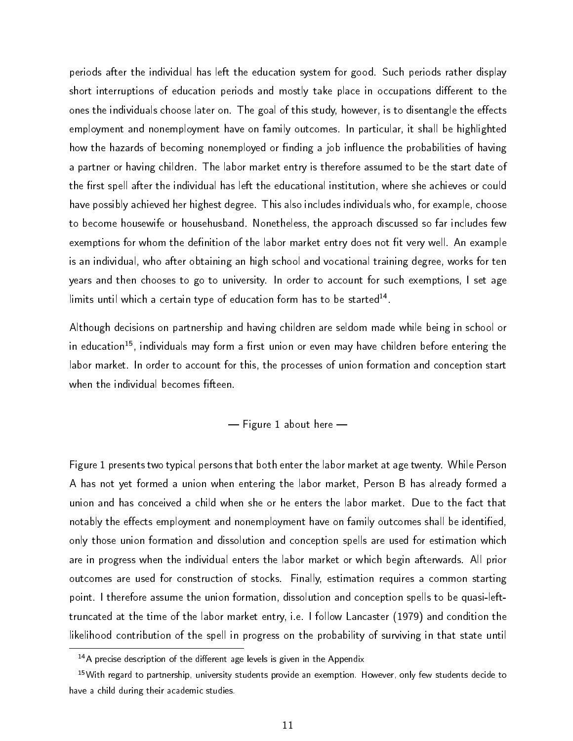periods after the individual has left the education system for good. Such periods rather display short interruptions of education periods and mostly take place in occupations different to the ones the individuals choose later on. The goal of this study, however, is to disentangle the effects employment and nonemployment have on family outcomes. In particular, it shall be highlighted how the hazards of becoming nonemployed or finding a job influence the probabilities of having a partner or having children. The labor market entry is therefore assumed to be the start date of the first spell after the individual has left the educational institution, where she achieves or could have possibly achieved her highest degree. This also includes individuals who, for example, choose to become housewife or househusband. Nonetheless, the approach discussed so far includes few exemptions for whom the definition of the labor market entry does not fit very well. An example is an individual, who after obtaining an high school and vocational training degree, works for ten years and then chooses to go to university. In order to account for such exemptions, I set age limits until which a certain type of education form has to be started[14].

Although decisions on partnership and having children are seldom made while being in school or in education[15], individuals may form a first union or even may have children before entering the labor market. In order to account for this, the processes of union formation and conception start when the individual becomes fifteen.

— Figure 1 about here —

Figure 1 presents two typical persons that both enter the labor market at age twenty. While Person A has not yet formed a union when entering the labor market, Person B has already formed a union and has conceived a child when she or he enters the labor market. Due to the fact that notably the effects employment and nonemployment have on family outcomes shall be identified, only those union formation and dissolution and conception spells are used for estimation which are in progress when the individual enters the labor market or which begin afterwards. All prior outcomes are used for construction of stocks. Finally, estimation requires a common starting point. I therefore assume the union formation, dissolution and conception spells to be quasi-left-truncated at the time of the labor market entry, i.e. I follow Lancaster (1979) and condition the likelihood contribution of the spell in progress on the probability of surviving in that state until

[14] A precise description of the different age levels is given in the Appendix

[15] With regard to partnership, university students provide an exemption. However, only few students decide to have a child during their academic studies.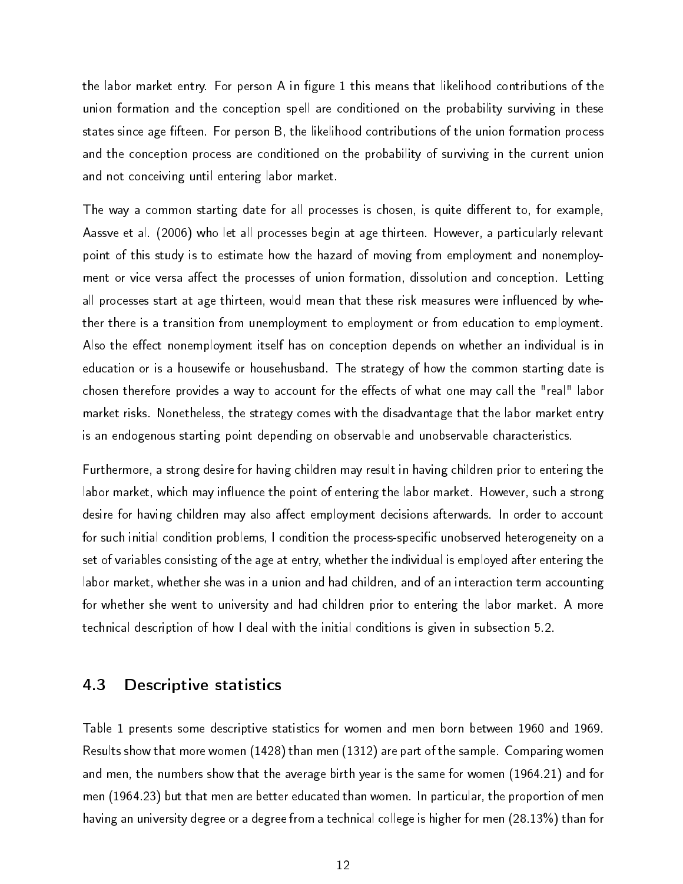the labor market entry. For person A in figure 1 this means that likelihood contributions of the union formation and the conception spell are conditioned on the probability surviving in these states since age fifteen. For person B, the likelihood contributions of the union formation process and the conception process are conditioned on the probability of surviving in the current union and not conceiving until entering labor market.

The way a common starting date for all processes is chosen, is quite different to, for example, Aassve et al. (2006) who let all processes begin at age thirteen. However, a particularly relevant point of this study is to estimate how the hazard of moving from employment and nonemployment or vice versa affect the processes of union formation, dissolution and conception. Letting all processes start at age thirteen, would mean that these risk measures were influenced by whether there is a transition from unemployment to employment or from education to employment. Also the effect nonemployment itself has on conception depends on whether an individual is in education or is a housewife or househusband. The strategy of how the common starting date is chosen therefore provides a way to account for the effects of what one may call the "real" labor market risks. Nonetheless, the strategy comes with the disadvantage that the labor market entry is an endogenous starting point depending on observable and unobservable characteristics.

Furthermore, a strong desire for having children may result in having children prior to entering the labor market, which may influence the point of entering the labor market. However, such a strong desire for having children may also affect employment decisions afterwards. In order to account for such initial condition problems, I condition the process-specific unobserved heterogeneity on a set of variables consisting of the age at entry, whether the individual is employed after entering the labor market, whether she was in a union and had children, and of an interaction term accounting for whether she went to university and had children prior to entering the labor market. A more technical description of how I deal with the initial conditions is given in subsection 5.2.

## 4.3 Descriptive statistics

Table 1 presents some descriptive statistics for women and men born between 1960 and 1969. Results show that more women (1428) than men (1312) are part of the sample. Comparing women and men, the numbers show that the average birth year is the same for women (1964.21) and for men (1964.23) but that men are better educated than women. In particular, the proportion of men having an university degree or a degree from a technical college is higher for men (28.13%) than for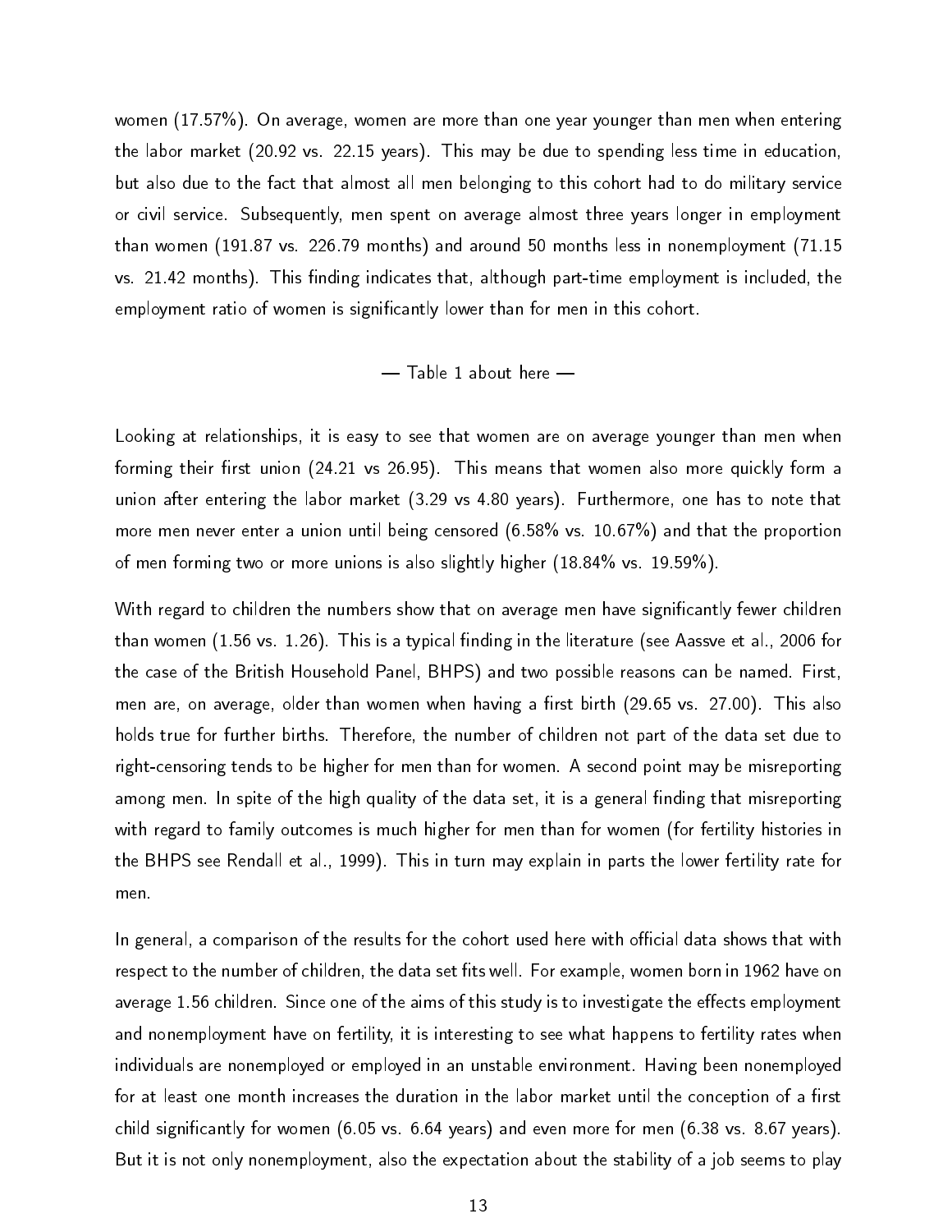women (17.57%). On average, women are more than one year younger than men when entering the labor market (20.92 vs. 22.15 years). This may be due to spending less time in education, but also due to the fact that almost all men belonging to this cohort had to do military service or civil service. Subsequently, men spent on average almost three years longer in employment than women (191.87 vs. 226.79 months) and around 50 months less in nonemployment (71.15 vs. 21.42 months). This finding indicates that, although part-time employment is included, the employment ratio of women is significantly lower than for men in this cohort.

— Table 1 about here —

Looking at relationships, it is easy to see that women are on average younger than men when forming their first union (24.21 vs 26.95). This means that women also more quickly form a union after entering the labor market (3.29 vs 4.80 years). Furthermore, one has to note that more men never enter a union until being censored (6.58% vs. 10.67%) and that the proportion of men forming two or more unions is also slightly higher (18.84% vs. 19.59%).

With regard to children the numbers show that on average men have significantly fewer children than women (1.56 vs. 1.26). This is a typical finding in the literature (see Aassve et al., 2006 for the case of the British Household Panel, BHPS) and two possible reasons can be named. First, men are, on average, older than women when having a first birth (29.65 vs. 27.00). This also holds true for further births. Therefore, the number of children not part of the data set due to right-censoring tends to be higher for men than for women. A second point may be misreporting among men. In spite of the high quality of the data set, it is a general finding that misreporting with regard to family outcomes is much higher for men than for women (for fertility histories in the BHPS see Rendall et al., 1999). This in turn may explain in parts the lower fertility rate for men.

In general, a comparison of the results for the cohort used here with official data shows that with respect to the number of children, the data set fits well. For example, women born in 1962 have on average 1.56 children. Since one of the aims of this study is to investigate the effects employment and nonemployment have on fertility, it is interesting to see what happens to fertility rates when individuals are nonemployed or employed in an unstable environment. Having been nonemployed for at least one month increases the duration in the labor market until the conception of a first child significantly for women (6.05 vs. 6.64 years) and even more for men (6.38 vs. 8.67 years). But it is not only nonemployment, also the expectation about the stability of a job seems to play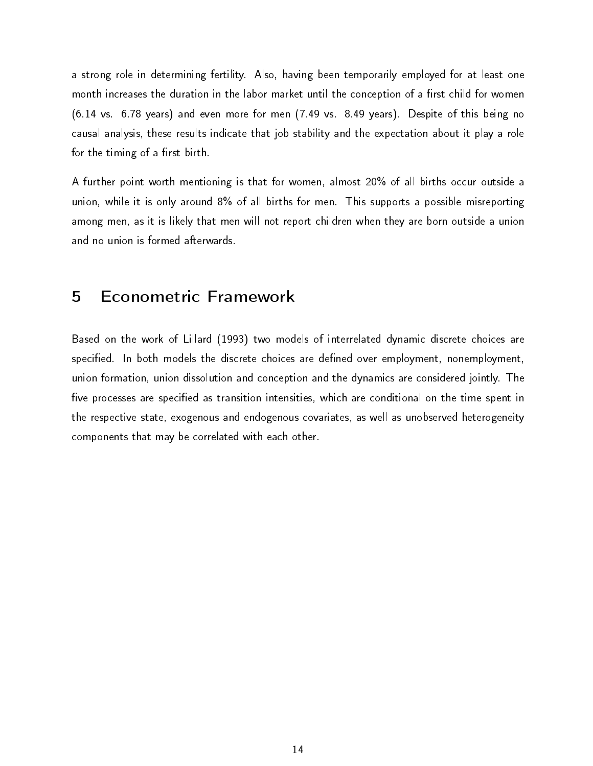a strong role in determining fertility. Also, having been temporarily employed for at least one month increases the duration in the labor market until the conception of a first child for women (6.14 vs. 6.78 years) and even more for men (7.49 vs. 8.49 years). Despite of this being no causal analysis, these results indicate that job stability and the expectation about it play a role for the timing of a first birth.

A further point worth mentioning is that for women, almost 20% of all births occur outside a union, while it is only around 8% of all births for men. This supports a possible misreporting among men, as it is likely that men will not report children when they are born outside a union and no union is formed afterwards.

# 5 Econometric Framework

Based on the work of Lillard (1993) two models of interrelated dynamic discrete choices are specified. In both models the discrete choices are defined over employment, nonemployment, union formation, union dissolution and conception and the dynamics are considered jointly. The five processes are specified as transition intensities, which are conditional on the time spent in the respective state, exogenous and endogenous covariates, as well as unobserved heterogeneity components that may be correlated with each other.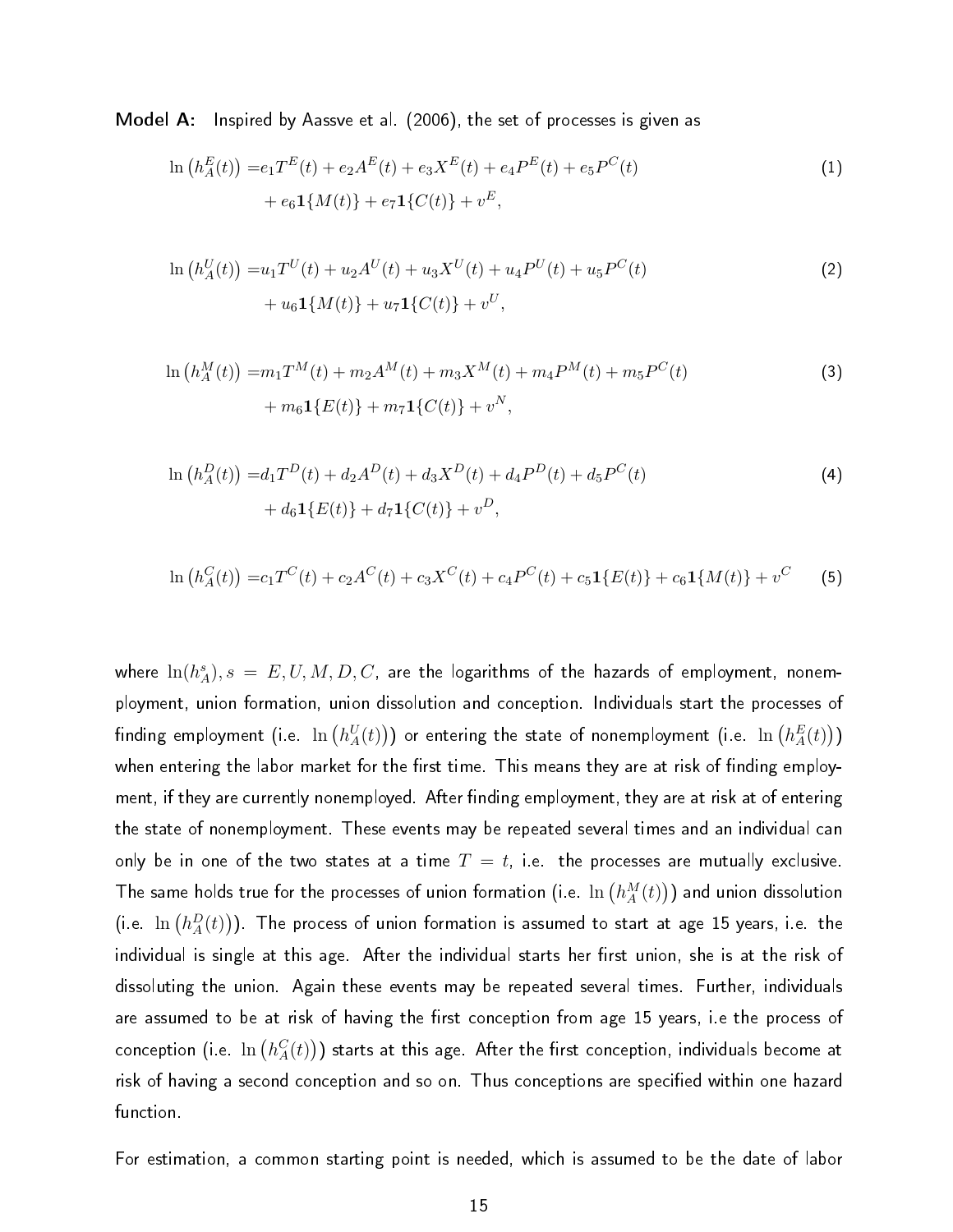**Model A:** Inspired by Aassve et al. (2006), the set of processes is given as

$$\ln\left(h_A^E(t)\right) = e_1 T^E(t) + e_2 A^E(t) + e_3 X^E(t) + e_4 P^E(t) + e_5 P^C(t) + e_6 \mathbf{1}\{M(t)\} + e_7 \mathbf{1}\{C(t)\} + v^E, \tag{1}$$

$$\ln\left(h_A^U(t)\right) = u_1 T^U(t) + u_2 A^U(t) + u_3 X^U(t) + u_4 P^U(t) + u_5 P^C(t) + u_6 \mathbf{1}\{M(t)\} + u_7 \mathbf{1}\{C(t)\} + v^U, \tag{2}$$

$$\ln\left(h_A^M(t)\right) = m_1 T^M(t) + m_2 A^M(t) + m_3 X^M(t) + m_4 P^M(t) + m_5 P^C(t) + m_6 \mathbf{1}\{E(t)\} + m_7 \mathbf{1}\{C(t)\} + v^N, \tag{3}$$

$$\ln\left(h_A^D(t)\right) = d_1 T^D(t) + d_2 A^D(t) + d_3 X^D(t) + d_4 P^D(t) + d_5 P^C(t) + d_6 \mathbf{1}\{E(t)\} + d_7 \mathbf{1}\{C(t)\} + v^D, \tag{4}$$

$$\ln\left(h_A^C(t)\right) = c_1 T^C(t) + c_2 A^C(t) + c_3 X^C(t) + c_4 P^C(t) + c_5 \mathbf{1}\{E(t)\} + c_6 \mathbf{1}\{M(t)\} + v^C \tag{5}$$

where $\ln(h_A^s), s = E, U, M, D, C$, are the logarithms of the hazards of employment, nonemployment, union formation, union dissolution and conception. Individuals start the processes of finding employment (i.e. $\ln\left(h_A^U(t)\right)$) or entering the state of nonemployment (i.e. $\ln\left(h_A^E(t)\right)$) when entering the labor market for the first time. This means they are at risk of finding employment, if they are currently nonemployed. After finding employment, they are at risk at of entering the state of nonemployment. These events may be repeated several times and an individual can only be in one of the two states at a time $T = t$, i.e. the processes are mutually exclusive. The same holds true for the processes of union formation (i.e. $\ln\left(h_A^M(t)\right)$) and union dissolution (i.e. $\ln\left(h_A^D(t)\right)$). The process of union formation is assumed to start at age 15 years, i.e. the individual is single at this age. After the individual starts her first union, she is at the risk of dissoluting the union. Again these events may be repeated several times. Further, individuals are assumed to be at risk of having the first conception from age 15 years, i.e the process of conception (i.e. $\ln\left(h_A^C(t)\right)$) starts at this age. After the first conception, individuals become at risk of having a second conception and so on. Thus conceptions are specified within one hazard function.

For estimation, a common starting point is needed, which is assumed to be the date of labor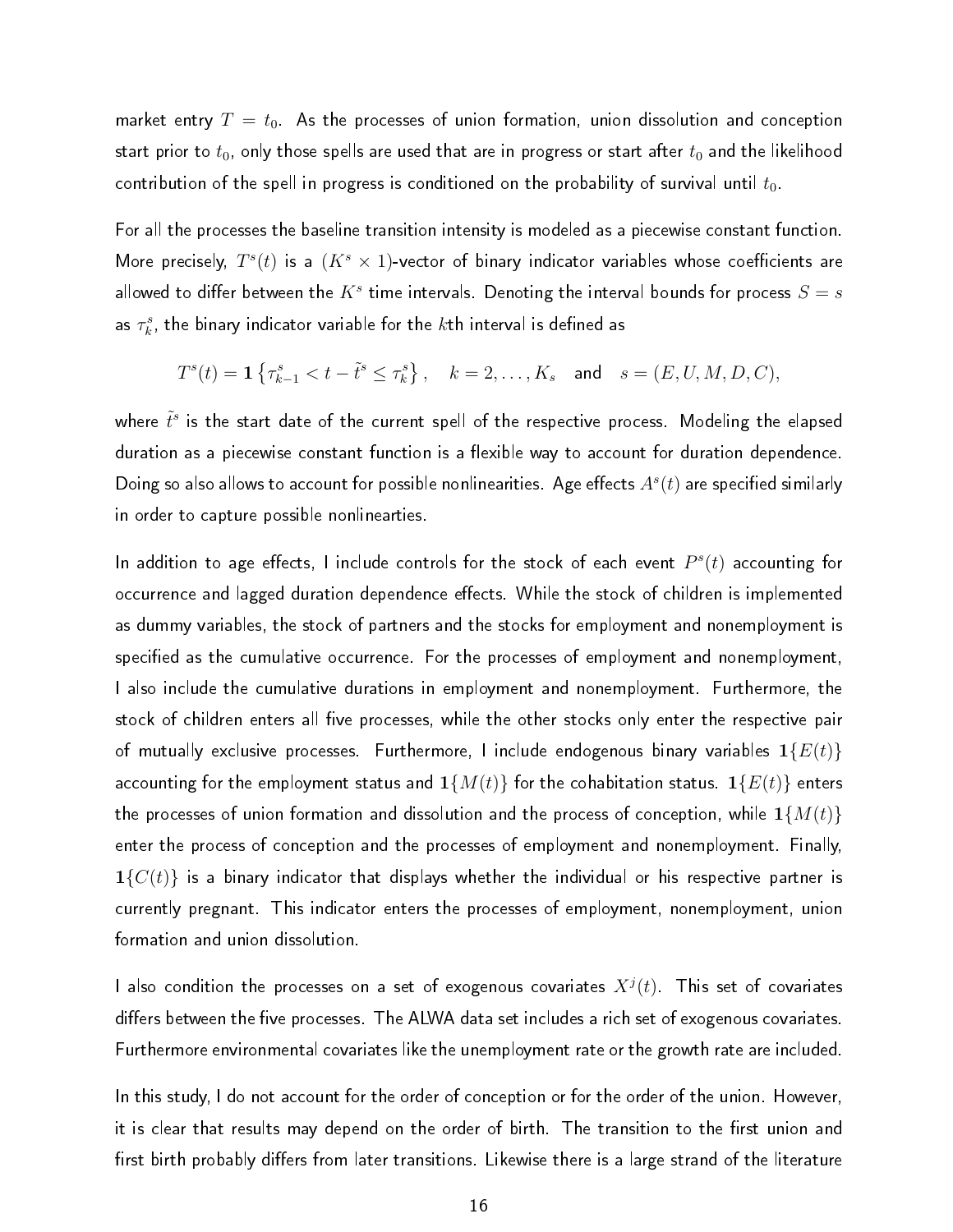market entry $T = t_0$. As the processes of union formation, union dissolution and conception start prior to $t_0$, only those spells are used that are in progress or start after $t_0$ and the likelihood contribution of the spell in progress is conditioned on the probability of survival until $t_0$.

For all the processes the baseline transition intensity is modeled as a piecewise constant function. More precisely, $T^s(t)$ is a $(K^s \times 1)$-vector of binary indicator variables whose coefficients are allowed to differ between the $K^s$ time intervals. Denoting the interval bounds for process $S = s$ as $\tau_k^s$, the binary indicator variable for the $k$th interval is defined as

$$T^s(t) = \mathbf{1}\left\{\tau_{k-1}^s < t - \tilde{t}^s \leq \tau_k^s\right\}, \quad k = 2, \ldots, K_s \quad \text{and} \quad s = (E, U, M, D, C),$$

where $\tilde{t}^s$ is the start date of the current spell of the respective process. Modeling the elapsed duration as a piecewise constant function is a flexible way to account for duration dependence. Doing so also allows to account for possible nonlinearities. Age effects $A^s(t)$ are specified similarly in order to capture possible nonlinearties.

In addition to age effects, I include controls for the stock of each event $P^s(t)$ accounting for occurrence and lagged duration dependence effects. While the stock of children is implemented as dummy variables, the stock of partners and the stocks for employment and nonemployment is specified as the cumulative occurrence. For the processes of employment and nonemployment, I also include the cumulative durations in employment and nonemployment. Furthermore, the stock of children enters all five processes, while the other stocks only enter the respective pair of mutually exclusive processes. Furthermore, I include endogenous binary variables $\mathbf{1}\{E(t)\}$ accounting for the employment status and $\mathbf{1}\{M(t)\}$ for the cohabitation status. $\mathbf{1}\{E(t)\}$ enters the processes of union formation and dissolution and the process of conception, while $\mathbf{1}\{M(t)\}$ enter the process of conception and the processes of employment and nonemployment. Finally, $\mathbf{1}\{C(t)\}$ is a binary indicator that displays whether the individual or his respective partner is currently pregnant. This indicator enters the processes of employment, nonemployment, union formation and union dissolution.

I also condition the processes on a set of exogenous covariates $X^j(t)$. This set of covariates differs between the five processes. The ALWA data set includes a rich set of exogenous covariates. Furthermore environmental covariates like the unemployment rate or the growth rate are included.

In this study, I do not account for the order of conception or for the order of the union. However, it is clear that results may depend on the order of birth. The transition to the first union and first birth probably differs from later transitions. Likewise there is a large strand of the literature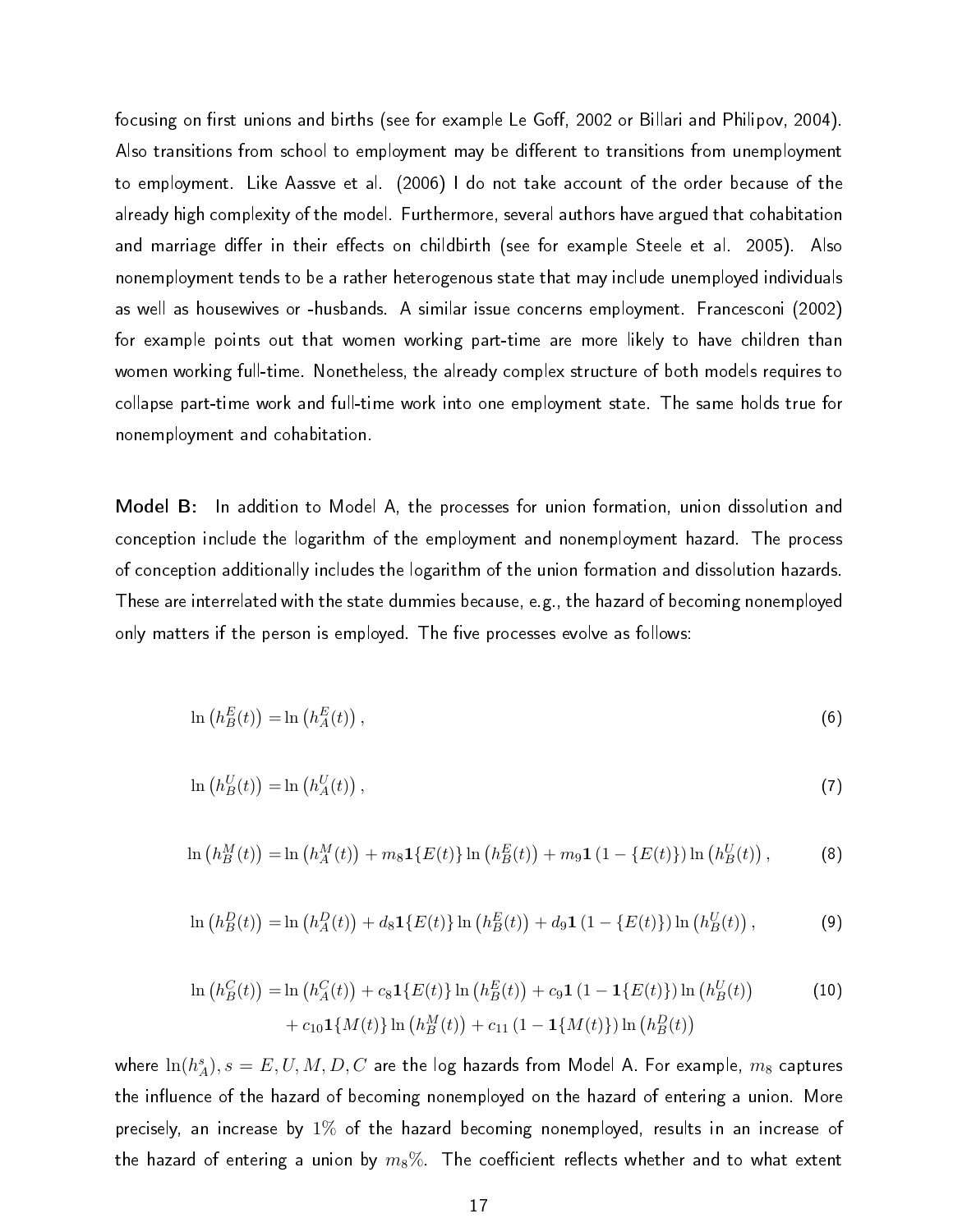focusing on first unions and births (see for example Le Goff, 2002 or Billari and Philipov, 2004). Also transitions from school to employment may be different to transitions from unemployment to employment. Like Aassve et al. (2006) I do not take account of the order because of the already high complexity of the model. Furthermore, several authors have argued that cohabitation and marriage differ in their effects on childbirth (see for example Steele et al. 2005). Also nonemployment tends to be a rather heterogenous state that may include unemployed individuals as well as housewives or -husbands. A similar issue concerns employment. Francesconi (2002) for example points out that women working part-time are more likely to have children than women working full-time. Nonetheless, the already complex structure of both models requires to collapse part-time work and full-time work into one employment state. The same holds true for nonemployment and cohabitation.

**Model B:** In addition to Model A, the processes for union formation, union dissolution and conception include the logarithm of the employment and nonemployment hazard. The process of conception additionally includes the logarithm of the union formation and dissolution hazards. These are interrelated with the state dummies because, e.g., the hazard of becoming nonemployed only matters if the person is employed. The five processes evolve as follows:

$$\ln\left(h_B^E(t)\right) = \ln\left(h_A^E(t)\right), \tag{6}$$

$$\ln\left(h_B^U(t)\right) = \ln\left(h_A^U(t)\right), \tag{7}$$

$$\ln\left(h_B^M(t)\right) = \ln\left(h_A^M(t)\right) + m_8\mathbf{1}\{E(t)\}\ln\left(h_B^E(t)\right) + m_9\mathbf{1}\left(1-\{E(t)\}\right)\ln\left(h_B^U(t)\right), \tag{8}$$

$$\ln\left(h_B^D(t)\right) = \ln\left(h_A^D(t)\right) + d_8\mathbf{1}\{E(t)\}\ln\left(h_B^E(t)\right) + d_9\mathbf{1}\left(1-\{E(t)\}\right)\ln\left(h_B^U(t)\right), \tag{9}$$

$$\begin{aligned}\ln\left(h_B^C(t)\right) = {} & \ln\left(h_A^C(t)\right) + c_8\mathbf{1}\{E(t)\}\ln\left(h_B^E(t)\right) + c_9\mathbf{1}\left(1-\mathbf{1}\{E(t)\}\right)\ln\left(h_B^U(t)\right) \\ & + c_{10}\mathbf{1}\{M(t)\}\ln\left(h_B^M(t)\right) + c_{11}\left(1-\mathbf{1}\{M(t)\}\right)\ln\left(h_B^D(t)\right)\end{aligned} \tag{10}$$

where $\ln(h_A^s), s = E, U, M, D, C$ are the log hazards from Model A. For example, $m_8$ captures the influence of the hazard of becoming nonemployed on the hazard of entering a union. More precisely, an increase by $1\%$ of the hazard becoming nonemployed, results in an increase of the hazard of entering a union by $m_8\%$. The coefficient reflects whether and to what extent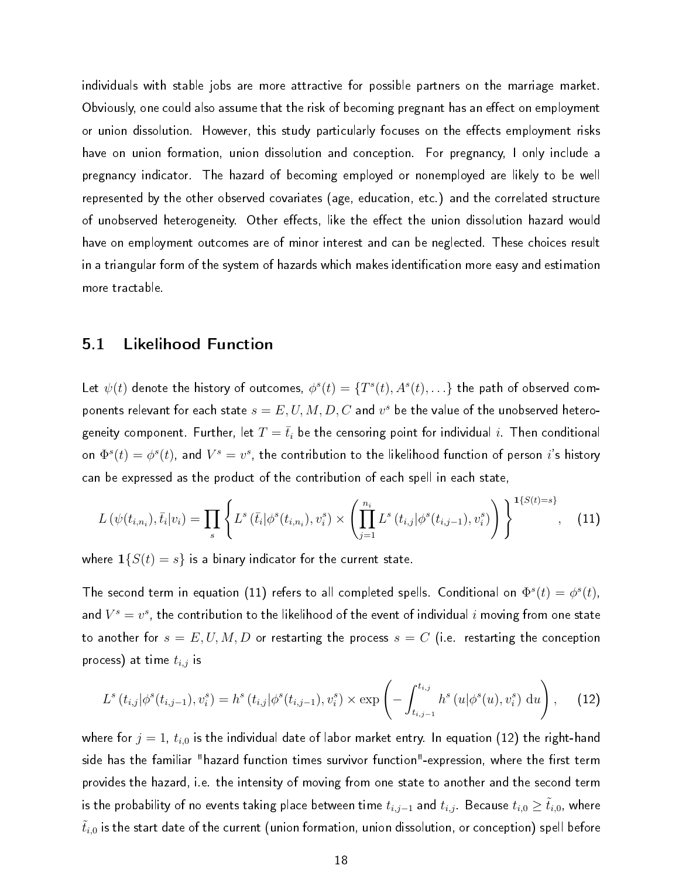individuals with stable jobs are more attractive for possible partners on the marriage market. Obviously, one could also assume that the risk of becoming pregnant has an effect on employment or union dissolution. However, this study particularly focuses on the effects employment risks have on union formation, union dissolution and conception. For pregnancy, I only include a pregnancy indicator. The hazard of becoming employed or nonemployed are likely to be well represented by the other observed covariates (age, education, etc.) and the correlated structure of unobserved heterogeneity. Other effects, like the effect the union dissolution hazard would have on employment outcomes are of minor interest and can be neglected. These choices result in a triangular form of the system of hazards which makes identification more easy and estimation more tractable.

## 5.1 Likelihood Function

Let $\psi(t)$ denote the history of outcomes, $\phi^s(t) = \{T^s(t), A^s(t), \ldots\}$ the path of observed components relevant for each state $s = E, U, M, D, C$ and $v^s$ be the value of the unobserved heterogeneity component. Further, let $T = \bar{t}_i$ be the censoring point for individual $i$. Then conditional on $\Phi^s(t) = \phi^s(t)$, and $V^s = v^s$, the contribution to the likelihood function of person $i$'s history can be expressed as the product of the contribution of each spell in each state,

$$L\left(\psi(t_{i,n_i}), \bar{t}_i | v_i\right) = \prod_s \left\{ L^s\left(\bar{t}_i | \phi^s(t_{i,n_i}), v_i^s\right) \times \left( \prod_{j=1}^{n_i} L^s\left(t_{i,j} | \phi^s(t_{i,j-1}), v_i^s\right) \right) \right\}^{\mathbf{1}\{S(t)=s\}}, \quad (11)$$

where $\mathbf{1}\{S(t) = s\}$ is a binary indicator for the current state.

The second term in equation (11) refers to all completed spells. Conditional on $\Phi^s(t) = \phi^s(t)$, and $V^s = v^s$, the contribution to the likelihood of the event of individual $i$ moving from one state to another for $s = E, U, M, D$ or restarting the process $s = C$ (i.e. restarting the conception process) at time $t_{i,j}$ is

$$L^s\left(t_{i,j} | \phi^s(t_{i,j-1}), v_i^s\right) = h^s\left(t_{i,j} | \phi^s(t_{i,j-1}), v_i^s\right) \times \exp\left( -\int_{t_{i,j-1}}^{t_{i,j}} h^s\left(u | \phi^s(u), v_i^s\right) \mathrm{d}u \right), \quad (12)$$

where for $j = 1$, $t_{i,0}$ is the individual date of labor market entry. In equation (12) the right-hand side has the familiar "hazard function times survivor function"-expression, where the first term provides the hazard, i.e. the intensity of moving from one state to another and the second term is the probability of no events taking place between time $t_{i,j-1}$ and $t_{i,j}$. Because $t_{i,0} \geq \tilde{t}_{i,0}$, where $\tilde{t}_{i,0}$ is the start date of the current (union formation, union dissolution, or conception) spell before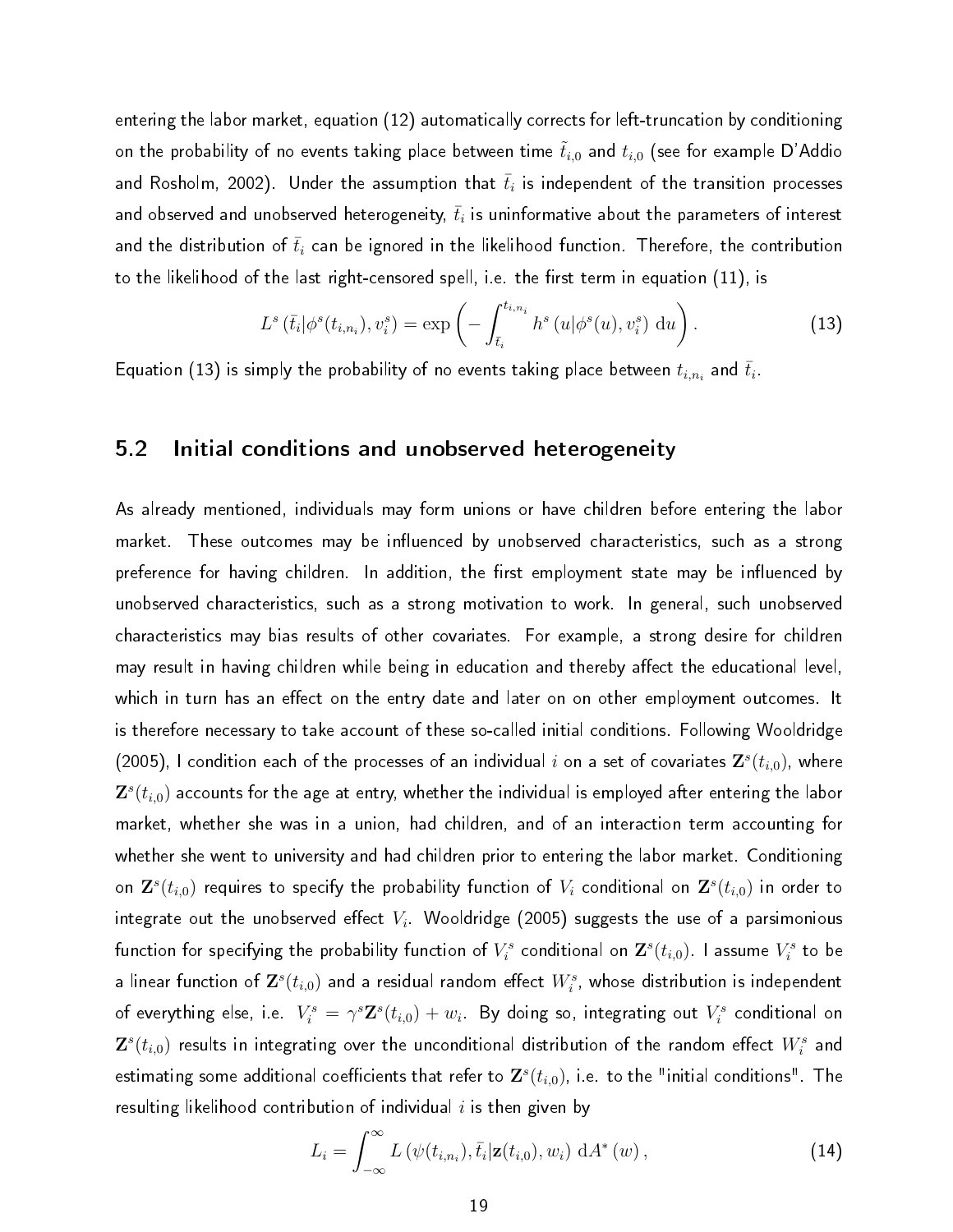entering the labor market, equation (12) automatically corrects for left-truncation by conditioning on the probability of no events taking place between time $\tilde{t}_{i,0}$ and $t_{i,0}$ (see for example D'Addio and Rosholm, 2002). Under the assumption that $\bar{t}_i$ is independent of the transition processes and observed and unobserved heterogeneity, $\bar{t}_i$ is uninformative about the parameters of interest and the distribution of $\bar{t}_i$ can be ignored in the likelihood function. Therefore, the contribution to the likelihood of the last right-censored spell, i.e. the first term in equation (11), is

$$L^s\left(\bar{t}_i|\phi^s(t_{i,n_i}), v_i^s\right) = \exp\left(-\int_{\bar{t}_i}^{t_{i,n_i}} h^s\left(u|\phi^s(u), v_i^s\right)\,\mathrm{d}u\right). \tag{13}$$

Equation (13) is simply the probability of no events taking place between $t_{i,n_i}$ and $\bar{t}_i$.

## 5.2 Initial conditions and unobserved heterogeneity

As already mentioned, individuals may form unions or have children before entering the labor market. These outcomes may be influenced by unobserved characteristics, such as a strong preference for having children. In addition, the first employment state may be influenced by unobserved characteristics, such as a strong motivation to work. In general, such unobserved characteristics may bias results of other covariates. For example, a strong desire for children may result in having children while being in education and thereby affect the educational level, which in turn has an effect on the entry date and later on on other employment outcomes. It is therefore necessary to take account of these so-called initial conditions. Following Wooldridge (2005), I condition each of the processes of an individual $i$ on a set of covariates $\mathbf{Z}^s(t_{i,0})$, where $\mathbf{Z}^s(t_{i,0})$ accounts for the age at entry, whether the individual is employed after entering the labor market, whether she was in a union, had children, and of an interaction term accounting for whether she went to university and had children prior to entering the labor market. Conditioning on $\mathbf{Z}^s(t_{i,0})$ requires to specify the probability function of $V_i$ conditional on $\mathbf{Z}^s(t_{i,0})$ in order to integrate out the unobserved effect $V_i$. Wooldridge (2005) suggests the use of a parsimonious function for specifying the probability function of $V_i^s$ conditional on $\mathbf{Z}^s(t_{i,0})$. I assume $V_i^s$ to be a linear function of $\mathbf{Z}^s(t_{i,0})$ and a residual random effect $W_i^s$, whose distribution is independent of everything else, i.e. $V_i^s = \gamma^s\mathbf{Z}^s(t_{i,0}) + w_i$. By doing so, integrating out $V_i^s$ conditional on $\mathbf{Z}^s(t_{i,0})$ results in integrating over the unconditional distribution of the random effect $W_i^s$ and estimating some additional coefficients that refer to $\mathbf{Z}^s(t_{i,0})$, i.e. to the "initial conditions". The resulting likelihood contribution of individual $i$ is then given by

$$L_i = \int_{-\infty}^{\infty} L\left(\psi(t_{i,n_i}), \bar{t}_i|\mathbf{z}(t_{i,0}), w_i\right)\,\mathrm{d}A^*(w), \tag{14}$$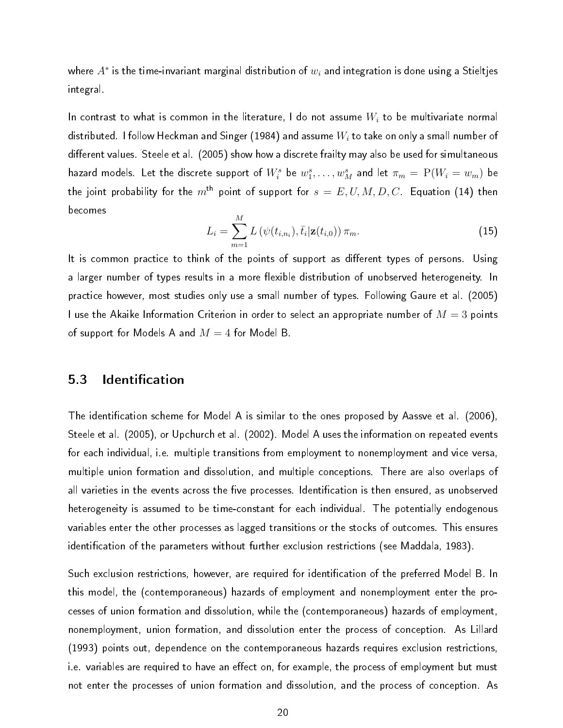where $A^*$ is the time-invariant marginal distribution of $w_i$ and integration is done using a Stieltjes integral.

In contrast to what is common in the literature, I do not assume $W_i$ to be multivariate normal distributed. I follow Heckman and Singer (1984) and assume $W_i$ to take on only a small number of different values. Steele et al. (2005) show how a discrete frailty may also be used for simultaneous hazard models. Let the discrete support of $W_i^s$ be $w_1^s, \ldots, w_M^s$ and let $\pi_m = \mathrm{P}(W_i = w_m)$ be the joint probability for the $m^{\text{th}}$ point of support for $s = E, U, M, D, C$. Equation (14) then becomes

$$L_i = \sum_{m=1}^{M} L\left(\psi(t_{i,n_i}), \bar{t}_i | \mathbf{z}(t_{i,0})\right) \pi_m. \tag{15}$$

It is common practice to think of the points of support as different types of persons. Using a larger number of types results in a more flexible distribution of unobserved heterogeneity. In practice however, most studies only use a small number of types. Following Gaure et al. (2005) I use the Akaike Information Criterion in order to select an appropriate number of $M = 3$ points of support for Models A and $M = 4$ for Model B.

## 5.3 Identification

The identification scheme for Model A is similar to the ones proposed by Aassve et al. (2006), Steele et al. (2005), or Upchurch et al. (2002). Model A uses the information on repeated events for each individual, i.e. multiple transitions from employment to nonemployment and vice versa, multiple union formation and dissolution, and multiple conceptions. There are also overlaps of all varieties in the events across the five processes. Identification is then ensured, as unobserved heterogeneity is assumed to be time-constant for each individual. The potentially endogenous variables enter the other processes as lagged transitions or the stocks of outcomes. This ensures identification of the parameters without further exclusion restrictions (see Maddala, 1983).

Such exclusion restrictions, however, are required for identification of the preferred Model B. In this model, the (contemporaneous) hazards of employment and nonemployment enter the processes of union formation and dissolution, while the (contemporaneous) hazards of employment, nonemployment, union formation, and dissolution enter the process of conception. As Lillard (1993) points out, dependence on the contemporaneous hazards requires exclusion restrictions, i.e. variables are required to have an effect on, for example, the process of employment but must not enter the processes of union formation and dissolution, and the process of conception. As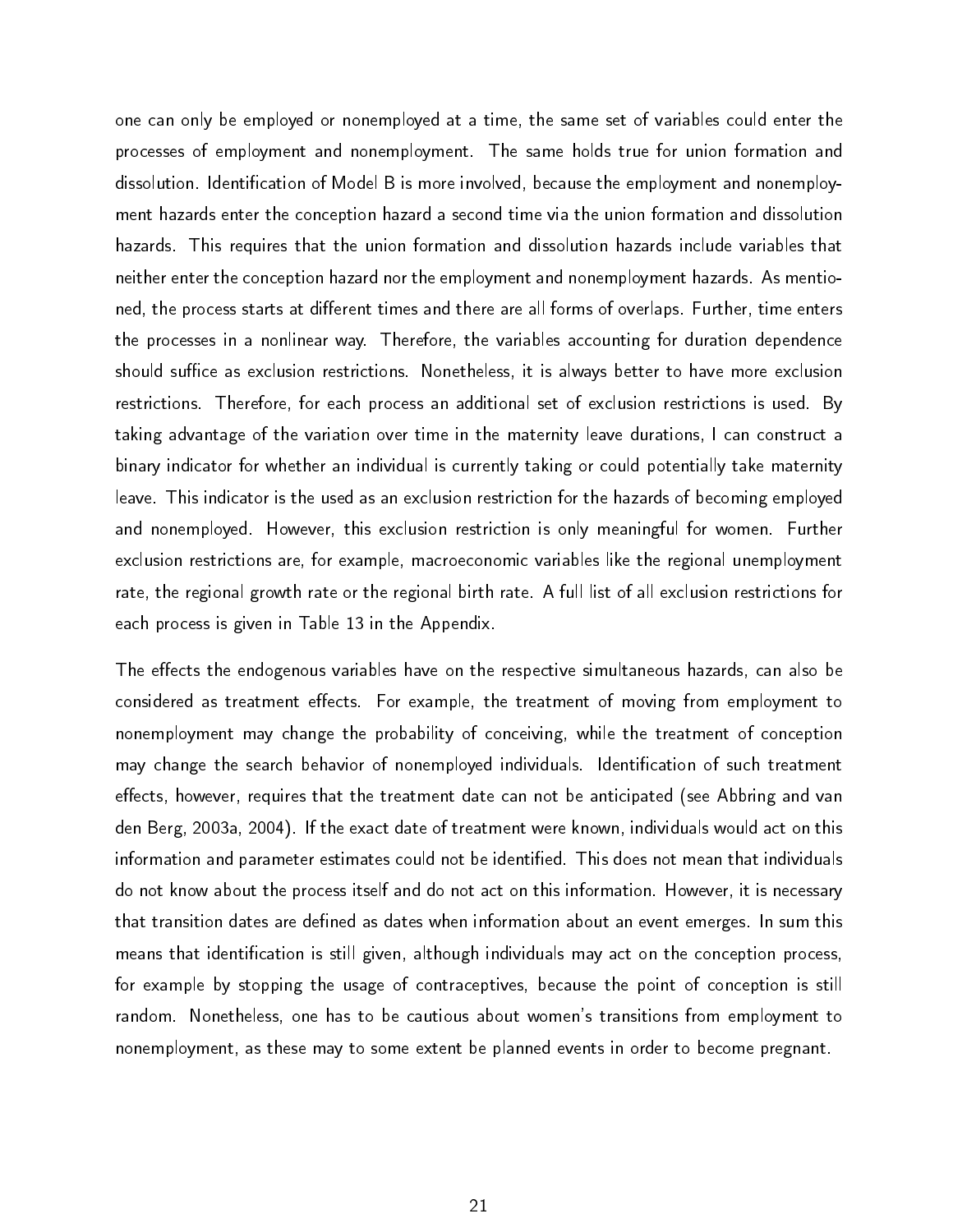one can only be employed or nonemployed at a time, the same set of variables could enter the processes of employment and nonemployment. The same holds true for union formation and dissolution. Identification of Model B is more involved, because the employment and nonemployment hazards enter the conception hazard a second time via the union formation and dissolution hazards. This requires that the union formation and dissolution hazards include variables that neither enter the conception hazard nor the employment and nonemployment hazards. As mentioned, the process starts at different times and there are all forms of overlaps. Further, time enters the processes in a nonlinear way. Therefore, the variables accounting for duration dependence should suffice as exclusion restrictions. Nonetheless, it is always better to have more exclusion restrictions. Therefore, for each process an additional set of exclusion restrictions is used. By taking advantage of the variation over time in the maternity leave durations, I can construct a binary indicator for whether an individual is currently taking or could potentially take maternity leave. This indicator is the used as an exclusion restriction for the hazards of becoming employed and nonemployed. However, this exclusion restriction is only meaningful for women. Further exclusion restrictions are, for example, macroeconomic variables like the regional unemployment rate, the regional growth rate or the regional birth rate. A full list of all exclusion restrictions for each process is given in Table 13 in the Appendix.

The effects the endogenous variables have on the respective simultaneous hazards, can also be considered as treatment effects. For example, the treatment of moving from employment to nonemployment may change the probability of conceiving, while the treatment of conception may change the search behavior of nonemployed individuals. Identification of such treatment effects, however, requires that the treatment date can not be anticipated (see Abbring and van den Berg, 2003a, 2004). If the exact date of treatment were known, individuals would act on this information and parameter estimates could not be identified. This does not mean that individuals do not know about the process itself and do not act on this information. However, it is necessary that transition dates are defined as dates when information about an event emerges. In sum this means that identification is still given, although individuals may act on the conception process, for example by stopping the usage of contraceptives, because the point of conception is still random. Nonetheless, one has to be cautious about women's transitions from employment to nonemployment, as these may to some extent be planned events in order to become pregnant.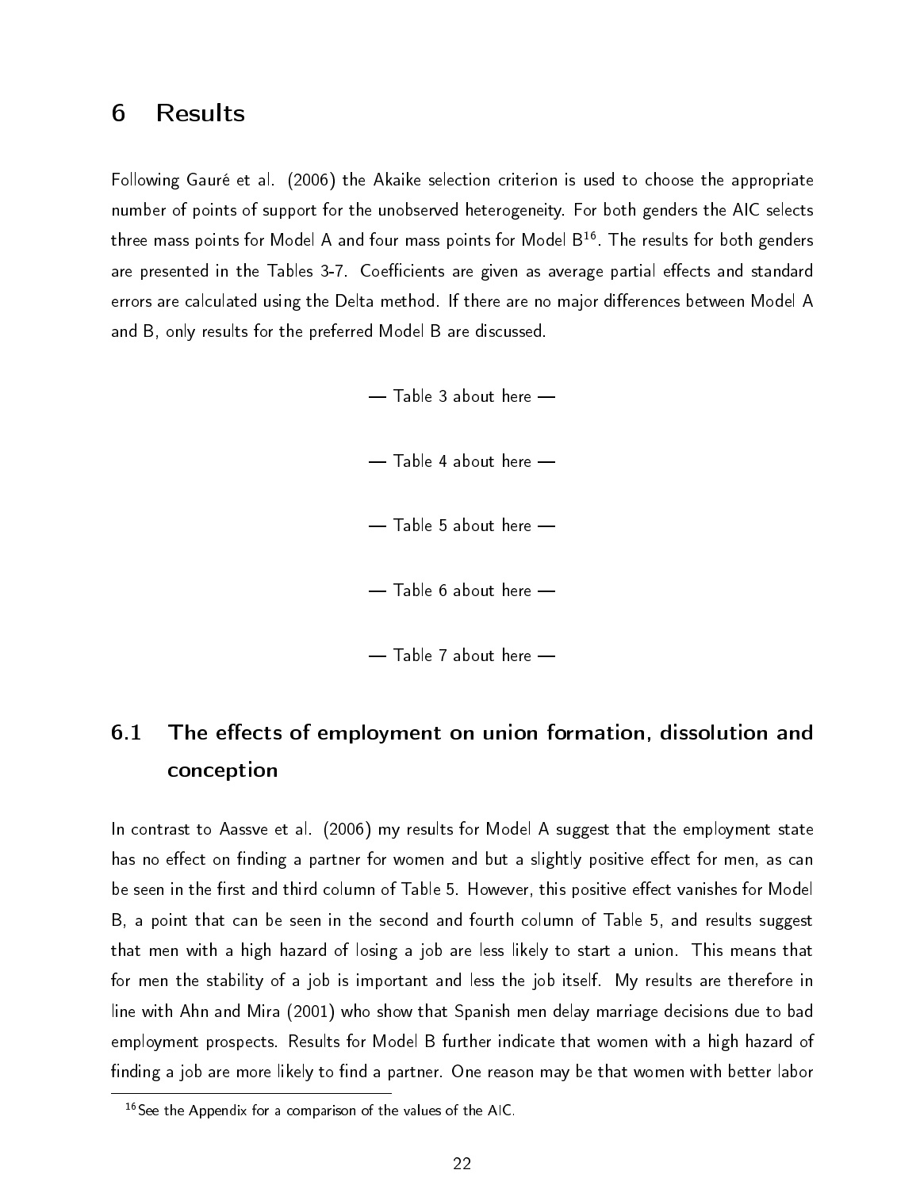# 6 Results

Following Gauré et al. (2006) the Akaike selection criterion is used to choose the appropriate number of points of support for the unobserved heterogeneity. For both genders the AIC selects three mass points for Model A and four mass points for Model B[16]. The results for both genders are presented in the Tables 3-7. Coefficients are given as average partial effects and standard errors are calculated using the Delta method. If there are no major differences between Model A and B, only results for the preferred Model B are discussed.

— Table 3 about here —

— Table 4 about here —

— Table 5 about here —

— Table 6 about here —

— Table 7 about here —

## 6.1 The effects of employment on union formation, dissolution and conception

In contrast to Aassve et al. (2006) my results for Model A suggest that the employment state has no effect on finding a partner for women and but a slightly positive effect for men, as can be seen in the first and third column of Table 5. However, this positive effect vanishes for Model B, a point that can be seen in the second and fourth column of Table 5, and results suggest that men with a high hazard of losing a job are less likely to start a union. This means that for men the stability of a job is important and less the job itself. My results are therefore in line with Ahn and Mira (2001) who show that Spanish men delay marriage decisions due to bad employment prospects. Results for Model B further indicate that women with a high hazard of finding a job are more likely to find a partner. One reason may be that women with better labor

[16] See the Appendix for a comparison of the values of the AIC.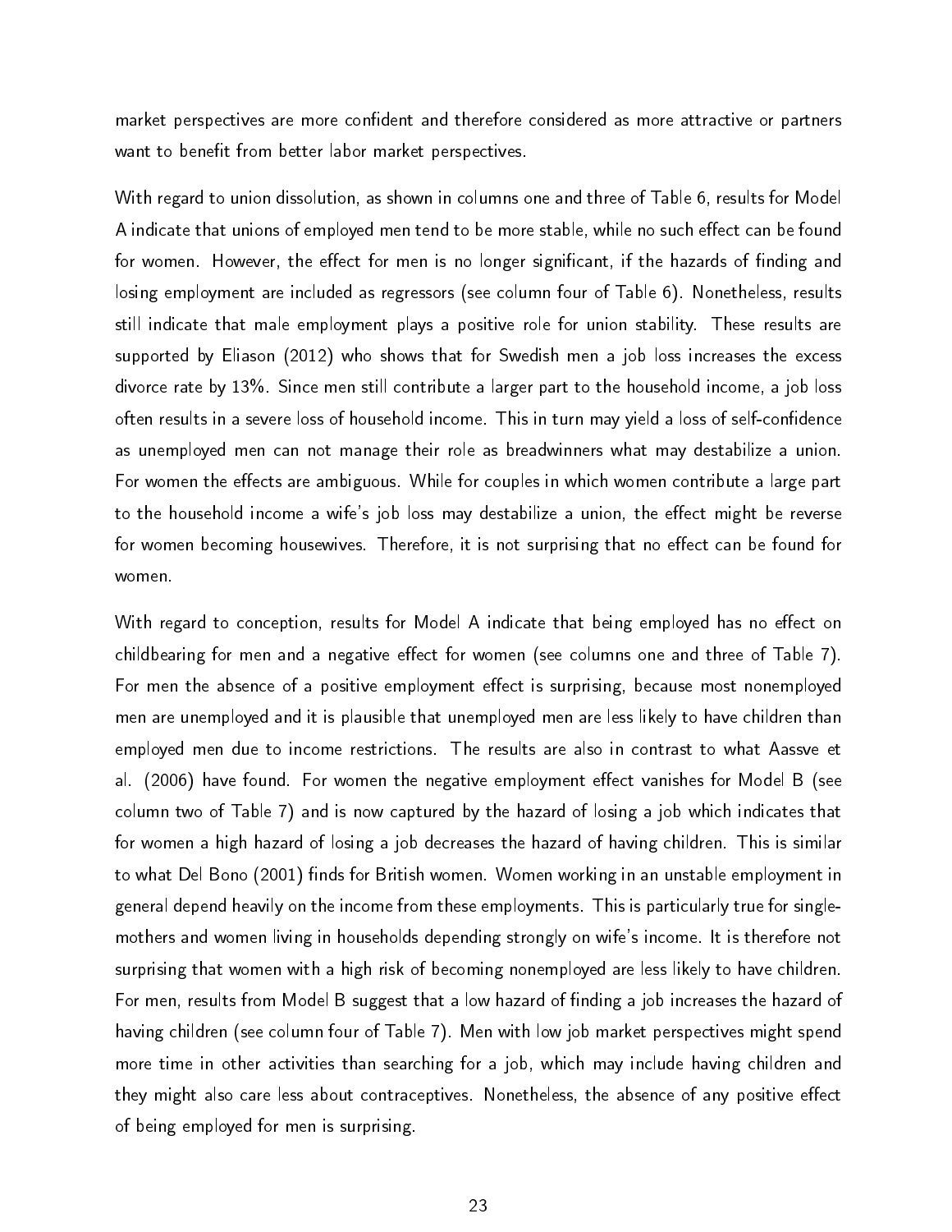market perspectives are more confident and therefore considered as more attractive or partners want to benefit from better labor market perspectives.

With regard to union dissolution, as shown in columns one and three of Table 6, results for Model A indicate that unions of employed men tend to be more stable, while no such effect can be found for women. However, the effect for men is no longer significant, if the hazards of finding and losing employment are included as regressors (see column four of Table 6). Nonetheless, results still indicate that male employment plays a positive role for union stability. These results are supported by Eliason (2012) who shows that for Swedish men a job loss increases the excess divorce rate by 13%. Since men still contribute a larger part to the household income, a job loss often results in a severe loss of household income. This in turn may yield a loss of self-confidence as unemployed men can not manage their role as breadwinners what may destabilize a union. For women the effects are ambiguous. While for couples in which women contribute a large part to the household income a wife's job loss may destabilize a union, the effect might be reverse for women becoming housewives. Therefore, it is not surprising that no effect can be found for women.

With regard to conception, results for Model A indicate that being employed has no effect on childbearing for men and a negative effect for women (see columns one and three of Table 7). For men the absence of a positive employment effect is surprising, because most nonemployed men are unemployed and it is plausible that unemployed men are less likely to have children than employed men due to income restrictions. The results are also in contrast to what Aassve et al. (2006) have found. For women the negative employment effect vanishes for Model B (see column two of Table 7) and is now captured by the hazard of losing a job which indicates that for women a high hazard of losing a job decreases the hazard of having children. This is similar to what Del Bono (2001) finds for British women. Women working in an unstable employment in general depend heavily on the income from these employments. This is particularly true for single-mothers and women living in households depending strongly on wife's income. It is therefore not surprising that women with a high risk of becoming nonemployed are less likely to have children. For men, results from Model B suggest that a low hazard of finding a job increases the hazard of having children (see column four of Table 7). Men with low job market perspectives might spend more time in other activities than searching for a job, which may include having children and they might also care less about contraceptives. Nonetheless, the absence of any positive effect of being employed for men is surprising.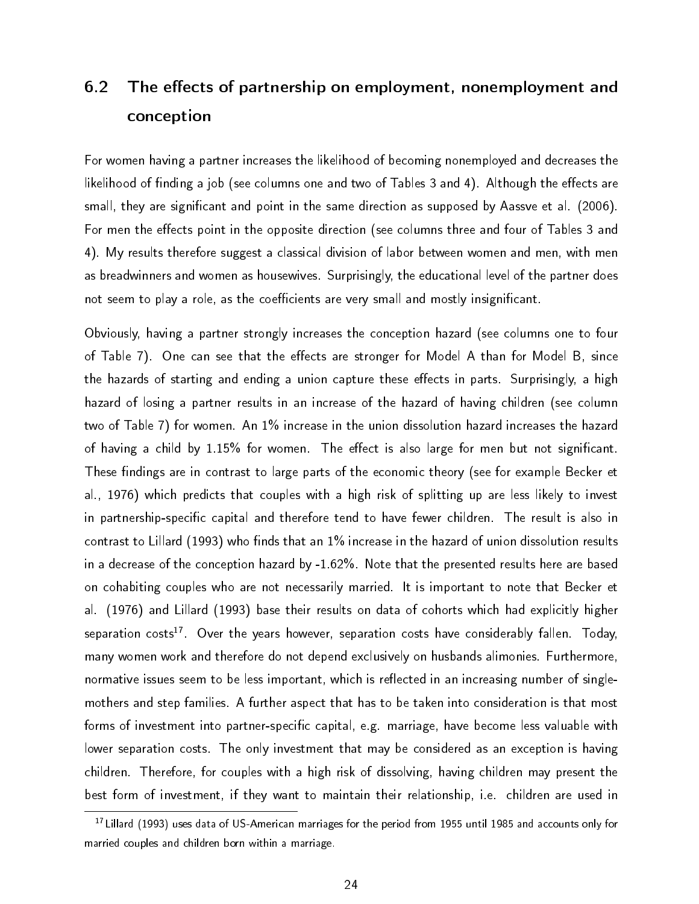## 6.2 The effects of partnership on employment, nonemployment and conception

For women having a partner increases the likelihood of becoming nonemployed and decreases the likelihood of finding a job (see columns one and two of Tables 3 and 4). Although the effects are small, they are significant and point in the same direction as supposed by Aassve et al. (2006). For men the effects point in the opposite direction (see columns three and four of Tables 3 and 4). My results therefore suggest a classical division of labor between women and men, with men as breadwinners and women as housewives. Surprisingly, the educational level of the partner does not seem to play a role, as the coefficients are very small and mostly insignificant.

Obviously, having a partner strongly increases the conception hazard (see columns one to four of Table 7). One can see that the effects are stronger for Model A than for Model B, since the hazards of starting and ending a union capture these effects in parts. Surprisingly, a high hazard of losing a partner results in an increase of the hazard of having children (see column two of Table 7) for women. An 1% increase in the union dissolution hazard increases the hazard of having a child by 1.15% for women. The effect is also large for men but not significant. These findings are in contrast to large parts of the economic theory (see for example Becker et al., 1976) which predicts that couples with a high risk of splitting up are less likely to invest in partnership-specific capital and therefore tend to have fewer children. The result is also in contrast to Lillard (1993) who finds that an 1% increase in the hazard of union dissolution results in a decrease of the conception hazard by -1.62%. Note that the presented results here are based on cohabiting couples who are not necessarily married. It is important to note that Becker et al. (1976) and Lillard (1993) base their results on data of cohorts which had explicitly higher separation costs[17]. Over the years however, separation costs have considerably fallen. Today, many women work and therefore do not depend exclusively on husbands alimonies. Furthermore, normative issues seem to be less important, which is reflected in an increasing number of single-mothers and step families. A further aspect that has to be taken into consideration is that most forms of investment into partner-specific capital, e.g. marriage, have become less valuable with lower separation costs. The only investment that may be considered as an exception is having children. Therefore, for couples with a high risk of dissolving, having children may present the best form of investment, if they want to maintain their relationship, i.e. children are used in

[17] Lillard (1993) uses data of US-American marriages for the period from 1955 until 1985 and accounts only for married couples and children born within a marriage.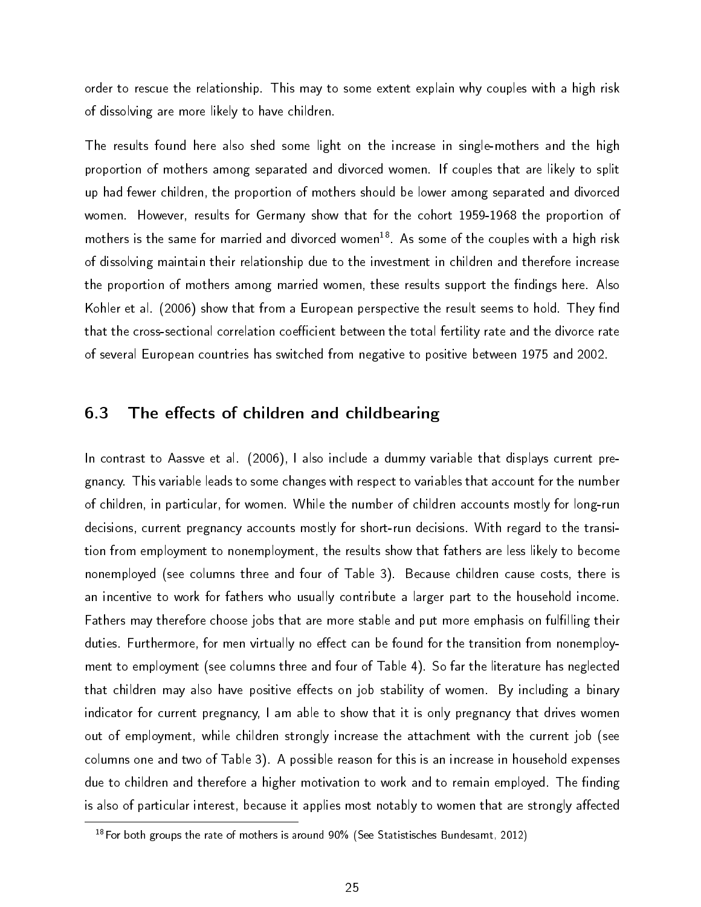order to rescue the relationship. This may to some extent explain why couples with a high risk of dissolving are more likely to have children.

The results found here also shed some light on the increase in single-mothers and the high proportion of mothers among separated and divorced women. If couples that are likely to split up had fewer children, the proportion of mothers should be lower among separated and divorced women. However, results for Germany show that for the cohort 1959-1968 the proportion of mothers is the same for married and divorced women[18]. As some of the couples with a high risk of dissolving maintain their relationship due to the investment in children and therefore increase the proportion of mothers among married women, these results support the findings here. Also Kohler et al. (2006) show that from a European perspective the result seems to hold. They find that the cross-sectional correlation coefficient between the total fertility rate and the divorce rate of several European countries has switched from negative to positive between 1975 and 2002.

## 6.3 The effects of children and childbearing

In contrast to Aassve et al. (2006), I also include a dummy variable that displays current pregnancy. This variable leads to some changes with respect to variables that account for the number of children, in particular, for women. While the number of children accounts mostly for long-run decisions, current pregnancy accounts mostly for short-run decisions. With regard to the transition from employment to nonemployment, the results show that fathers are less likely to become nonemployed (see columns three and four of Table 3). Because children cause costs, there is an incentive to work for fathers who usually contribute a larger part to the household income. Fathers may therefore choose jobs that are more stable and put more emphasis on fulfilling their duties. Furthermore, for men virtually no effect can be found for the transition from nonemployment to employment (see columns three and four of Table 4). So far the literature has neglected that children may also have positive effects on job stability of women. By including a binary indicator for current pregnancy, I am able to show that it is only pregnancy that drives women out of employment, while children strongly increase the attachment with the current job (see columns one and two of Table 3). A possible reason for this is an increase in household expenses due to children and therefore a higher motivation to work and to remain employed. The finding is also of particular interest, because it applies most notably to women that are strongly affected

[18] For both groups the rate of mothers is around 90% (See Statistisches Bundesamt, 2012)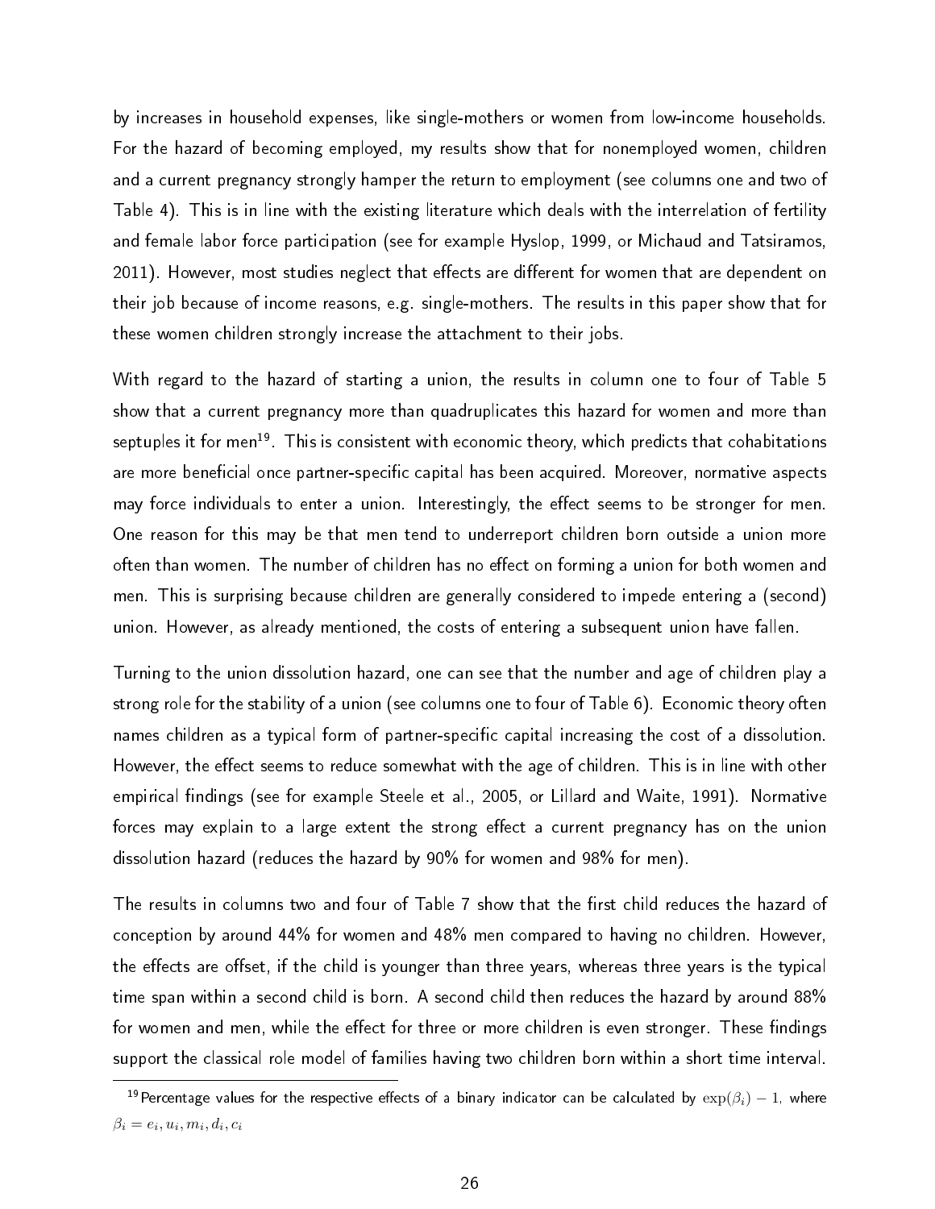by increases in household expenses, like single-mothers or women from low-income households. For the hazard of becoming employed, my results show that for nonemployed women, children and a current pregnancy strongly hamper the return to employment (see columns one and two of Table 4). This is in line with the existing literature which deals with the interrelation of fertility and female labor force participation (see for example Hyslop, 1999, or Michaud and Tatsiramos, 2011). However, most studies neglect that effects are different for women that are dependent on their job because of income reasons, e.g. single-mothers. The results in this paper show that for these women children strongly increase the attachment to their jobs.

With regard to the hazard of starting a union, the results in column one to four of Table 5 show that a current pregnancy more than quadruplicates this hazard for women and more than septuples it for men[19]. This is consistent with economic theory, which predicts that cohabitations are more beneficial once partner-specific capital has been acquired. Moreover, normative aspects may force individuals to enter a union. Interestingly, the effect seems to be stronger for men. One reason for this may be that men tend to underreport children born outside a union more often than women. The number of children has no effect on forming a union for both women and men. This is surprising because children are generally considered to impede entering a (second) union. However, as already mentioned, the costs of entering a subsequent union have fallen.

Turning to the union dissolution hazard, one can see that the number and age of children play a strong role for the stability of a union (see columns one to four of Table 6). Economic theory often names children as a typical form of partner-specific capital increasing the cost of a dissolution. However, the effect seems to reduce somewhat with the age of children. This is in line with other empirical findings (see for example Steele et al., 2005, or Lillard and Waite, 1991). Normative forces may explain to a large extent the strong effect a current pregnancy has on the union dissolution hazard (reduces the hazard by 90% for women and 98% for men).

The results in columns two and four of Table 7 show that the first child reduces the hazard of conception by around 44% for women and 48% men compared to having no children. However, the effects are offset, if the child is younger than three years, whereas three years is the typical time span within a second child is born. A second child then reduces the hazard by around 88% for women and men, while the effect for three or more children is even stronger. These findings support the classical role model of families having two children born within a short time interval.

[19] Percentage values for the respective effects of a binary indicator can be calculated by $\exp(\beta_i) - 1$, where $\beta_i = e_i, u_i, m_i, d_i, c_i$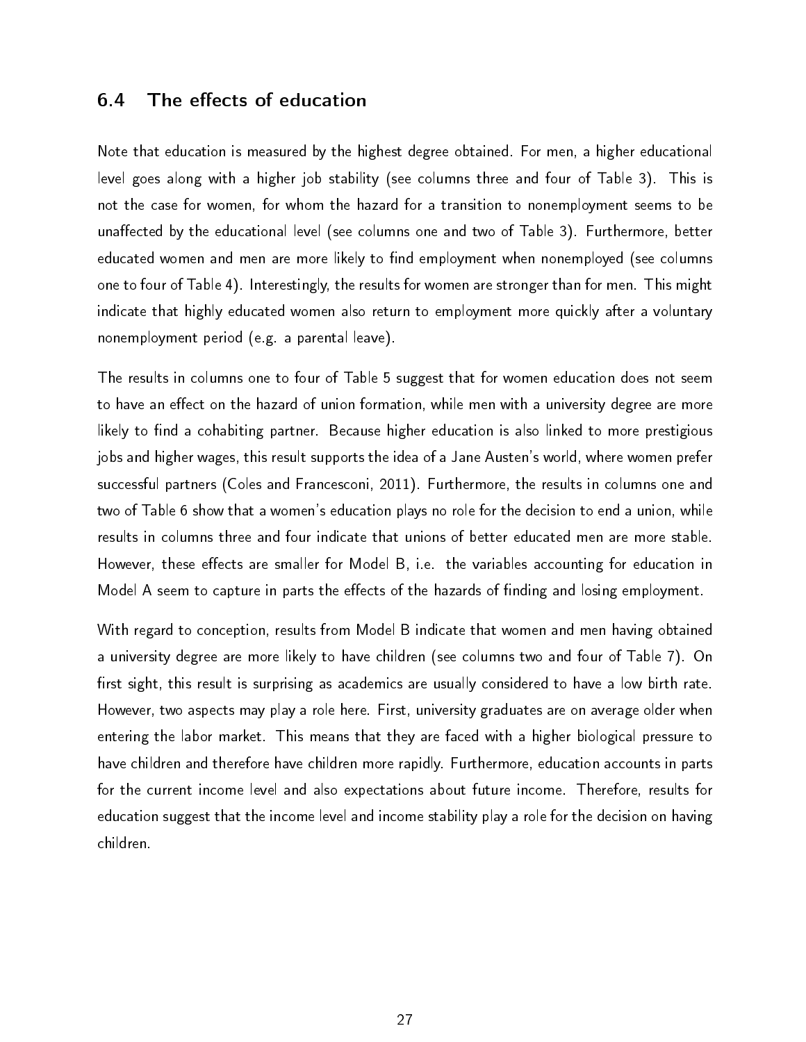### 6.4 The effects of education

Note that education is measured by the highest degree obtained. For men, a higher educational level goes along with a higher job stability (see columns three and four of Table 3). This is not the case for women, for whom the hazard for a transition to nonemployment seems to be unaffected by the educational level (see columns one and two of Table 3). Furthermore, better educated women and men are more likely to find employment when nonemployed (see columns one to four of Table 4). Interestingly, the results for women are stronger than for men. This might indicate that highly educated women also return to employment more quickly after a voluntary nonemployment period (e.g. a parental leave).

The results in columns one to four of Table 5 suggest that for women education does not seem to have an effect on the hazard of union formation, while men with a university degree are more likely to find a cohabiting partner. Because higher education is also linked to more prestigious jobs and higher wages, this result supports the idea of a Jane Austen's world, where women prefer successful partners (Coles and Francesconi, 2011). Furthermore, the results in columns one and two of Table 6 show that a women's education plays no role for the decision to end a union, while results in columns three and four indicate that unions of better educated men are more stable. However, these effects are smaller for Model B, i.e. the variables accounting for education in Model A seem to capture in parts the effects of the hazards of finding and losing employment.

With regard to conception, results from Model B indicate that women and men having obtained a university degree are more likely to have children (see columns two and four of Table 7). On first sight, this result is surprising as academics are usually considered to have a low birth rate. However, two aspects may play a role here. First, university graduates are on average older when entering the labor market. This means that they are faced with a higher biological pressure to have children and therefore have children more rapidly. Furthermore, education accounts in parts for the current income level and also expectations about future income. Therefore, results for education suggest that the income level and income stability play a role for the decision on having children.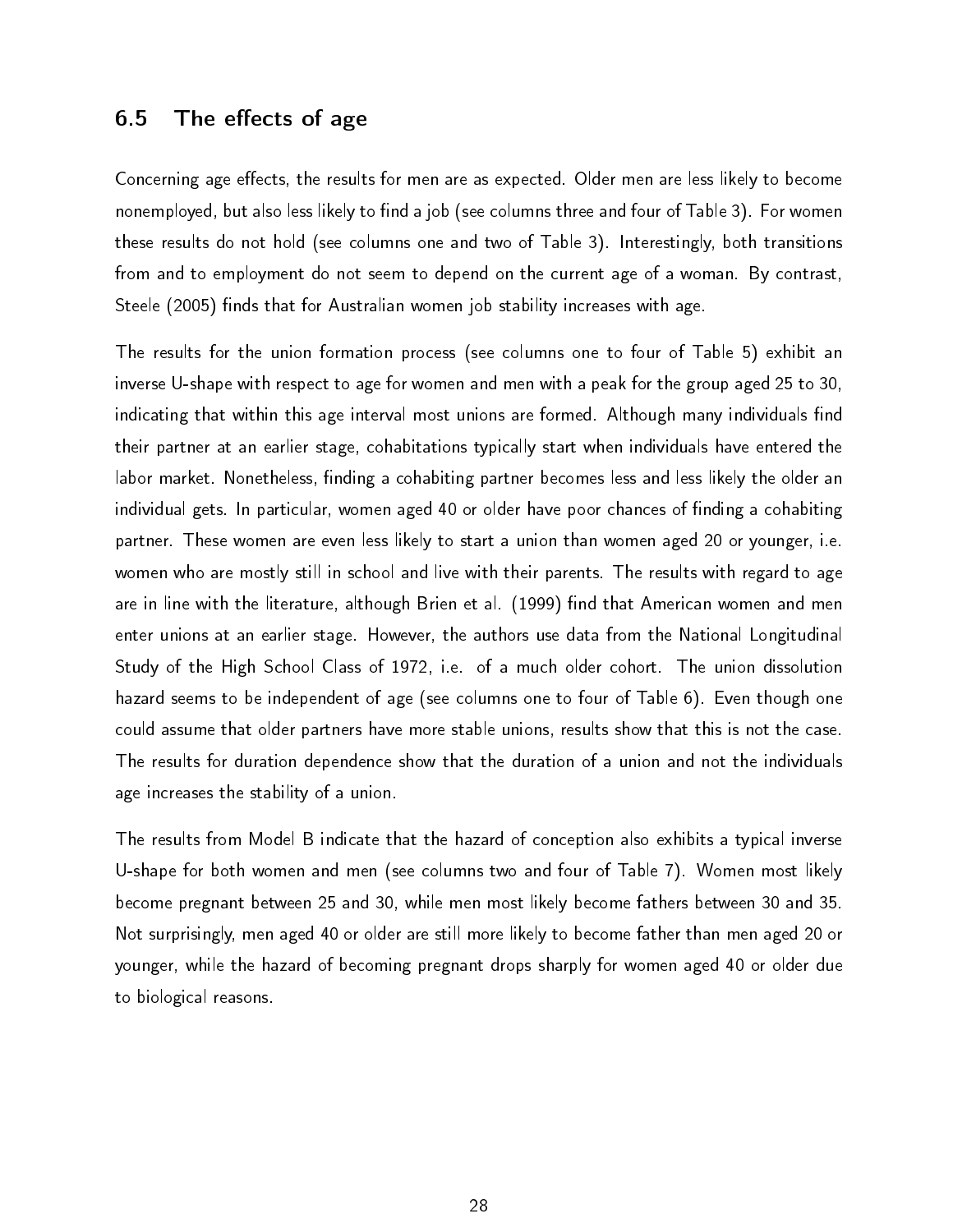### 6.5 The effects of age

Concerning age effects, the results for men are as expected. Older men are less likely to become nonemployed, but also less likely to find a job (see columns three and four of Table 3). For women these results do not hold (see columns one and two of Table 3). Interestingly, both transitions from and to employment do not seem to depend on the current age of a woman. By contrast, Steele (2005) finds that for Australian women job stability increases with age.

The results for the union formation process (see columns one to four of Table 5) exhibit an inverse U-shape with respect to age for women and men with a peak for the group aged 25 to 30, indicating that within this age interval most unions are formed. Although many individuals find their partner at an earlier stage, cohabitations typically start when individuals have entered the labor market. Nonetheless, finding a cohabiting partner becomes less and less likely the older an individual gets. In particular, women aged 40 or older have poor chances of finding a cohabiting partner. These women are even less likely to start a union than women aged 20 or younger, i.e. women who are mostly still in school and live with their parents. The results with regard to age are in line with the literature, although Brien et al. (1999) find that American women and men enter unions at an earlier stage. However, the authors use data from the National Longitudinal Study of the High School Class of 1972, i.e. of a much older cohort. The union dissolution hazard seems to be independent of age (see columns one to four of Table 6). Even though one could assume that older partners have more stable unions, results show that this is not the case. The results for duration dependence show that the duration of a union and not the individuals age increases the stability of a union.

The results from Model B indicate that the hazard of conception also exhibits a typical inverse U-shape for both women and men (see columns two and four of Table 7). Women most likely become pregnant between 25 and 30, while men most likely become fathers between 30 and 35. Not surprisingly, men aged 40 or older are still more likely to become father than men aged 20 or younger, while the hazard of becoming pregnant drops sharply for women aged 40 or older due to biological reasons.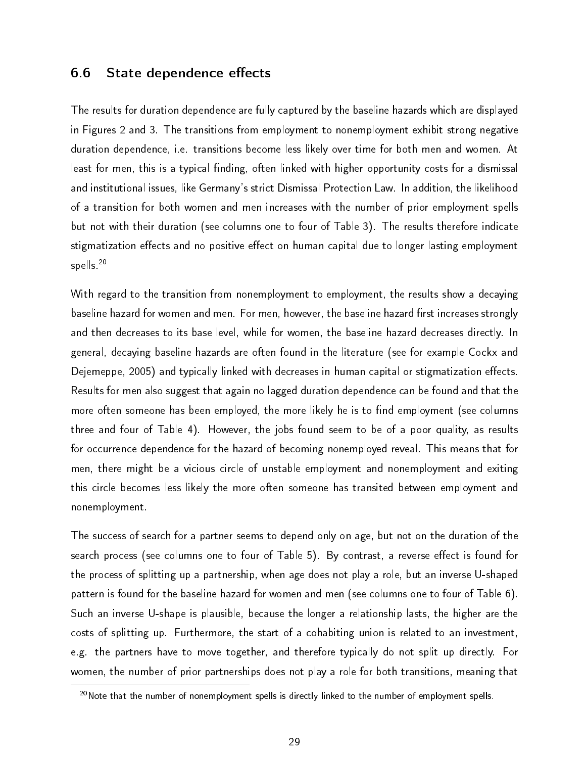## 6.6 State dependence effects

The results for duration dependence are fully captured by the baseline hazards which are displayed in Figures 2 and 3. The transitions from employment to nonemployment exhibit strong negative duration dependence, i.e. transitions become less likely over time for both men and women. At least for men, this is a typical finding, often linked with higher opportunity costs for a dismissal and institutional issues, like Germany's strict Dismissal Protection Law. In addition, the likelihood of a transition for both women and men increases with the number of prior employment spells but not with their duration (see columns one to four of Table 3). The results therefore indicate stigmatization effects and no positive effect on human capital due to longer lasting employment spells.[20]

With regard to the transition from nonemployment to employment, the results show a decaying baseline hazard for women and men. For men, however, the baseline hazard first increases strongly and then decreases to its base level, while for women, the baseline hazard decreases directly. In general, decaying baseline hazards are often found in the literature (see for example Cockx and Dejemeppe, 2005) and typically linked with decreases in human capital or stigmatization effects. Results for men also suggest that again no lagged duration dependence can be found and that the more often someone has been employed, the more likely he is to find employment (see columns three and four of Table 4). However, the jobs found seem to be of a poor quality, as results for occurrence dependence for the hazard of becoming nonemployed reveal. This means that for men, there might be a vicious circle of unstable employment and nonemployment and exiting this circle becomes less likely the more often someone has transited between employment and nonemployment.

The success of search for a partner seems to depend only on age, but not on the duration of the search process (see columns one to four of Table 5). By contrast, a reverse effect is found for the process of splitting up a partnership, when age does not play a role, but an inverse U-shaped pattern is found for the baseline hazard for women and men (see columns one to four of Table 6). Such an inverse U-shape is plausible, because the longer a relationship lasts, the higher are the costs of splitting up. Furthermore, the start of a cohabiting union is related to an investment, e.g. the partners have to move together, and therefore typically do not split up directly. For women, the number of prior partnerships does not play a role for both transitions, meaning that

[20] Note that the number of nonemployment spells is directly linked to the number of employment spells.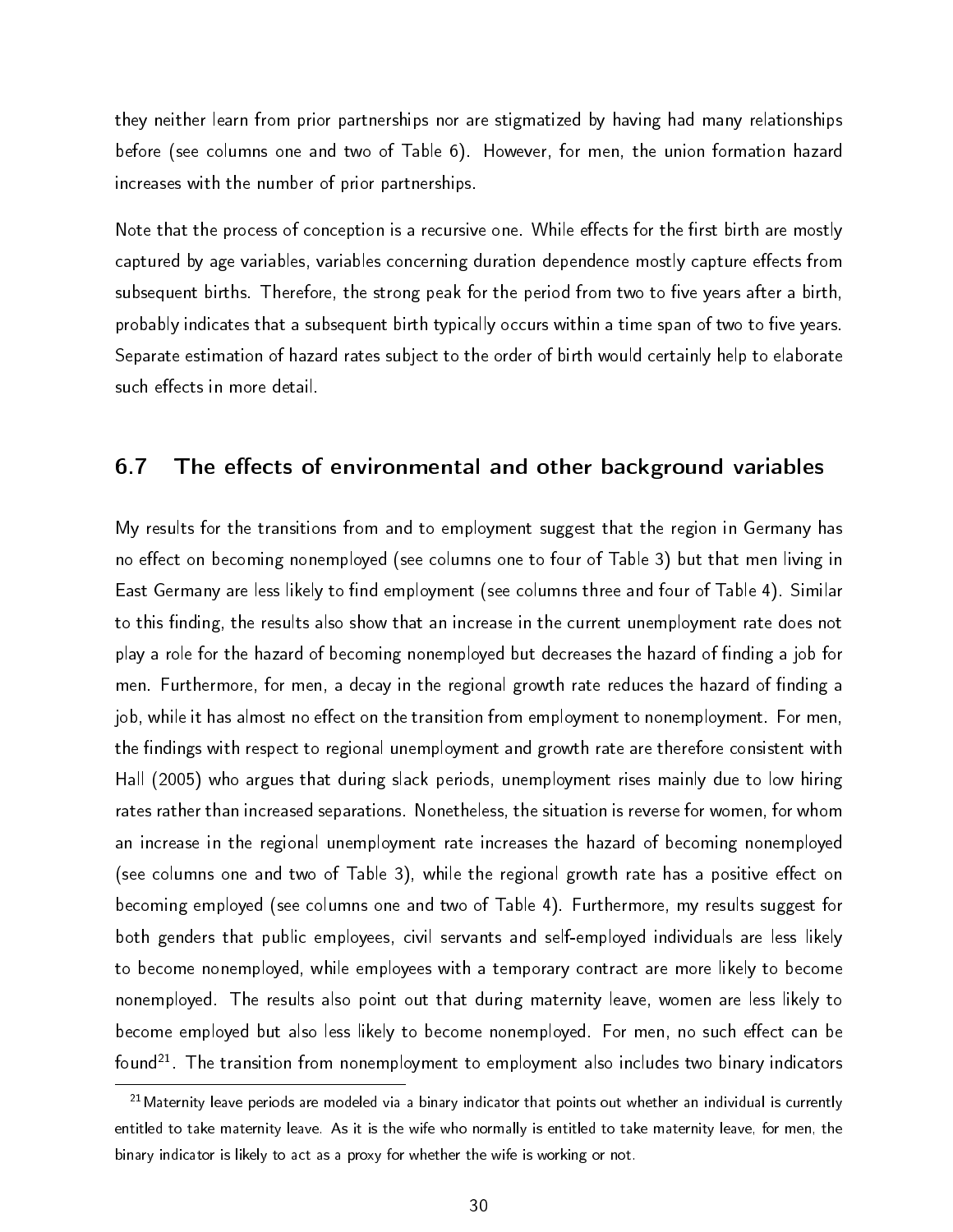they neither learn from prior partnerships nor are stigmatized by having had many relationships before (see columns one and two of Table 6). However, for men, the union formation hazard increases with the number of prior partnerships.

Note that the process of conception is a recursive one. While effects for the first birth are mostly captured by age variables, variables concerning duration dependence mostly capture effects from subsequent births. Therefore, the strong peak for the period from two to five years after a birth, probably indicates that a subsequent birth typically occurs within a time span of two to five years. Separate estimation of hazard rates subject to the order of birth would certainly help to elaborate such effects in more detail.

## 6.7 The effects of environmental and other background variables

My results for the transitions from and to employment suggest that the region in Germany has no effect on becoming nonemployed (see columns one to four of Table 3) but that men living in East Germany are less likely to find employment (see columns three and four of Table 4). Similar to this finding, the results also show that an increase in the current unemployment rate does not play a role for the hazard of becoming nonemployed but decreases the hazard of finding a job for men. Furthermore, for men, a decay in the regional growth rate reduces the hazard of finding a job, while it has almost no effect on the transition from employment to nonemployment. For men, the findings with respect to regional unemployment and growth rate are therefore consistent with Hall (2005) who argues that during slack periods, unemployment rises mainly due to low hiring rates rather than increased separations. Nonetheless, the situation is reverse for women, for whom an increase in the regional unemployment rate increases the hazard of becoming nonemployed (see columns one and two of Table 3), while the regional growth rate has a positive effect on becoming employed (see columns one and two of Table 4). Furthermore, my results suggest for both genders that public employees, civil servants and self-employed individuals are less likely to become nonemployed, while employees with a temporary contract are more likely to become nonemployed. The results also point out that during maternity leave, women are less likely to become employed but also less likely to become nonemployed. For men, no such effect can be found[21]. The transition from nonemployment to employment also includes two binary indicators

[21] Maternity leave periods are modeled via a binary indicator that points out whether an individual is currently entitled to take maternity leave. As it is the wife who normally is entitled to take maternity leave, for men, the binary indicator is likely to act as a proxy for whether the wife is working or not.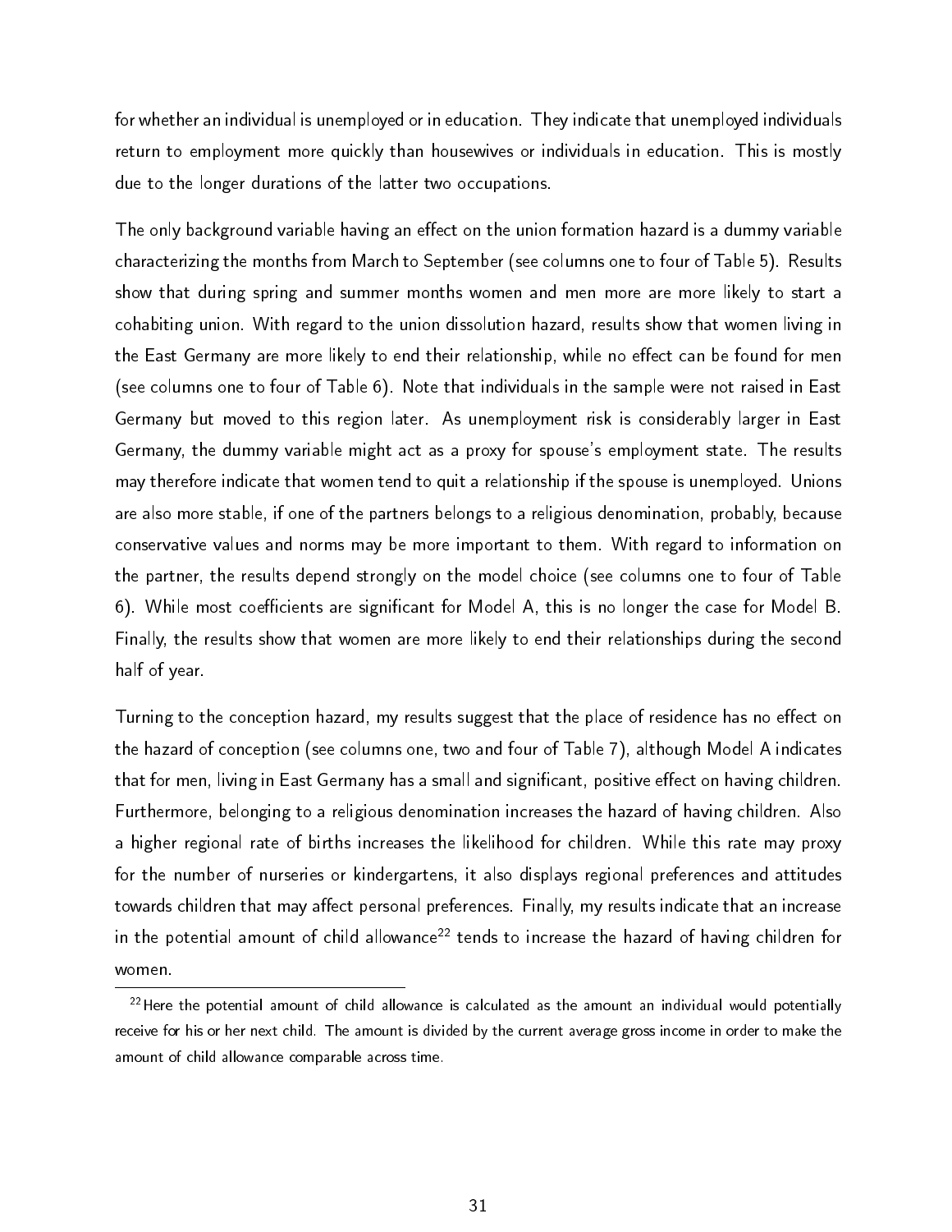for whether an individual is unemployed or in education. They indicate that unemployed individuals return to employment more quickly than housewives or individuals in education. This is mostly due to the longer durations of the latter two occupations.

The only background variable having an effect on the union formation hazard is a dummy variable characterizing the months from March to September (see columns one to four of Table 5). Results show that during spring and summer months women and men more are more likely to start a cohabiting union. With regard to the union dissolution hazard, results show that women living in the East Germany are more likely to end their relationship, while no effect can be found for men (see columns one to four of Table 6). Note that individuals in the sample were not raised in East Germany but moved to this region later. As unemployment risk is considerably larger in East Germany, the dummy variable might act as a proxy for spouse's employment state. The results may therefore indicate that women tend to quit a relationship if the spouse is unemployed. Unions are also more stable, if one of the partners belongs to a religious denomination, probably, because conservative values and norms may be more important to them. With regard to information on the partner, the results depend strongly on the model choice (see columns one to four of Table 6). While most coefficients are significant for Model A, this is no longer the case for Model B. Finally, the results show that women are more likely to end their relationships during the second half of year.

Turning to the conception hazard, my results suggest that the place of residence has no effect on the hazard of conception (see columns one, two and four of Table 7), although Model A indicates that for men, living in East Germany has a small and significant, positive effect on having children. Furthermore, belonging to a religious denomination increases the hazard of having children. Also a higher regional rate of births increases the likelihood for children. While this rate may proxy for the number of nurseries or kindergartens, it also displays regional preferences and attitudes towards children that may affect personal preferences. Finally, my results indicate that an increase in the potential amount of child allowance[22] tends to increase the hazard of having children for women.

[22] Here the potential amount of child allowance is calculated as the amount an individual would potentially receive for his or her next child. The amount is divided by the current average gross income in order to make the amount of child allowance comparable across time.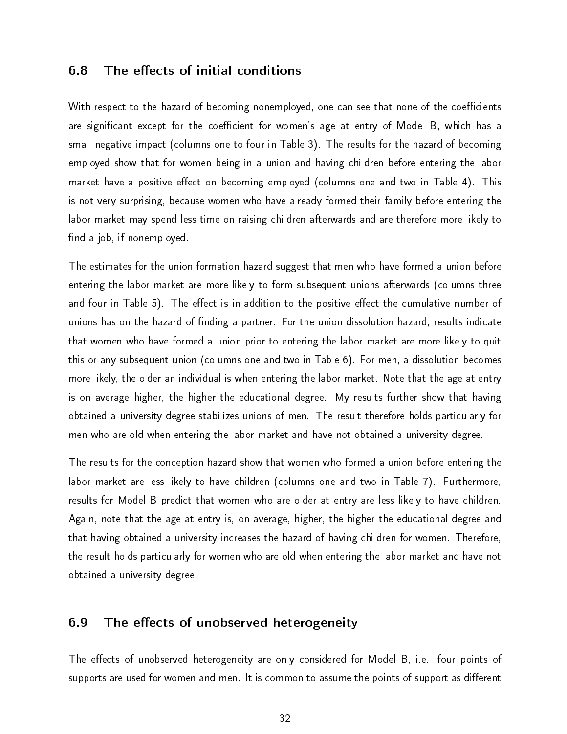## 6.8 The effects of initial conditions

With respect to the hazard of becoming nonemployed, one can see that none of the coefficients are significant except for the coefficient for women's age at entry of Model B, which has a small negative impact (columns one to four in Table 3). The results for the hazard of becoming employed show that for women being in a union and having children before entering the labor market have a positive effect on becoming employed (columns one and two in Table 4). This is not very surprising, because women who have already formed their family before entering the labor market may spend less time on raising children afterwards and are therefore more likely to find a job, if nonemployed.

The estimates for the union formation hazard suggest that men who have formed a union before entering the labor market are more likely to form subsequent unions afterwards (columns three and four in Table 5). The effect is in addition to the positive effect the cumulative number of unions has on the hazard of finding a partner. For the union dissolution hazard, results indicate that women who have formed a union prior to entering the labor market are more likely to quit this or any subsequent union (columns one and two in Table 6). For men, a dissolution becomes more likely, the older an individual is when entering the labor market. Note that the age at entry is on average higher, the higher the educational degree. My results further show that having obtained a university degree stabilizes unions of men. The result therefore holds particularly for men who are old when entering the labor market and have not obtained a university degree.

The results for the conception hazard show that women who formed a union before entering the labor market are less likely to have children (columns one and two in Table 7). Furthermore, results for Model B predict that women who are older at entry are less likely to have children. Again, note that the age at entry is, on average, higher, the higher the educational degree and that having obtained a university increases the hazard of having children for women. Therefore, the result holds particularly for women who are old when entering the labor market and have not obtained a university degree.

## 6.9 The effects of unobserved heterogeneity

The effects of unobserved heterogeneity are only considered for Model B, i.e. four points of supports are used for women and men. It is common to assume the points of support as different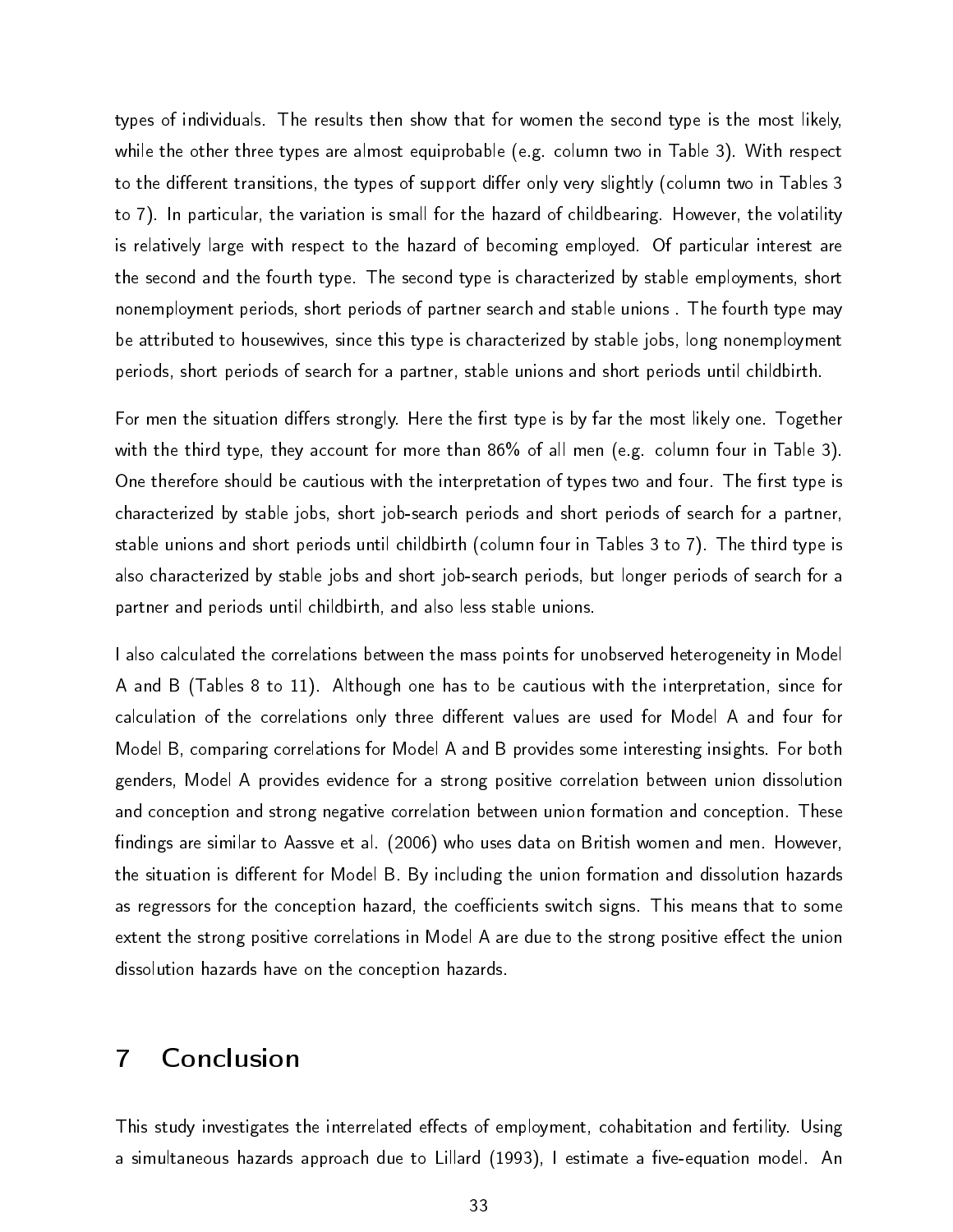types of individuals. The results then show that for women the second type is the most likely, while the other three types are almost equiprobable (e.g. column two in Table 3). With respect to the different transitions, the types of support differ only very slightly (column two in Tables 3 to 7). In particular, the variation is small for the hazard of childbearing. However, the volatility is relatively large with respect to the hazard of becoming employed. Of particular interest are the second and the fourth type. The second type is characterized by stable employments, short nonemployment periods, short periods of partner search and stable unions . The fourth type may be attributed to housewives, since this type is characterized by stable jobs, long nonemployment periods, short periods of search for a partner, stable unions and short periods until childbirth.

For men the situation differs strongly. Here the first type is by far the most likely one. Together with the third type, they account for more than 86% of all men (e.g. column four in Table 3). One therefore should be cautious with the interpretation of types two and four. The first type is characterized by stable jobs, short job-search periods and short periods of search for a partner, stable unions and short periods until childbirth (column four in Tables 3 to 7). The third type is also characterized by stable jobs and short job-search periods, but longer periods of search for a partner and periods until childbirth, and also less stable unions.

I also calculated the correlations between the mass points for unobserved heterogeneity in Model A and B (Tables 8 to 11). Although one has to be cautious with the interpretation, since for calculation of the correlations only three different values are used for Model A and four for Model B, comparing correlations for Model A and B provides some interesting insights. For both genders, Model A provides evidence for a strong positive correlation between union dissolution and conception and strong negative correlation between union formation and conception. These findings are similar to Aassve et al. (2006) who uses data on British women and men. However, the situation is different for Model B. By including the union formation and dissolution hazards as regressors for the conception hazard, the coefficients switch signs. This means that to some extent the strong positive correlations in Model A are due to the strong positive effect the union dissolution hazards have on the conception hazards.

# 7 Conclusion

This study investigates the interrelated effects of employment, cohabitation and fertility. Using a simultaneous hazards approach due to Lillard (1993), I estimate a five-equation model. An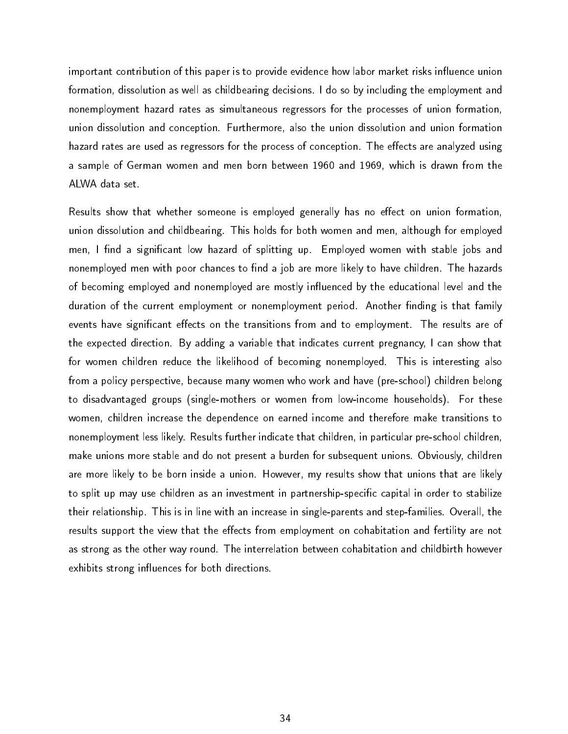important contribution of this paper is to provide evidence how labor market risks influence union formation, dissolution as well as childbearing decisions. I do so by including the employment and nonemployment hazard rates as simultaneous regressors for the processes of union formation, union dissolution and conception. Furthermore, also the union dissolution and union formation hazard rates are used as regressors for the process of conception. The effects are analyzed using a sample of German women and men born between 1960 and 1969, which is drawn from the ALWA data set.

Results show that whether someone is employed generally has no effect on union formation, union dissolution and childbearing. This holds for both women and men, although for employed men, I find a significant low hazard of splitting up. Employed women with stable jobs and nonemployed men with poor chances to find a job are more likely to have children. The hazards of becoming employed and nonemployed are mostly influenced by the educational level and the duration of the current employment or nonemployment period. Another finding is that family events have significant effects on the transitions from and to employment. The results are of the expected direction. By adding a variable that indicates current pregnancy, I can show that for women children reduce the likelihood of becoming nonemployed. This is interesting also from a policy perspective, because many women who work and have (pre-school) children belong to disadvantaged groups (single-mothers or women from low-income households). For these women, children increase the dependence on earned income and therefore make transitions to nonemployment less likely. Results further indicate that children, in particular pre-school children, make unions more stable and do not present a burden for subsequent unions. Obviously, children are more likely to be born inside a union. However, my results show that unions that are likely to split up may use children as an investment in partnership-specific capital in order to stabilize their relationship. This is in line with an increase in single-parents and step-families. Overall, the results support the view that the effects from employment on cohabitation and fertility are not as strong as the other way round. The interrelation between cohabitation and childbirth however exhibits strong influences for both directions.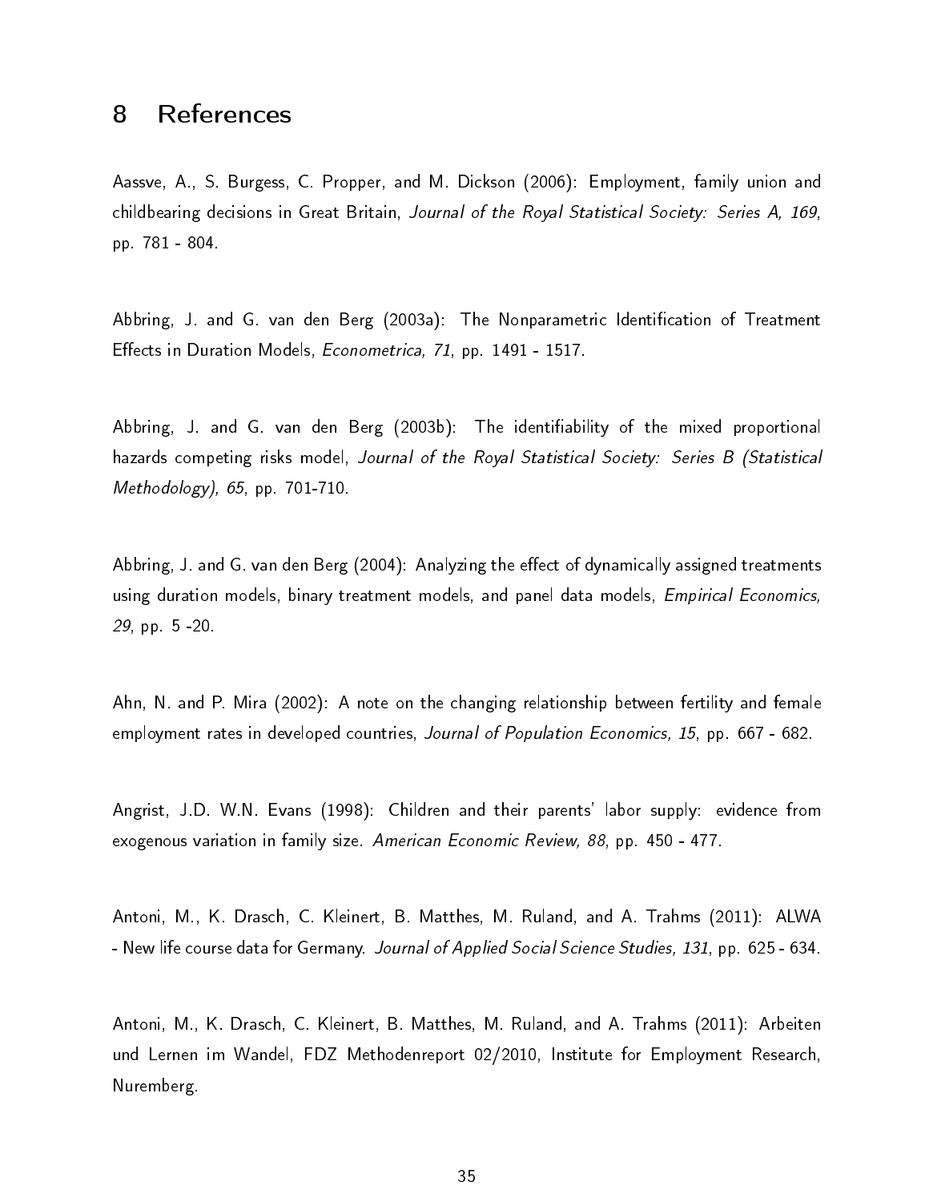# 8 References

Aassve, A., S. Burgess, C. Propper, and M. Dickson (2006): Employment, family union and childbearing decisions in Great Britain, *Journal of the Royal Statistical Society: Series A, 169*, pp. 781 - 804.

Abbring, J. and G. van den Berg (2003a): The Nonparametric Identification of Treatment Effects in Duration Models, *Econometrica, 71*, pp. 1491 - 1517.

Abbring, J. and G. van den Berg (2003b): The identifiability of the mixed proportional hazards competing risks model, *Journal of the Royal Statistical Society: Series B (Statistical Methodology), 65*, pp. 701-710.

Abbring, J. and G. van den Berg (2004): Analyzing the effect of dynamically assigned treatments using duration models, binary treatment models, and panel data models, *Empirical Economics, 29*, pp. 5 -20.

Ahn, N. and P. Mira (2002): A note on the changing relationship between fertility and female employment rates in developed countries, *Journal of Population Economics, 15*, pp. 667 - 682.

Angrist, J.D. W.N. Evans (1998): Children and their parents' labor supply: evidence from exogenous variation in family size. *American Economic Review, 88*, pp. 450 - 477.

Antoni, M., K. Drasch, C. Kleinert, B. Matthes, M. Ruland, and A. Trahms (2011): ALWA - New life course data for Germany. *Journal of Applied Social Science Studies, 131*, pp. 625 - 634.

Antoni, M., K. Drasch, C. Kleinert, B. Matthes, M. Ruland, and A. Trahms (2011): Arbeiten und Lernen im Wandel, FDZ Methodenreport 02/2010, Institute for Employment Research, Nuremberg.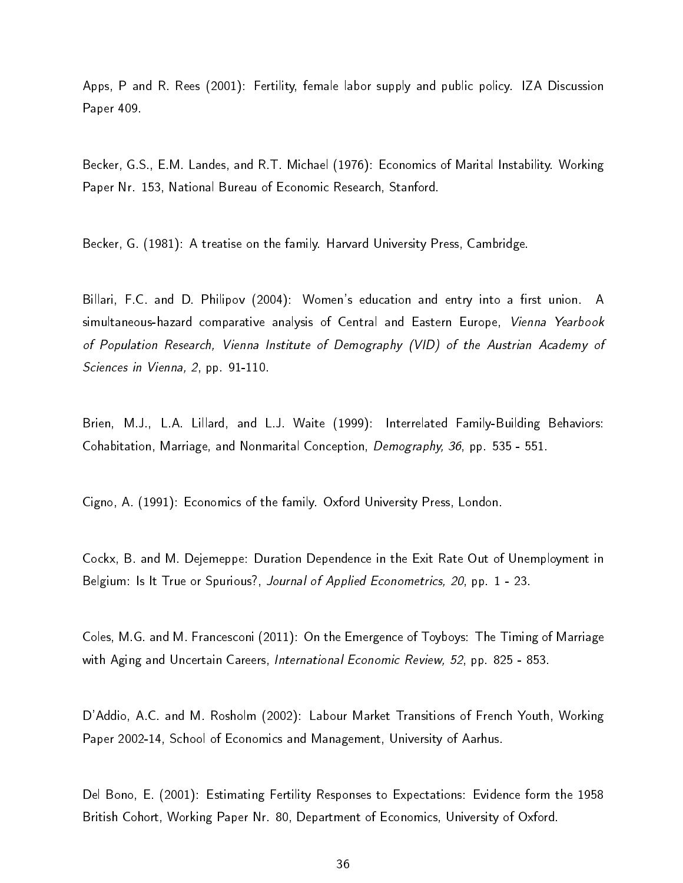Apps, P and R. Rees (2001): Fertility, female labor supply and public policy. IZA Discussion Paper 409.

Becker, G.S., E.M. Landes, and R.T. Michael (1976): Economics of Marital Instability. Working Paper Nr. 153, National Bureau of Economic Research, Stanford.

Becker, G. (1981): A treatise on the family. Harvard University Press, Cambridge.

Billari, F.C. and D. Philipov (2004): Women's education and entry into a first union. A simultaneous-hazard comparative analysis of Central and Eastern Europe, *Vienna Yearbook of Population Research, Vienna Institute of Demography (VID) of the Austrian Academy of Sciences in Vienna, 2*, pp. 91-110.

Brien, M.J., L.A. Lillard, and L.J. Waite (1999): Interrelated Family-Building Behaviors: Cohabitation, Marriage, and Nonmarital Conception, *Demography, 36*, pp. 535 - 551.

Cigno, A. (1991): Economics of the family. Oxford University Press, London.

Cockx, B. and M. Dejemeppe: Duration Dependence in the Exit Rate Out of Unemployment in Belgium: Is It True or Spurious?, *Journal of Applied Econometrics, 20*, pp. 1 - 23.

Coles, M.G. and M. Francesconi (2011): On the Emergence of Toyboys: The Timing of Marriage with Aging and Uncertain Careers, *International Economic Review, 52*, pp. 825 - 853.

D'Addio, A.C. and M. Rosholm (2002): Labour Market Transitions of French Youth, Working Paper 2002-14, School of Economics and Management, University of Aarhus.

Del Bono, E. (2001): Estimating Fertility Responses to Expectations: Evidence form the 1958 British Cohort, Working Paper Nr. 80, Department of Economics, University of Oxford.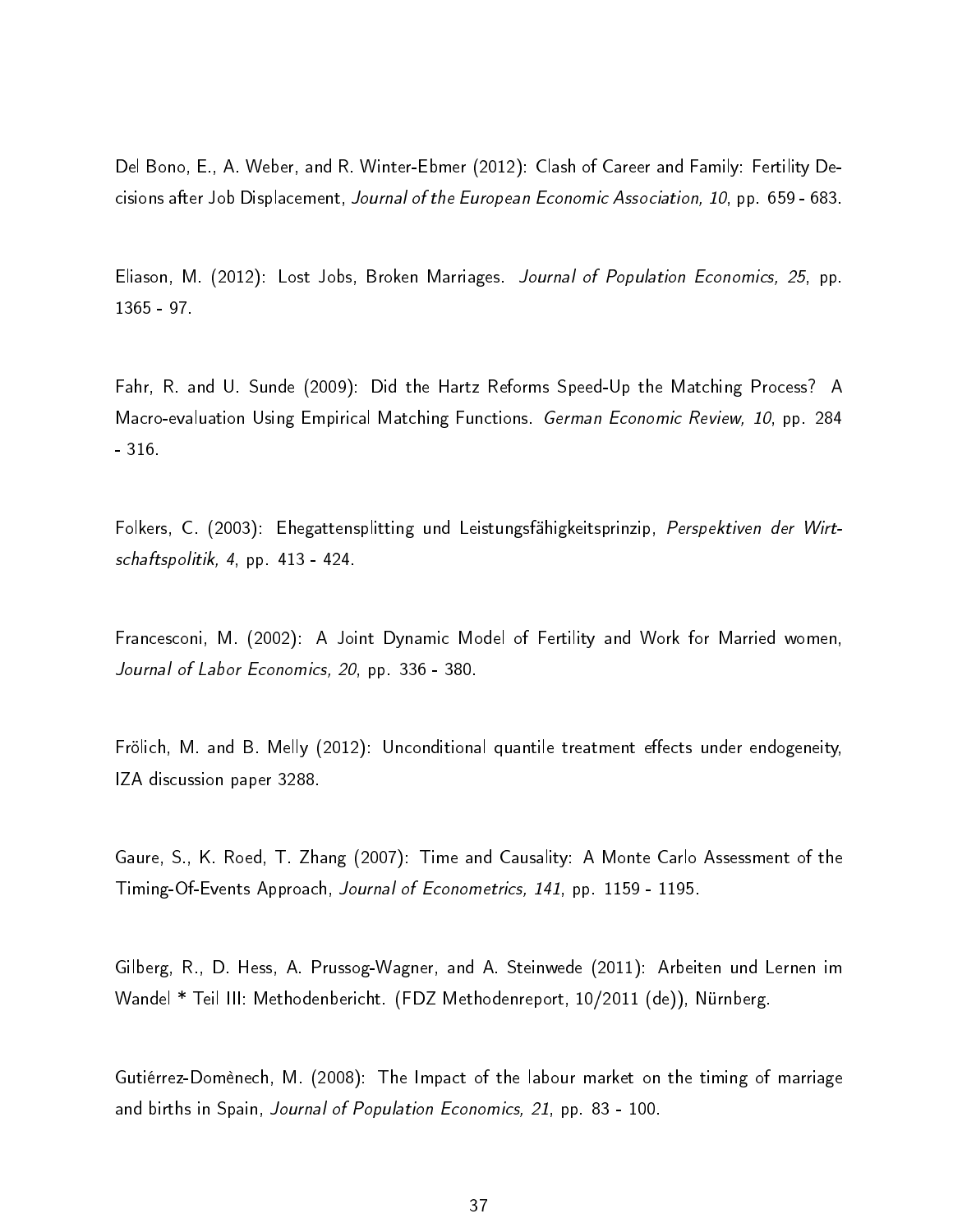Del Bono, E., A. Weber, and R. Winter-Ebmer (2012): Clash of Career and Family: Fertility Decisions after Job Displacement, *Journal of the European Economic Association, 10*, pp. 659 - 683.

Eliason, M. (2012): Lost Jobs, Broken Marriages. *Journal of Population Economics, 25*, pp. 1365 - 97.

Fahr, R. and U. Sunde (2009): Did the Hartz Reforms Speed-Up the Matching Process? A Macro-evaluation Using Empirical Matching Functions. *German Economic Review, 10*, pp. 284 - 316.

Folkers, C. (2003): Ehegattensplitting und Leistungsfähigkeitsprinzip, *Perspektiven der Wirtschaftspolitik, 4*, pp. 413 - 424.

Francesconi, M. (2002): A Joint Dynamic Model of Fertility and Work for Married women, *Journal of Labor Economics, 20*, pp. 336 - 380.

Frölich, M. and B. Melly (2012): Unconditional quantile treatment effects under endogeneity, IZA discussion paper 3288.

Gaure, S., K. Roed, T. Zhang (2007): Time and Causality: A Monte Carlo Assessment of the Timing-Of-Events Approach, *Journal of Econometrics, 141*, pp. 1159 - 1195.

Gilberg, R., D. Hess, A. Prussog-Wagner, and A. Steinwede (2011): Arbeiten und Lernen im Wandel * Teil III: Methodenbericht. (FDZ Methodenreport, 10/2011 (de)), Nürnberg.

Gutiérrez-Domènech, M. (2008): The Impact of the labour market on the timing of marriage and births in Spain, *Journal of Population Economics, 21*, pp. 83 - 100.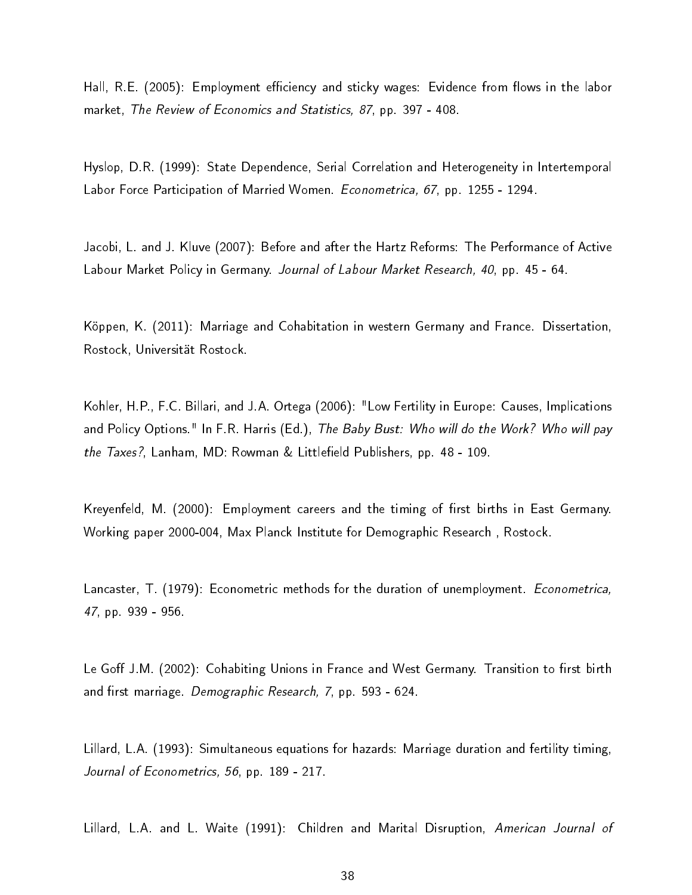Hall, R.E. (2005): Employment efficiency and sticky wages: Evidence from flows in the labor market, *The Review of Economics and Statistics, 87*, pp. 397 - 408.

Hyslop, D.R. (1999): State Dependence, Serial Correlation and Heterogeneity in Intertemporal Labor Force Participation of Married Women. *Econometrica, 67*, pp. 1255 - 1294.

Jacobi, L. and J. Kluve (2007): Before and after the Hartz Reforms: The Performance of Active Labour Market Policy in Germany. *Journal of Labour Market Research, 40*, pp. 45 - 64.

Köppen, K. (2011): Marriage and Cohabitation in western Germany and France. Dissertation, Rostock, Universität Rostock.

Kohler, H.P., F.C. Billari, and J.A. Ortega (2006): "Low Fertility in Europe: Causes, Implications and Policy Options." In F.R. Harris (Ed.), *The Baby Bust: Who will do the Work? Who will pay the Taxes?*, Lanham, MD: Rowman & Littlefield Publishers, pp. 48 - 109.

Kreyenfeld, M. (2000): Employment careers and the timing of first births in East Germany. Working paper 2000-004, Max Planck Institute for Demographic Research , Rostock.

Lancaster, T. (1979): Econometric methods for the duration of unemployment. *Econometrica, 47*, pp. 939 - 956.

Le Goff J.M. (2002): Cohabiting Unions in France and West Germany. Transition to first birth and first marriage. *Demographic Research, 7*, pp. 593 - 624.

Lillard, L.A. (1993): Simultaneous equations for hazards: Marriage duration and fertility timing, *Journal of Econometrics, 56*, pp. 189 - 217.

Lillard, L.A. and L. Waite (1991): Children and Marital Disruption, *American Journal of*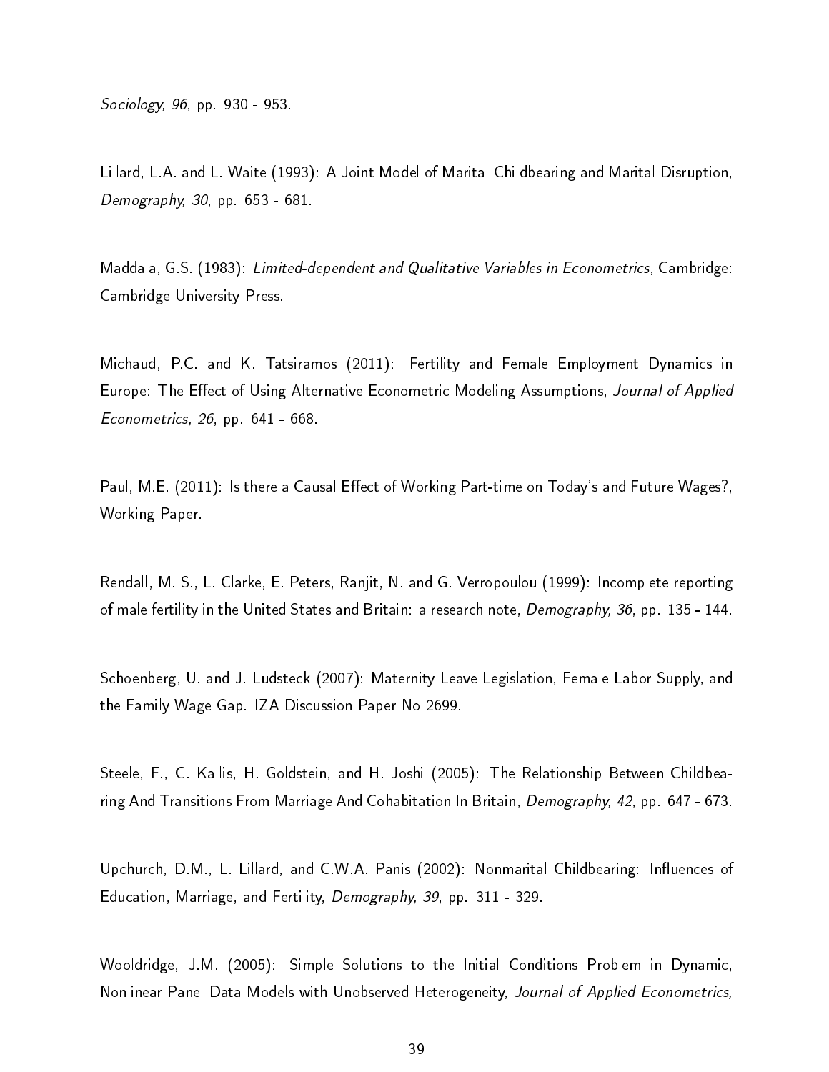*Sociology, 96*, pp. 930 - 953.

Lillard, L.A. and L. Waite (1993): A Joint Model of Marital Childbearing and Marital Disruption, *Demography, 30*, pp. 653 - 681.

Maddala, G.S. (1983): *Limited-dependent and Qualitative Variables in Econometrics*, Cambridge: Cambridge University Press.

Michaud, P.C. and K. Tatsiramos (2011): Fertility and Female Employment Dynamics in Europe: The Effect of Using Alternative Econometric Modeling Assumptions, *Journal of Applied Econometrics, 26*, pp. 641 - 668.

Paul, M.E. (2011): Is there a Causal Effect of Working Part-time on Today's and Future Wages?, Working Paper.

Rendall, M. S., L. Clarke, E. Peters, Ranjit, N. and G. Verropoulou (1999): Incomplete reporting of male fertility in the United States and Britain: a research note, *Demography, 36*, pp. 135 - 144.

Schoenberg, U. and J. Ludsteck (2007): Maternity Leave Legislation, Female Labor Supply, and the Family Wage Gap. IZA Discussion Paper No 2699.

Steele, F., C. Kallis, H. Goldstein, and H. Joshi (2005): The Relationship Between Childbearing And Transitions From Marriage And Cohabitation In Britain, *Demography, 42*, pp. 647 - 673.

Upchurch, D.M., L. Lillard, and C.W.A. Panis (2002): Nonmarital Childbearing: Influences of Education, Marriage, and Fertility, *Demography, 39*, pp. 311 - 329.

Wooldridge, J.M. (2005): Simple Solutions to the Initial Conditions Problem in Dynamic, Nonlinear Panel Data Models with Unobserved Heterogeneity, *Journal of Applied Econometrics,*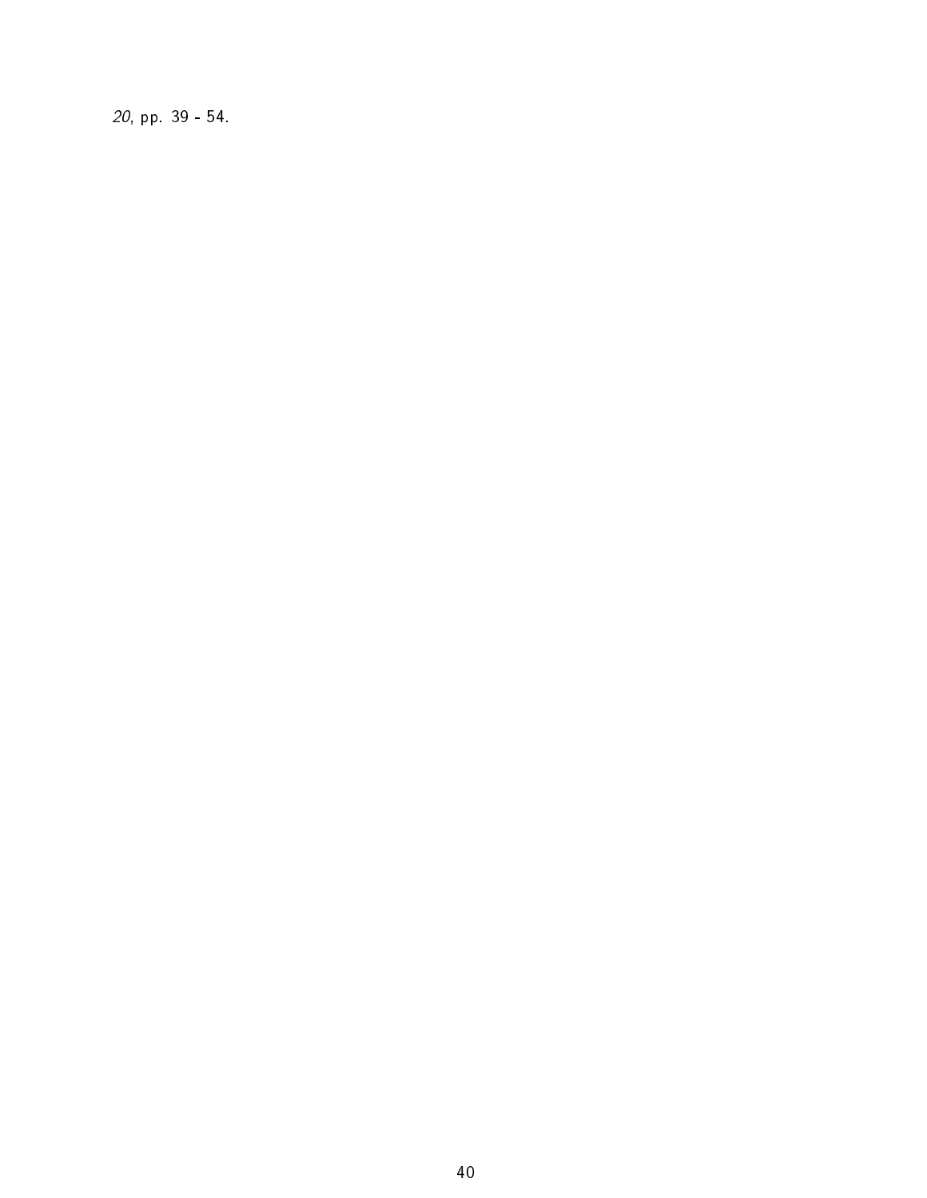*20*, pp. 39 - 54.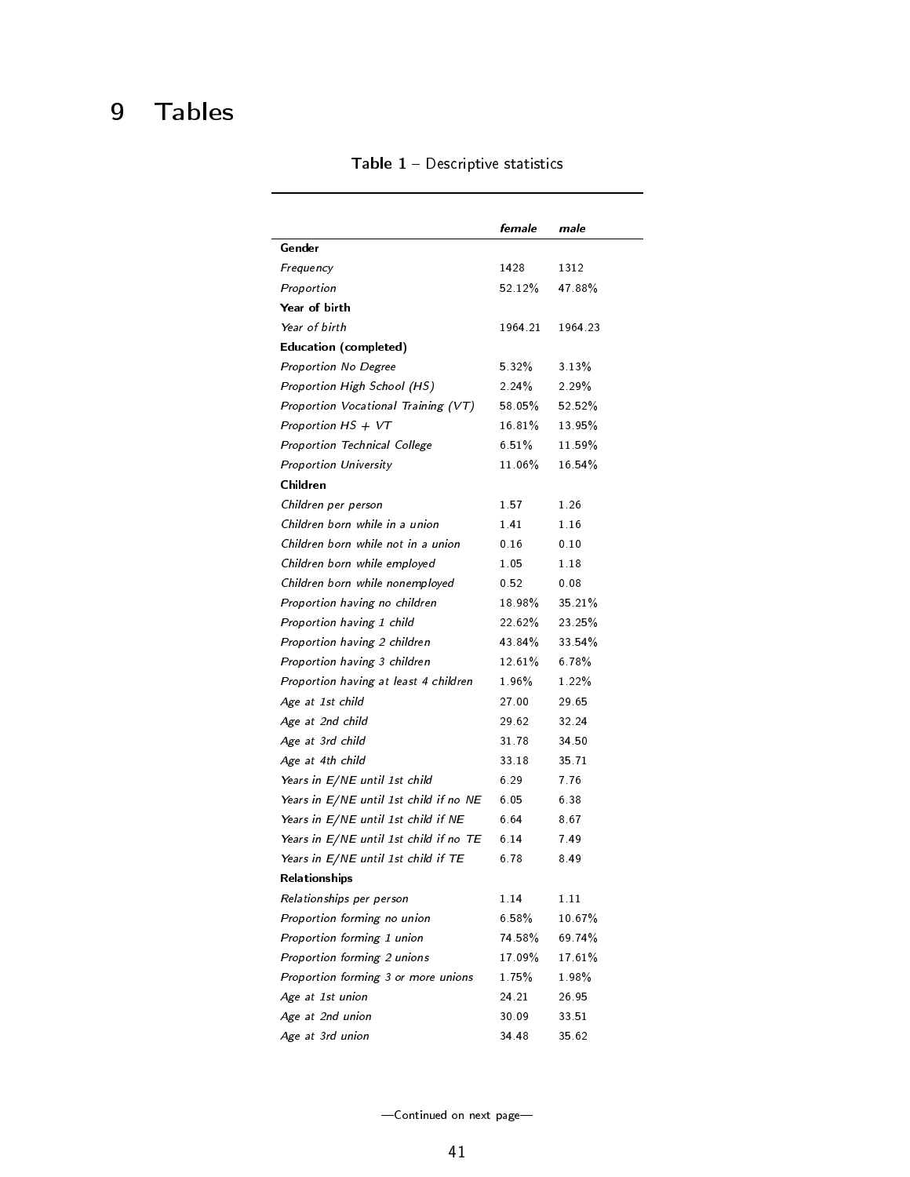# 9 Tables

**Table 1** – Descriptive statistics

| | *female* | *male* |
|---|---|---|
| **Gender** | | |
| *Frequency* | 1428 | 1312 |
| *Proportion* | 52.12% | 47.88% |
| **Year of birth** | | |
| *Year of birth* | 1964.21 | 1964.23 |
| **Education (completed)** | | |
| *Proportion No Degree* | 5.32% | 3.13% |
| *Proportion High School (HS)* | 2.24% | 2.29% |
| *Proportion Vocational Training (VT)* | 58.05% | 52.52% |
| *Proportion HS + VT* | 16.81% | 13.95% |
| *Proportion Technical College* | 6.51% | 11.59% |
| *Proportion University* | 11.06% | 16.54% |
| **Children** | | |
| *Children per person* | 1.57 | 1.26 |
| *Children born while in a union* | 1.41 | 1.16 |
| *Children born while not in a union* | 0.16 | 0.10 |
| *Children born while employed* | 1.05 | 1.18 |
| *Children born while nonemployed* | 0.52 | 0.08 |
| *Proportion having no children* | 18.98% | 35.21% |
| *Proportion having 1 child* | 22.62% | 23.25% |
| *Proportion having 2 children* | 43.84% | 33.54% |
| *Proportion having 3 children* | 12.61% | 6.78% |
| *Proportion having at least 4 children* | 1.96% | 1.22% |
| *Age at 1st child* | 27.00 | 29.65 |
| *Age at 2nd child* | 29.62 | 32.24 |
| *Age at 3rd child* | 31.78 | 34.50 |
| *Age at 4th child* | 33.18 | 35.71 |
| *Years in E/NE until 1st child* | 6.29 | 7.76 |
| *Years in E/NE until 1st child if no NE* | 6.05 | 6.38 |
| *Years in E/NE until 1st child if NE* | 6.64 | 8.67 |
| *Years in E/NE until 1st child if no TE* | 6.14 | 7.49 |
| *Years in E/NE until 1st child if TE* | 6.78 | 8.49 |
| **Relationships** | | |
| *Relationships per person* | 1.14 | 1.11 |
| *Proportion forming no union* | 6.58% | 10.67% |
| *Proportion forming 1 union* | 74.58% | 69.74% |
| *Proportion forming 2 unions* | 17.09% | 17.61% |
| *Proportion forming 3 or more unions* | 1.75% | 1.98% |
| *Age at 1st union* | 24.21 | 26.95 |
| *Age at 2nd union* | 30.09 | 33.51 |
| *Age at 3rd union* | 34.48 | 35.62 |

—Continued on next page—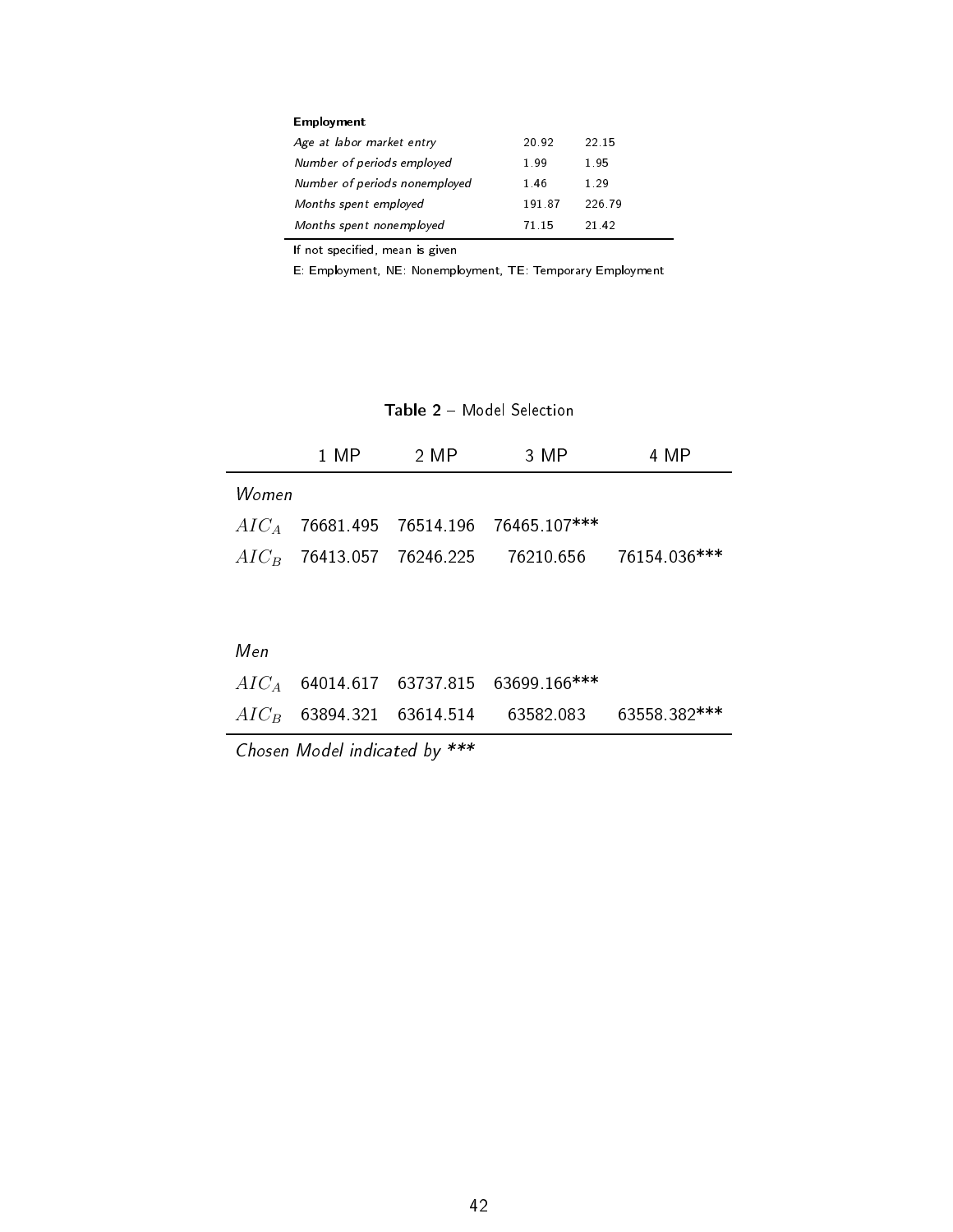| **Employment** | | |
| --- | --- | --- |
| *Age at labor market entry* | 20.92 | 22.15 |
| *Number of periods employed* | 1.99 | 1.95 |
| *Number of periods nonemployed* | 1.46 | 1.29 |
| *Months spent employed* | 191.87 | 226.79 |
| *Months spent nonemployed* | 71.15 | 21.42 |

If not specified, mean is given

E: Employment, NE: Nonemployment, TE: Temporary Employment

**Table 2** – Model Selection

| | 1 MP | 2 MP | 3 MP | 4 MP |
| --- | --- | --- | --- | --- |
| *Women* | | | | |
| $AIC_A$ | 76681.495 | 76514.196 | 76465.107*** | |
| $AIC_B$ | 76413.057 | 76246.225 | 76210.656 | 76154.036*** |
| *Men* | | | | |
| $AIC_A$ | 64014.617 | 63737.815 | 63699.166*** | |
| $AIC_B$ | 63894.321 | 63614.514 | 63582.083 | 63558.382*** |

*Chosen Model indicated by ****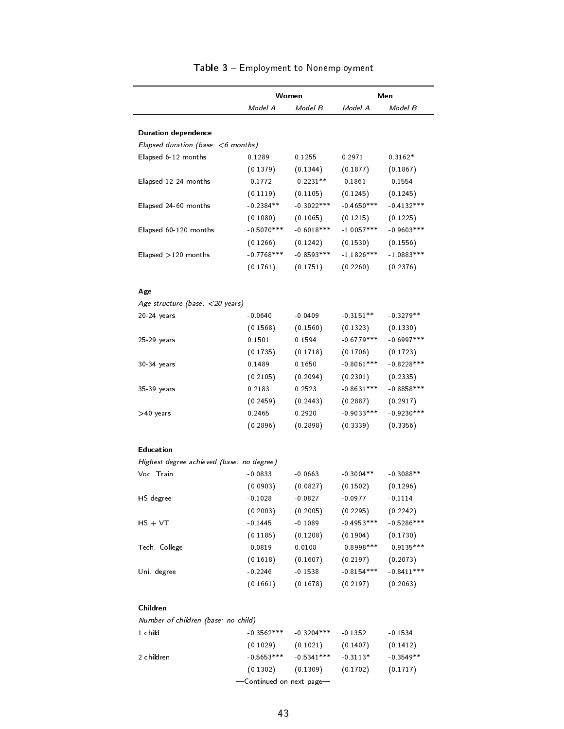**Table 3** – Employment to Nonemployment

| | Women | | Men | |
|---|---|---|---|---|
| | *Model A* | *Model B* | *Model A* | *Model B* |
| **Duration dependence** | | | | |
| *Elapsed duration (base: <6 months)* | | | | |
| Elapsed 6-12 months | 0.1289 | 0.1255 | 0.2971 | 0.3162* |
| | (0.1379) | (0.1344) | (0.1877) | (0.1867) |
| Elapsed 12-24 months | -0.1772 | -0.2231** | -0.1861 | -0.1554 |
| | (0.1119) | (0.1105) | (0.1245) | (0.1245) |
| Elapsed 24-60 months | -0.2384** | -0.3022*** | -0.4650*** | -0.4132*** |
| | (0.1080) | (0.1065) | (0.1215) | (0.1225) |
| Elapsed 60-120 months | -0.5070*** | -0.6018*** | -1.0057*** | -0.9603*** |
| | (0.1266) | (0.1242) | (0.1530) | (0.1556) |
| Elapsed >120 months | -0.7768*** | -0.8593*** | -1.1826*** | -1.0883*** |
| | (0.1761) | (0.1751) | (0.2260) | (0.2376) |
| **Age** | | | | |
| *Age structure (base: <20 years)* | | | | |
| 20-24 years | -0.0640 | -0.0409 | -0.3151** | -0.3279** |
| | (0.1568) | (0.1560) | (0.1323) | (0.1330) |
| 25-29 years | 0.1501 | 0.1594 | -0.6779*** | -0.6997*** |
| | (0.1735) | (0.1718) | (0.1706) | (0.1723) |
| 30-34 years | 0.1489 | 0.1650 | -0.8061*** | -0.8228*** |
| | (0.2105) | (0.2094) | (0.2301) | (0.2335) |
| 35-39 years | 0.2183 | 0.2523 | -0.8631*** | -0.8858*** |
| | (0.2459) | (0.2443) | (0.2887) | (0.2917) |
| >40 years | 0.2465 | 0.2920 | -0.9033*** | -0.9230*** |
| | (0.2896) | (0.2898) | (0.3339) | (0.3356) |
| **Education** | | | | |
| *Highest degree achieved (base: no degree)* | | | | |
| Voc. Train. | -0.0833 | -0.0663 | -0.3004** | -0.3088** |
| | (0.0903) | (0.0827) | (0.1502) | (0.1296) |
| HS degree | -0.1028 | -0.0827 | -0.0977 | -0.1114 |
| | (0.2003) | (0.2005) | (0.2295) | (0.2242) |
| HS + VT | -0.1445 | -0.1089 | -0.4953*** | -0.5286*** |
| | (0.1185) | (0.1208) | (0.1904) | (0.1730) |
| Tech. College | -0.0819 | 0.0108 | -0.8998*** | -0.9135*** |
| | (0.1618) | (0.1607) | (0.2197) | (0.2073) |
| Uni. degree | -0.2246 | -0.1538 | -0.8154*** | -0.8411*** |
| | (0.1661) | (0.1678) | (0.2197) | (0.2063) |
| **Children** | | | | |
| *Number of children (base: no child)* | | | | |
| 1 child | -0.3562*** | -0.3204*** | -0.1352 | -0.1534 |
| | (0.1029) | (0.1021) | (0.1407) | (0.1412) |
| 2 children | -0.5653*** | -0.5341*** | -0.3113* | -0.3549** |
| | (0.1302) | (0.1309) | (0.1702) | (0.1717) |

—Continued on next page—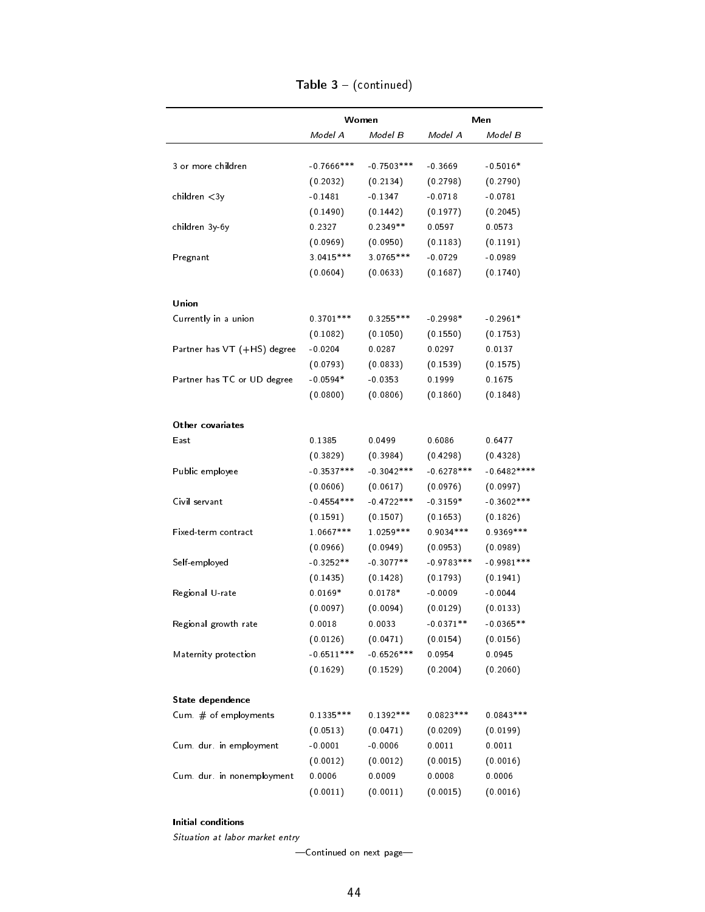**Table 3** – (continued)

| | Women | | Men | |
|---|---|---|---|---|
| | *Model A* | *Model B* | *Model A* | *Model B* |
| 3 or more children | -0.7666*** | -0.7503*** | -0.3669 | -0.5016* |
| | (0.2032) | (0.2134) | (0.2798) | (0.2790) |
| children <3y | -0.1481 | -0.1347 | -0.0718 | -0.0781 |
| | (0.1490) | (0.1442) | (0.1977) | (0.2045) |
| children 3y-6y | 0.2327 | 0.2349** | 0.0597 | 0.0573 |
| | (0.0969) | (0.0950) | (0.1183) | (0.1191) |
| Pregnant | 3.0415*** | 3.0765*** | -0.0729 | -0.0989 |
| | (0.0604) | (0.0633) | (0.1687) | (0.1740) |
| **Union** | | | | |
| Currently in a union | 0.3701*** | 0.3255*** | -0.2998* | -0.2961* |
| | (0.1082) | (0.1050) | (0.1550) | (0.1753) |
| Partner has VT (+HS) degree | -0.0204 | 0.0287 | 0.0297 | 0.0137 |
| | (0.0793) | (0.0833) | (0.1539) | (0.1575) |
| Partner has TC or UD degree | -0.0594* | -0.0353 | 0.1999 | 0.1675 |
| | (0.0800) | (0.0806) | (0.1860) | (0.1848) |
| **Other covariates** | | | | |
| East | 0.1385 | 0.0499 | 0.6086 | 0.6477 |
| | (0.3829) | (0.3984) | (0.4298) | (0.4328) |
| Public employee | -0.3537*** | -0.3042*** | -0.6278*** | -0.6482**** |
| | (0.0606) | (0.0617) | (0.0976) | (0.0997) |
| Civil servant | -0.4554*** | -0.4722*** | -0.3159* | -0.3602*** |
| | (0.1591) | (0.1507) | (0.1653) | (0.1826) |
| Fixed-term contract | 1.0667*** | 1.0259*** | 0.9034*** | 0.9369*** |
| | (0.0966) | (0.0949) | (0.0953) | (0.0989) |
| Self-employed | -0.3252** | -0.3077** | -0.9783*** | -0.9981*** |
| | (0.1435) | (0.1428) | (0.1793) | (0.1941) |
| Regional U-rate | 0.0169* | 0.0178* | -0.0009 | -0.0044 |
| | (0.0097) | (0.0094) | (0.0129) | (0.0133) |
| Regional growth rate | 0.0018 | 0.0033 | -0.0371** | -0.0365** |
| | (0.0126) | (0.0471) | (0.0154) | (0.0156) |
| Maternity protection | -0.6511*** | -0.6526*** | 0.0954 | 0.0945 |
| | (0.1629) | (0.1529) | (0.2004) | (0.2060) |
| **State dependence** | | | | |
| Cum. # of employments | 0.1335*** | 0.1392*** | 0.0823*** | 0.0843*** |
| | (0.0513) | (0.0471) | (0.0209) | (0.0199) |
| Cum. dur. in employment | -0.0001 | -0.0006 | 0.0011 | 0.0011 |
| | (0.0012) | (0.0012) | (0.0015) | (0.0016) |
| Cum. dur. in nonemployment | 0.0006 | 0.0009 | 0.0008 | 0.0006 |
| | (0.0011) | (0.0011) | (0.0015) | (0.0016) |
| **Initial conditions** | | | | |
| *Situation at labor market entry* | | | | |

—Continued on next page—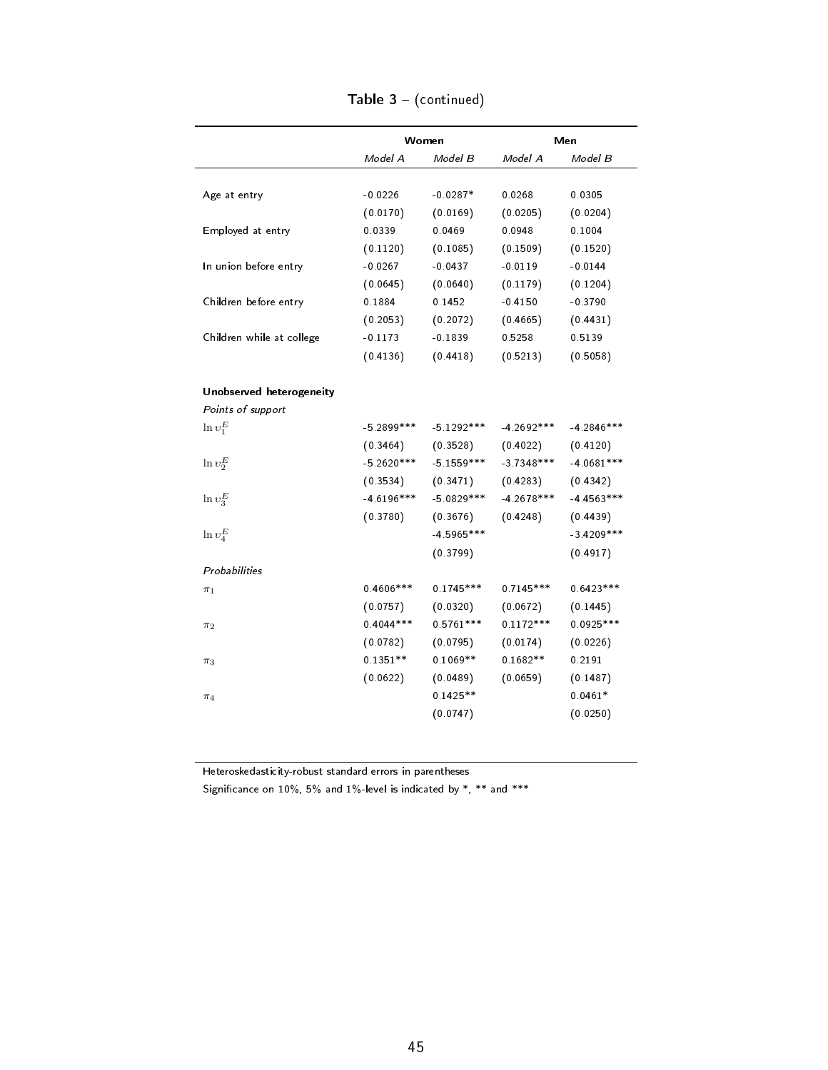**Table 3** – (continued)

| | Women | | Men | |
|---|---|---|---|---|
| | *Model A* | *Model B* | *Model A* | *Model B* |
| Age at entry | -0.0226 | -0.0287* | 0.0268 | 0.0305 |
| | (0.0170) | (0.0169) | (0.0205) | (0.0204) |
| Employed at entry | 0.0339 | 0.0469 | 0.0948 | 0.1004 |
| | (0.1120) | (0.1085) | (0.1509) | (0.1520) |
| In union before entry | -0.0267 | -0.0437 | -0.0119 | -0.0144 |
| | (0.0645) | (0.0640) | (0.1179) | (0.1204) |
| Children before entry | 0.1884 | 0.1452 | -0.4150 | -0.3790 |
| | (0.2053) | (0.2072) | (0.4665) | (0.4431) |
| Children while at college | -0.1173 | -0.1839 | 0.5258 | 0.5139 |
| | (0.4136) | (0.4418) | (0.5213) | (0.5058) |
| **Unobserved heterogeneity** | | | | |
| *Points of support* | | | | |
| $\ln \upsilon_1^E$ | -5.2899*** | -5.1292*** | -4.2692*** | -4.2846*** |
| | (0.3464) | (0.3528) | (0.4022) | (0.4120) |
| $\ln \upsilon_2^E$ | -5.2620*** | -5.1559*** | -3.7348*** | -4.0681*** |
| | (0.3534) | (0.3471) | (0.4283) | (0.4342) |
| $\ln \upsilon_3^E$ | -4.6196*** | -5.0829*** | -4.2678*** | -4.4563*** |
| | (0.3780) | (0.3676) | (0.4248) | (0.4439) |
| $\ln \upsilon_4^E$ | | -4.5965*** | | -3.4209*** |
| | | (0.3799) | | (0.4917) |
| *Probabilities* | | | | |
| $\pi_1$ | 0.4606*** | 0.1745*** | 0.7145*** | 0.6423*** |
| | (0.0757) | (0.0320) | (0.0672) | (0.1445) |
| $\pi_2$ | 0.4044*** | 0.5761*** | 0.1172*** | 0.0925*** |
| | (0.0782) | (0.0795) | (0.0174) | (0.0226) |
| $\pi_3$ | 0.1351** | 0.1069** | 0.1682** | 0.2191 |
| | (0.0622) | (0.0489) | (0.0659) | (0.1487) |
| $\pi_4$ | | 0.1425** | | 0.0461* |
| | | (0.0747) | | (0.0250) |

Heteroskedasticity-robust standard errors in parentheses

Significance on 10%, 5% and 1%-level is indicated by *, ** and ***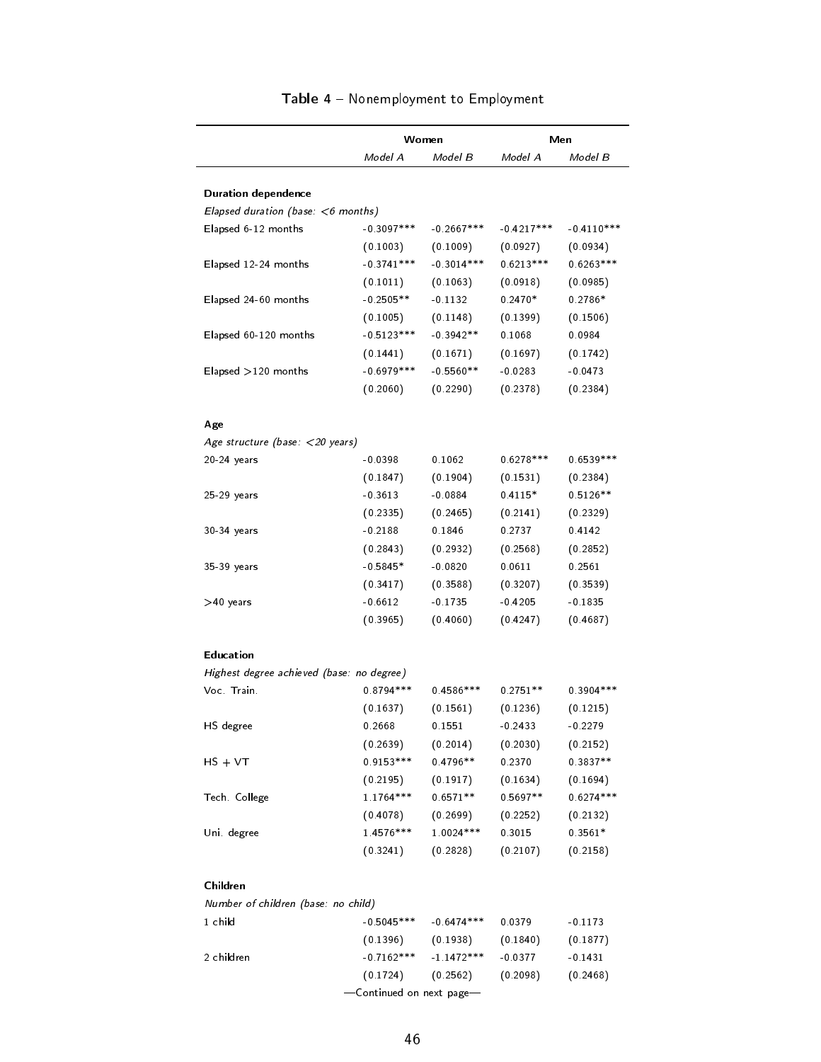**Table 4** – Nonemployment to Employment

| | Women | | Men | |
|---|---|---|---|---|
| | *Model A* | *Model B* | *Model A* | *Model B* |
| **Duration dependence** | | | | |
| *Elapsed duration (base: <6 months)* | | | | |
| Elapsed 6-12 months | -0.3097*** | -0.2667*** | -0.4217*** | -0.4110*** |
| | (0.1003) | (0.1009) | (0.0927) | (0.0934) |
| Elapsed 12-24 months | -0.3741*** | -0.3014*** | 0.6213*** | 0.6263*** |
| | (0.1011) | (0.1063) | (0.0918) | (0.0985) |
| Elapsed 24-60 months | -0.2505** | -0.1132 | 0.2470* | 0.2786* |
| | (0.1005) | (0.1148) | (0.1399) | (0.1506) |
| Elapsed 60-120 months | -0.5123*** | -0.3942** | 0.1068 | 0.0984 |
| | (0.1441) | (0.1671) | (0.1697) | (0.1742) |
| Elapsed >120 months | -0.6979*** | -0.5560** | -0.0283 | -0.0473 |
| | (0.2060) | (0.2290) | (0.2378) | (0.2384) |
| **Age** | | | | |
| *Age structure (base: <20 years)* | | | | |
| 20-24 years | -0.0398 | 0.1062 | 0.6278*** | 0.6539*** |
| | (0.1847) | (0.1904) | (0.1531) | (0.2384) |
| 25-29 years | -0.3613 | -0.0884 | 0.4115* | 0.5126** |
| | (0.2335) | (0.2465) | (0.2141) | (0.2329) |
| 30-34 years | -0.2188 | 0.1846 | 0.2737 | 0.4142 |
| | (0.2843) | (0.2932) | (0.2568) | (0.2852) |
| 35-39 years | -0.5845* | -0.0820 | 0.0611 | 0.2561 |
| | (0.3417) | (0.3588) | (0.3207) | (0.3539) |
| >40 years | -0.6612 | -0.1735 | -0.4205 | -0.1835 |
| | (0.3965) | (0.4060) | (0.4247) | (0.4687) |
| **Education** | | | | |
| *Highest degree achieved (base: no degree)* | | | | |
| Voc. Train. | 0.8794*** | 0.4586*** | 0.2751** | 0.3904*** |
| | (0.1637) | (0.1561) | (0.1236) | (0.1215) |
| HS degree | 0.2668 | 0.1551 | -0.2433 | -0.2279 |
| | (0.2639) | (0.2014) | (0.2030) | (0.2152) |
| HS + VT | 0.9153*** | 0.4796** | 0.2370 | 0.3837** |
| | (0.2195) | (0.1917) | (0.1634) | (0.1694) |
| Tech. College | 1.1764*** | 0.6571** | 0.5697** | 0.6274*** |
| | (0.4078) | (0.2699) | (0.2252) | (0.2132) |
| Uni. degree | 1.4576*** | 1.0024*** | 0.3015 | 0.3561* |
| | (0.3241) | (0.2828) | (0.2107) | (0.2158) |
| **Children** | | | | |
| *Number of children (base: no child)* | | | | |
| 1 child | -0.5045*** | -0.6474*** | 0.0379 | -0.1173 |
| | (0.1396) | (0.1938) | (0.1840) | (0.1877) |
| 2 children | -0.7162*** | -1.1472*** | -0.0377 | -0.1431 |
| | (0.1724) | (0.2562) | (0.2098) | (0.2468) |

—Continued on next page—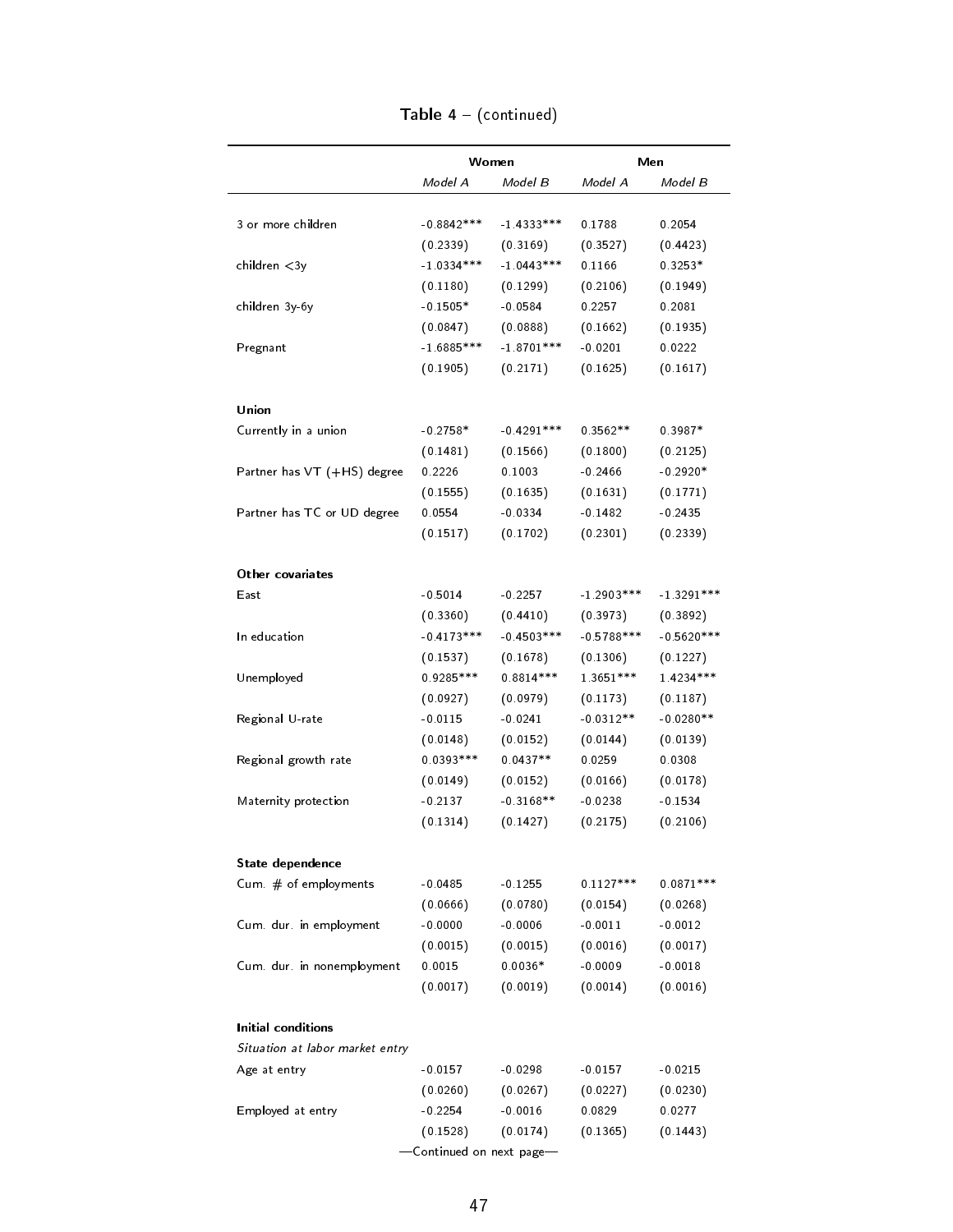**Table 4** – (continued)

| | Women | | Men | |
|---|---|---|---|---|
| | *Model A* | *Model B* | *Model A* | *Model B* |
| 3 or more children | -0.8842*** | -1.4333*** | 0.1788 | 0.2054 |
| | (0.2339) | (0.3169) | (0.3527) | (0.4423) |
| children <3y | -1.0334*** | -1.0443*** | 0.1166 | 0.3253* |
| | (0.1180) | (0.1299) | (0.2106) | (0.1949) |
| children 3y-6y | -0.1505* | -0.0584 | 0.2257 | 0.2081 |
| | (0.0847) | (0.0888) | (0.1662) | (0.1935) |
| Pregnant | -1.6885*** | -1.8701*** | -0.0201 | 0.0222 |
| | (0.1905) | (0.2171) | (0.1625) | (0.1617) |
| **Union** | | | | |
| Currently in a union | -0.2758* | -0.4291*** | 0.3562** | 0.3987* |
| | (0.1481) | (0.1566) | (0.1800) | (0.2125) |
| Partner has VT (+HS) degree | 0.2226 | 0.1003 | -0.2466 | -0.2920* |
| | (0.1555) | (0.1635) | (0.1631) | (0.1771) |
| Partner has TC or UD degree | 0.0554 | -0.0334 | -0.1482 | -0.2435 |
| | (0.1517) | (0.1702) | (0.2301) | (0.2339) |
| **Other covariates** | | | | |
| East | -0.5014 | -0.2257 | -1.2903*** | -1.3291*** |
| | (0.3360) | (0.4410) | (0.3973) | (0.3892) |
| In education | -0.4173*** | -0.4503*** | -0.5788*** | -0.5620*** |
| | (0.1537) | (0.1678) | (0.1306) | (0.1227) |
| Unemployed | 0.9285*** | 0.8814*** | 1.3651*** | 1.4234*** |
| | (0.0927) | (0.0979) | (0.1173) | (0.1187) |
| Regional U-rate | -0.0115 | -0.0241 | -0.0312** | -0.0280** |
| | (0.0148) | (0.0152) | (0.0144) | (0.0139) |
| Regional growth rate | 0.0393*** | 0.0437** | 0.0259 | 0.0308 |
| | (0.0149) | (0.0152) | (0.0166) | (0.0178) |
| Maternity protection | -0.2137 | -0.3168** | -0.0238 | -0.1534 |
| | (0.1314) | (0.1427) | (0.2175) | (0.2106) |
| **State dependence** | | | | |
| Cum. # of employments | -0.0485 | -0.1255 | 0.1127*** | 0.0871*** |
| | (0.0666) | (0.0780) | (0.0154) | (0.0268) |
| Cum. dur. in employment | -0.0000 | -0.0006 | -0.0011 | -0.0012 |
| | (0.0015) | (0.0015) | (0.0016) | (0.0017) |
| Cum. dur. in nonemployment | 0.0015 | 0.0036* | -0.0009 | -0.0018 |
| | (0.0017) | (0.0019) | (0.0014) | (0.0016) |
| **Initial conditions** | | | | |
| *Situation at labor market entry* | | | | |
| Age at entry | -0.0157 | -0.0298 | -0.0157 | -0.0215 |
| | (0.0260) | (0.0267) | (0.0227) | (0.0230) |
| Employed at entry | -0.2254 | -0.0016 | 0.0829 | 0.0277 |
| | (0.1528) | (0.0174) | (0.1365) | (0.1443) |

—Continued on next page—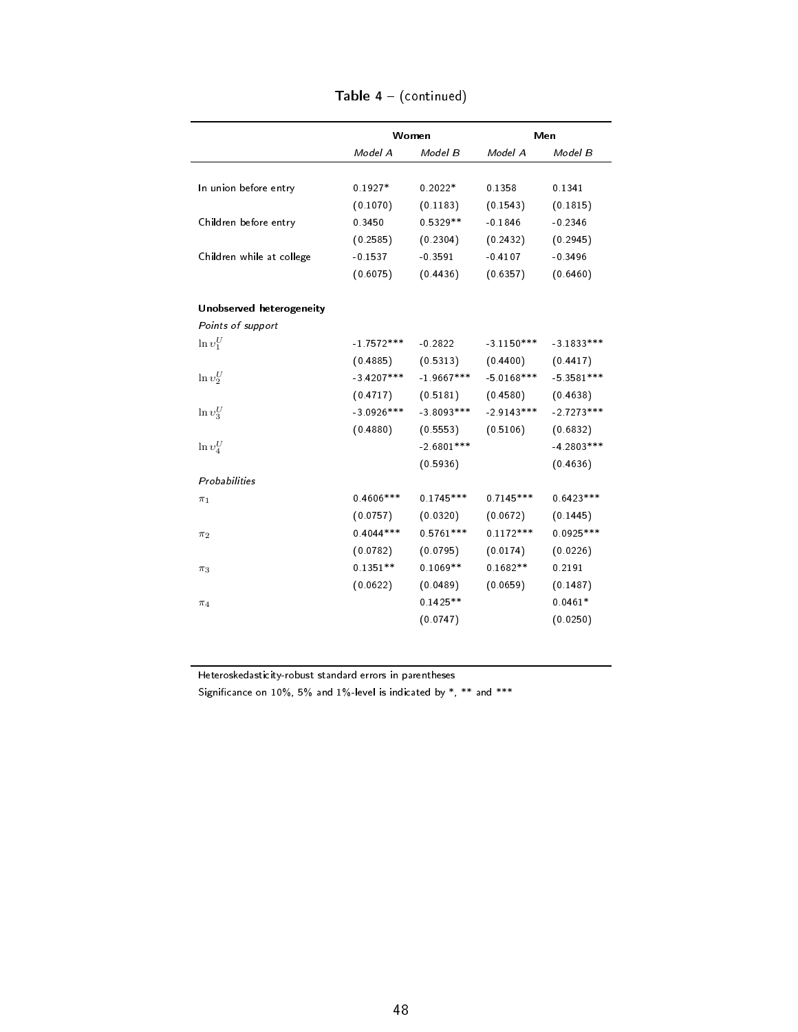**Table 4** – (continued)

| | Women | | Men | |
|---|---|---|---|---|
| | *Model A* | *Model B* | *Model A* | *Model B* |
| In union before entry | 0.1927* | 0.2022* | 0.1358 | 0.1341 |
| | (0.1070) | (0.1183) | (0.1543) | (0.1815) |
| Children before entry | 0.3450 | 0.5329** | -0.1846 | -0.2346 |
| | (0.2585) | (0.2304) | (0.2432) | (0.2945) |
| Children while at college | -0.1537 | -0.3591 | -0.4107 | -0.3496 |
| | (0.6075) | (0.4436) | (0.6357) | (0.6460) |
| **Unobserved heterogeneity** | | | | |
| *Points of support* | | | | |
| $\ln \upsilon_1^U$ | -1.7572*** | -0.2822 | -3.1150*** | -3.1833*** |
| | (0.4885) | (0.5313) | (0.4400) | (0.4417) |
| $\ln \upsilon_2^U$ | -3.4207*** | -1.9667*** | -5.0168*** | -5.3581*** |
| | (0.4717) | (0.5181) | (0.4580) | (0.4638) |
| $\ln \upsilon_3^U$ | -3.0926*** | -3.8093*** | -2.9143*** | -2.7273*** |
| | (0.4880) | (0.5553) | (0.5106) | (0.6832) |
| $\ln \upsilon_4^U$ | | -2.6801*** | | -4.2803*** |
| | | (0.5936) | | (0.4636) |
| *Probabilities* | | | | |
| $\pi_1$ | 0.4606*** | 0.1745*** | 0.7145*** | 0.6423*** |
| | (0.0757) | (0.0320) | (0.0672) | (0.1445) |
| $\pi_2$ | 0.4044*** | 0.5761*** | 0.1172*** | 0.0925*** |
| | (0.0782) | (0.0795) | (0.0174) | (0.0226) |
| $\pi_3$ | 0.1351** | 0.1069** | 0.1682** | 0.2191 |
| | (0.0622) | (0.0489) | (0.0659) | (0.1487) |
| $\pi_4$ | | 0.1425** | | 0.0461* |
| | | (0.0747) | | (0.0250) |

Heteroskedasticity-robust standard errors in parentheses

Significance on 10%, 5% and 1%-level is indicated by *, ** and ***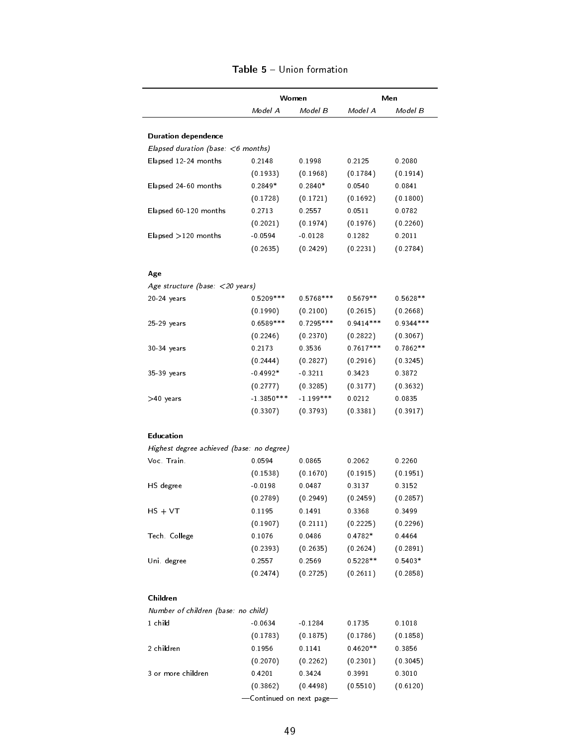**Table 5** – Union formation

| | Women | | Men | |
|---|---|---|---|---|
| | *Model A* | *Model B* | *Model A* | *Model B* |
| **Duration dependence** | | | | |
| *Elapsed duration (base: <6 months)* | | | | |
| Elapsed 12-24 months | 0.2148 | 0.1998 | 0.2125 | 0.2080 |
| | (0.1933) | (0.1968) | (0.1784) | (0.1914) |
| Elapsed 24-60 months | 0.2849* | 0.2840* | 0.0540 | 0.0841 |
| | (0.1728) | (0.1721) | (0.1692) | (0.1800) |
| Elapsed 60-120 months | 0.2713 | 0.2557 | 0.0511 | 0.0782 |
| | (0.2021) | (0.1974) | (0.1976) | (0.2260) |
| Elapsed >120 months | -0.0594 | -0.0128 | 0.1282 | 0.2011 |
| | (0.2635) | (0.2429) | (0.2231) | (0.2784) |
| **Age** | | | | |
| *Age structure (base: <20 years)* | | | | |
| 20-24 years | 0.5209*** | 0.5768*** | 0.5679** | 0.5628** |
| | (0.1990) | (0.2100) | (0.2615) | (0.2668) |
| 25-29 years | 0.6589*** | 0.7295*** | 0.9414*** | 0.9344*** |
| | (0.2246) | (0.2370) | (0.2822) | (0.3067) |
| 30-34 years | 0.2173 | 0.3536 | 0.7617*** | 0.7862** |
| | (0.2444) | (0.2827) | (0.2916) | (0.3245) |
| 35-39 years | -0.4992* | -0.3211 | 0.3423 | 0.3872 |
| | (0.2777) | (0.3285) | (0.3177) | (0.3632) |
| >40 years | -1.3850*** | -1.199*** | 0.0212 | 0.0835 |
| | (0.3307) | (0.3793) | (0.3381) | (0.3917) |
| **Education** | | | | |
| *Highest degree achieved (base: no degree)* | | | | |
| Voc. Train. | 0.0594 | 0.0865 | 0.2062 | 0.2260 |
| | (0.1538) | (0.1670) | (0.1915) | (0.1951) |
| HS degree | -0.0198 | 0.0487 | 0.3137 | 0.3152 |
| | (0.2789) | (0.2949) | (0.2459) | (0.2857) |
| HS + VT | 0.1195 | 0.1491 | 0.3368 | 0.3499 |
| | (0.1907) | (0.2111) | (0.2225) | (0.2296) |
| Tech. College | 0.1076 | 0.0486 | 0.4782* | 0.4464 |
| | (0.2393) | (0.2635) | (0.2624) | (0.2891) |
| Uni. degree | 0.2557 | 0.2569 | 0.5228** | 0.5403* |
| | (0.2474) | (0.2725) | (0.2611) | (0.2858) |
| **Children** | | | | |
| *Number of children (base: no child)* | | | | |
| 1 child | -0.0634 | -0.1284 | 0.1735 | 0.1018 |
| | (0.1783) | (0.1875) | (0.1786) | (0.1858) |
| 2 children | 0.1956 | 0.1141 | 0.4620** | 0.3856 |
| | (0.2070) | (0.2262) | (0.2301) | (0.3045) |
| 3 or more children | 0.4201 | 0.3424 | 0.3991 | 0.3010 |
| | (0.3862) | (0.4498) | (0.5510) | (0.6120) |

—Continued on next page—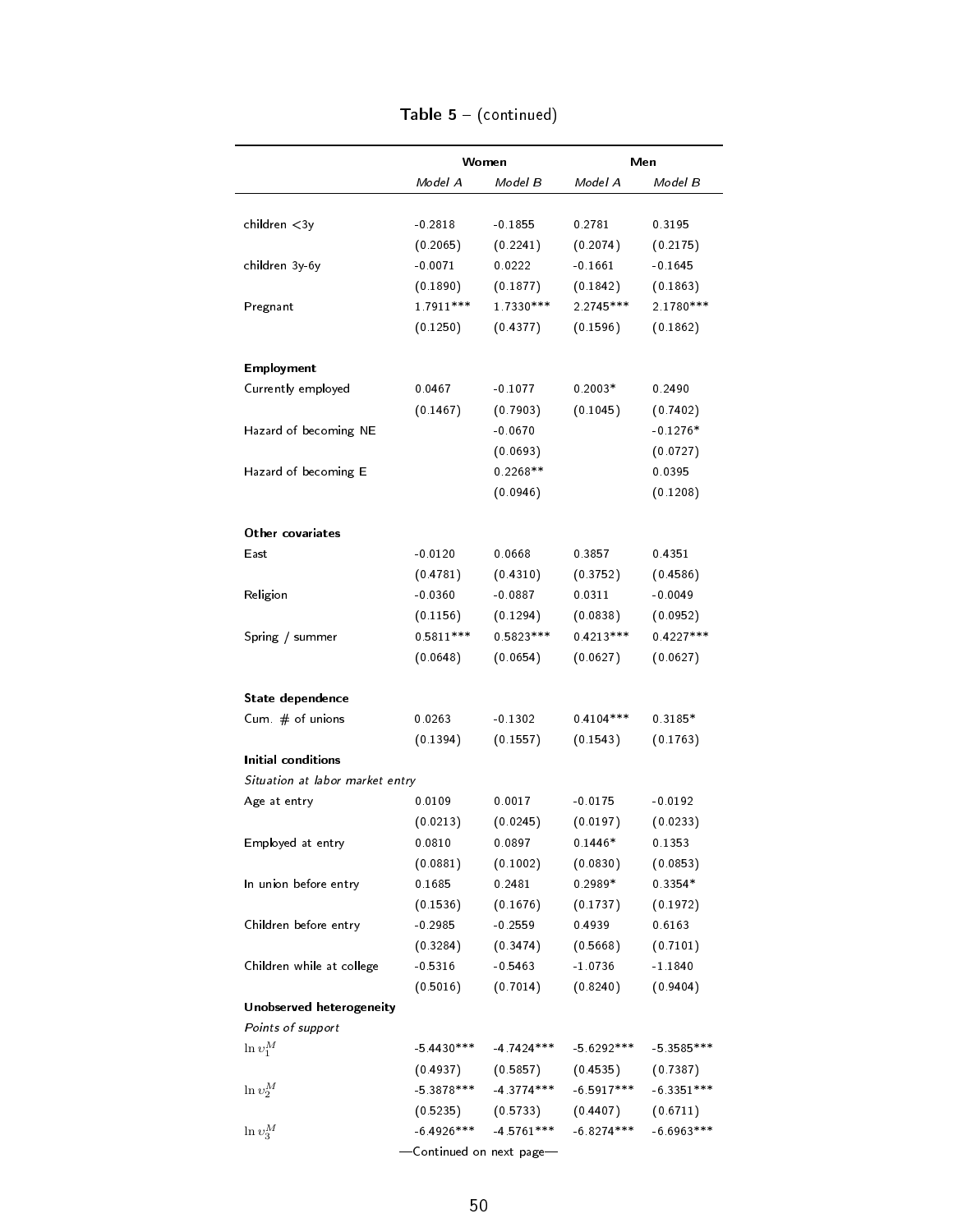**Table 5** – (continued)

| | Women | | Men | |
|---|---|---|---|---|
| | *Model A* | *Model B* | *Model A* | *Model B* |
| children <3y | -0.2818 | -0.1855 | 0.2781 | 0.3195 |
| | (0.2065) | (0.2241) | (0.2074) | (0.2175) |
| children 3y-6y | -0.0071 | 0.0222 | -0.1661 | -0.1645 |
| | (0.1890) | (0.1877) | (0.1842) | (0.1863) |
| Pregnant | 1.7911*** | 1.7330*** | 2.2745*** | 2.1780*** |
| | (0.1250) | (0.4377) | (0.1596) | (0.1862) |
| **Employment** | | | | |
| Currently employed | 0.0467 | -0.1077 | 0.2003* | 0.2490 |
| | (0.1467) | (0.7903) | (0.1045) | (0.7402) |
| Hazard of becoming NE | | -0.0670 | | -0.1276* |
| | | (0.0693) | | (0.0727) |
| Hazard of becoming E | | 0.2268** | | 0.0395 |
| | | (0.0946) | | (0.1208) |
| **Other covariates** | | | | |
| East | -0.0120 | 0.0668 | 0.3857 | 0.4351 |
| | (0.4781) | (0.4310) | (0.3752) | (0.4586) |
| Religion | -0.0360 | -0.0887 | 0.0311 | -0.0049 |
| | (0.1156) | (0.1294) | (0.0838) | (0.0952) |
| Spring / summer | 0.5811*** | 0.5823*** | 0.4213*** | 0.4227*** |
| | (0.0648) | (0.0654) | (0.0627) | (0.0627) |
| **State dependence** | | | | |
| Cum. # of unions | 0.0263 | -0.1302 | 0.4104*** | 0.3185* |
| | (0.1394) | (0.1557) | (0.1543) | (0.1763) |
| **Initial conditions** | | | | |
| *Situation at labor market entry* | | | | |
| Age at entry | 0.0109 | 0.0017 | -0.0175 | -0.0192 |
| | (0.0213) | (0.0245) | (0.0197) | (0.0233) |
| Employed at entry | 0.0810 | 0.0897 | 0.1446* | 0.1353 |
| | (0.0881) | (0.1002) | (0.0830) | (0.0853) |
| In union before entry | 0.1685 | 0.2481 | 0.2989* | 0.3354* |
| | (0.1536) | (0.1676) | (0.1737) | (0.1972) |
| Children before entry | -0.2985 | -0.2559 | 0.4939 | 0.6163 |
| | (0.3284) | (0.3474) | (0.5668) | (0.7101) |
| Children while at college | -0.5316 | -0.5463 | -1.0736 | -1.1840 |
| | (0.5016) | (0.7014) | (0.8240) | (0.9404) |
| **Unobserved heterogeneity** | | | | |
| *Points of support* | | | | |
| $\ln \upsilon_1^M$ | -5.4430*** | -4.7424*** | -5.6292*** | -5.3585*** |
| | (0.4937) | (0.5857) | (0.4535) | (0.7387) |
| $\ln \upsilon_2^M$ | -5.3878*** | -4.3774*** | -6.5917*** | -6.3351*** |
| | (0.5235) | (0.5733) | (0.4407) | (0.6711) |
| $\ln \upsilon_3^M$ | -6.4926*** | -4.5761*** | -6.8274*** | -6.6963*** |

—Continued on next page—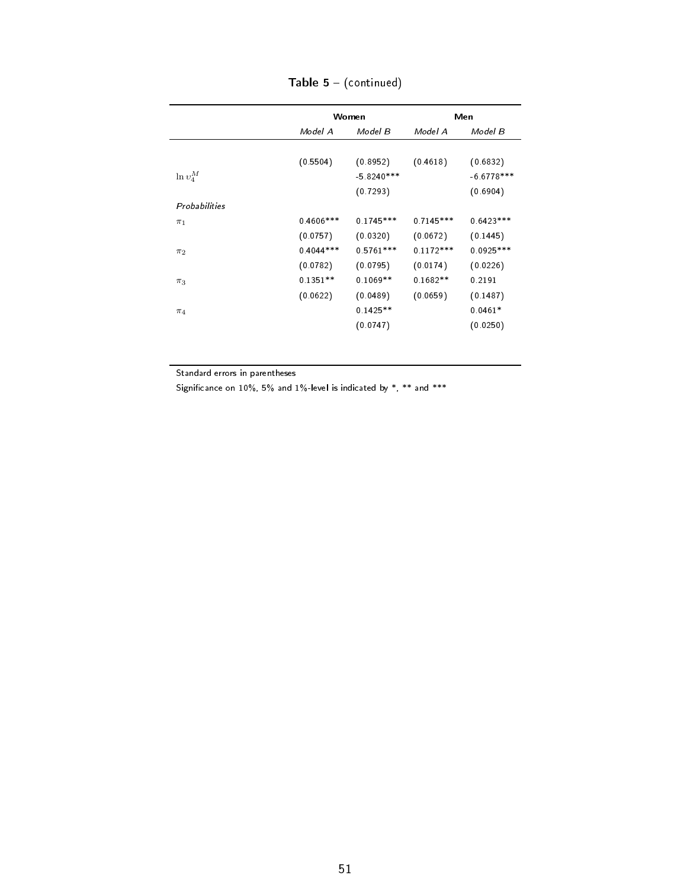**Table 5** – (continued)

| | **Women** | | **Men** | |
|---|---|---|---|---|
| | *Model A* | *Model B* | *Model A* | *Model B* |
| | (0.5504) | (0.8952) | (0.4618) | (0.6832) |
| $\ln \upsilon_4^M$ | | -5.8240*** | | -6.6778*** |
| | | (0.7293) | | (0.6904) |
| *Probabilities* | | | | |
| $\pi_1$ | 0.4606*** | 0.1745*** | 0.7145*** | 0.6423*** |
| | (0.0757) | (0.0320) | (0.0672) | (0.1445) |
| $\pi_2$ | 0.4044*** | 0.5761*** | 0.1172*** | 0.0925*** |
| | (0.0782) | (0.0795) | (0.0174) | (0.0226) |
| $\pi_3$ | 0.1351** | 0.1069** | 0.1682** | 0.2191 |
| | (0.0622) | (0.0489) | (0.0659) | (0.1487) |
| $\pi_4$ | | 0.1425** | | 0.0461* |
| | | (0.0747) | | (0.0250) |

Standard errors in parentheses

Significance on 10%, 5% and 1%-level is indicated by *, ** and ***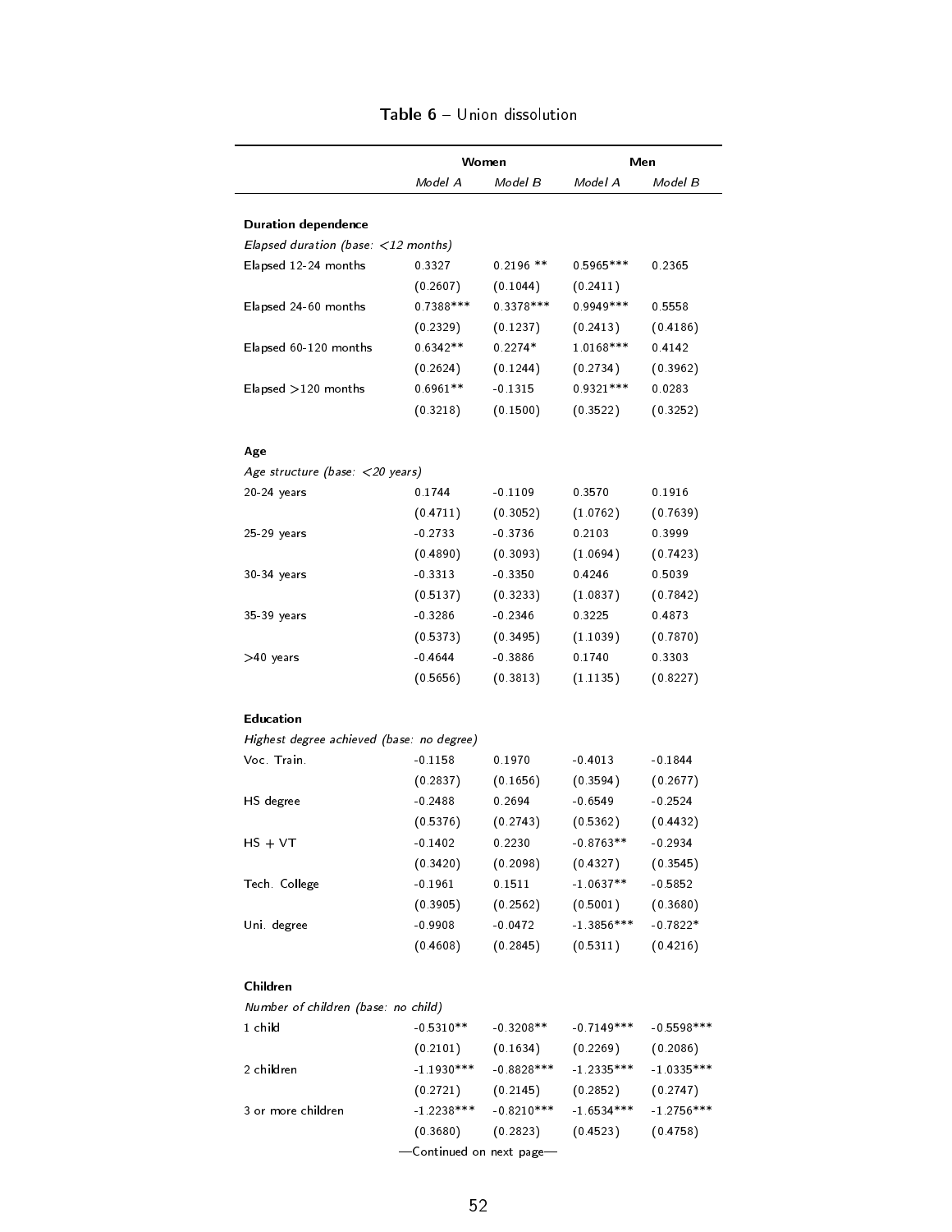**Table 6** – Union dissolution

| | Women | | Men | |
|---|---|---|---|---|
| | *Model A* | *Model B* | *Model A* | *Model B* |
| **Duration dependence** | | | | |
| *Elapsed duration (base: <12 months)* | | | | |
| Elapsed 12-24 months | 0.3327 | 0.2196 ** | 0.5965*** | 0.2365 |
| | (0.2607) | (0.1044) | (0.2411) | |
| Elapsed 24-60 months | 0.7388*** | 0.3378*** | 0.9949*** | 0.5558 |
| | (0.2329) | (0.1237) | (0.2413) | (0.4186) |
| Elapsed 60-120 months | 0.6342** | 0.2274* | 1.0168*** | 0.4142 |
| | (0.2624) | (0.1244) | (0.2734) | (0.3962) |
| Elapsed >120 months | 0.6961** | -0.1315 | 0.9321*** | 0.0283 |
| | (0.3218) | (0.1500) | (0.3522) | (0.3252) |
| **Age** | | | | |
| *Age structure (base: <20 years)* | | | | |
| 20-24 years | 0.1744 | -0.1109 | 0.3570 | 0.1916 |
| | (0.4711) | (0.3052) | (1.0762) | (0.7639) |
| 25-29 years | -0.2733 | -0.3736 | 0.2103 | 0.3999 |
| | (0.4890) | (0.3093) | (1.0694) | (0.7423) |
| 30-34 years | -0.3313 | -0.3350 | 0.4246 | 0.5039 |
| | (0.5137) | (0.3233) | (1.0837) | (0.7842) |
| 35-39 years | -0.3286 | -0.2346 | 0.3225 | 0.4873 |
| | (0.5373) | (0.3495) | (1.1039) | (0.7870) |
| >40 years | -0.4644 | -0.3886 | 0.1740 | 0.3303 |
| | (0.5656) | (0.3813) | (1.1135) | (0.8227) |
| **Education** | | | | |
| *Highest degree achieved (base: no degree)* | | | | |
| Voc. Train. | -0.1158 | 0.1970 | -0.4013 | -0.1844 |
| | (0.2837) | (0.1656) | (0.3594) | (0.2677) |
| HS degree | -0.2488 | 0.2694 | -0.6549 | -0.2524 |
| | (0.5376) | (0.2743) | (0.5362) | (0.4432) |
| HS + VT | -0.1402 | 0.2230 | -0.8763** | -0.2934 |
| | (0.3420) | (0.2098) | (0.4327) | (0.3545) |
| Tech. College | -0.1961 | 0.1511 | -1.0637** | -0.5852 |
| | (0.3905) | (0.2562) | (0.5001) | (0.3680) |
| Uni. degree | -0.9908 | -0.0472 | -1.3856*** | -0.7822* |
| | (0.4608) | (0.2845) | (0.5311) | (0.4216) |
| **Children** | | | | |
| *Number of children (base: no child)* | | | | |
| 1 child | -0.5310** | -0.3208** | -0.7149*** | -0.5598*** |
| | (0.2101) | (0.1634) | (0.2269) | (0.2086) |
| 2 children | -1.1930*** | -0.8828*** | -1.2335*** | -1.0335*** |
| | (0.2721) | (0.2145) | (0.2852) | (0.2747) |
| 3 or more children | -1.2238*** | -0.8210*** | -1.6534*** | -1.2756*** |
| | (0.3680) | (0.2823) | (0.4523) | (0.4758) |

—Continued on next page—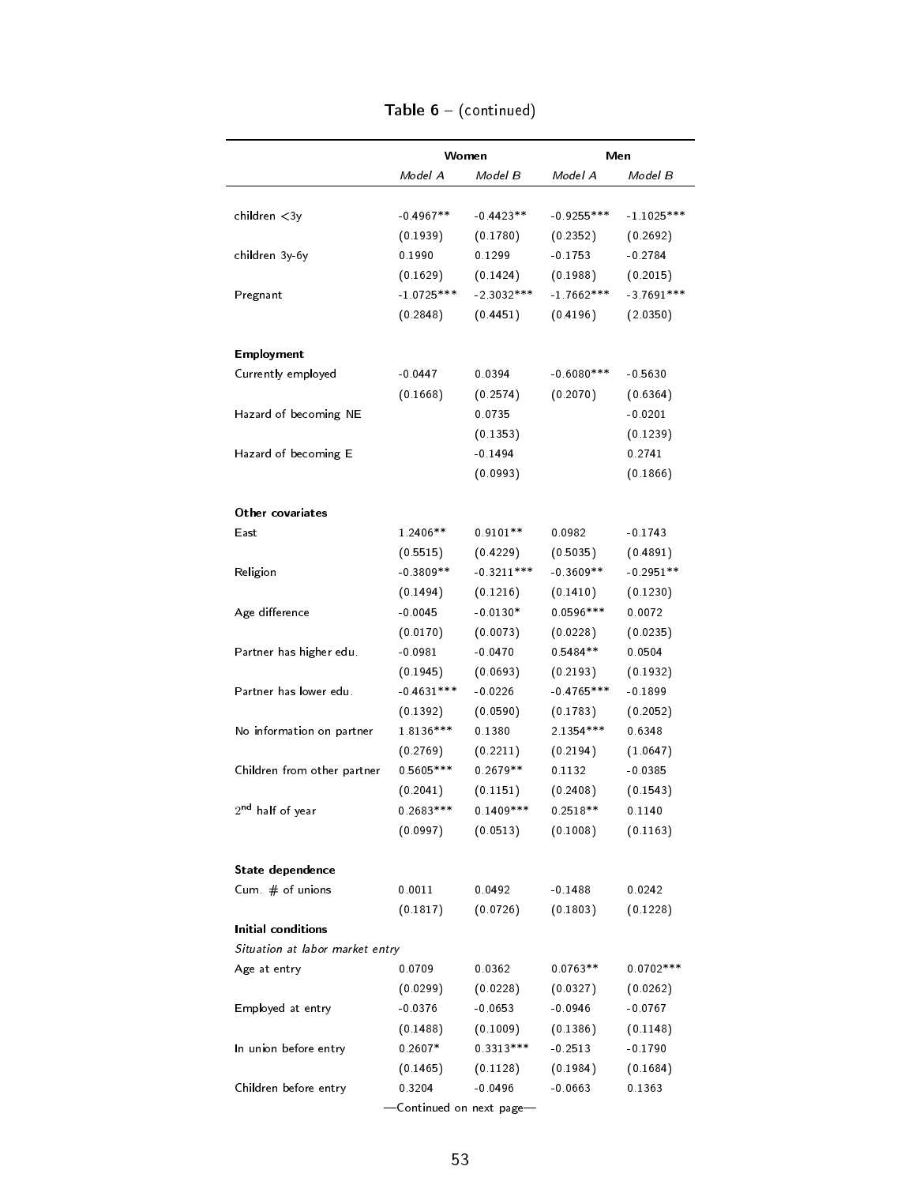**Table 6** – (continued)

| | Women | | Men | |
|---|---|---|---|---|
| | *Model A* | *Model B* | *Model A* | *Model B* |
| children <3y | -0.4967** | -0.4423** | -0.9255*** | -1.1025*** |
| | (0.1939) | (0.1780) | (0.2352) | (0.2692) |
| children 3y-6y | 0.1990 | 0.1299 | -0.1753 | -0.2784 |
| | (0.1629) | (0.1424) | (0.1988) | (0.2015) |
| Pregnant | -1.0725*** | -2.3032*** | -1.7662*** | -3.7691*** |
| | (0.2848) | (0.4451) | (0.4196) | (2.0350) |
| **Employment** | | | | |
| Currently employed | -0.0447 | 0.0394 | -0.6080*** | -0.5630 |
| | (0.1668) | (0.2574) | (0.2070) | (0.6364) |
| Hazard of becoming NE | | 0.0735 | | -0.0201 |
| | | (0.1353) | | (0.1239) |
| Hazard of becoming E | | -0.1494 | | 0.2741 |
| | | (0.0993) | | (0.1866) |
| **Other covariates** | | | | |
| East | 1.2406** | 0.9101** | 0.0982 | -0.1743 |
| | (0.5515) | (0.4229) | (0.5035) | (0.4891) |
| Religion | -0.3809** | -0.3211*** | -0.3609** | -0.2951** |
| | (0.1494) | (0.1216) | (0.1410) | (0.1230) |
| Age difference | -0.0045 | -0.0130* | 0.0596*** | 0.0072 |
| | (0.0170) | (0.0073) | (0.0228) | (0.0235) |
| Partner has higher edu. | -0.0981 | -0.0470 | 0.5484** | 0.0504 |
| | (0.1945) | (0.0693) | (0.2193) | (0.1932) |
| Partner has lower edu. | -0.4631*** | -0.0226 | -0.4765*** | -0.1899 |
| | (0.1392) | (0.0590) | (0.1783) | (0.2052) |
| No information on partner | 1.8136*** | 0.1380 | 2.1354*** | 0.6348 |
| | (0.2769) | (0.2211) | (0.2194) | (1.0647) |
| Children from other partner | 0.5605*** | 0.2679** | 0.1132 | -0.0385 |
| | (0.2041) | (0.1151) | (0.2408) | (0.1543) |
| 2nd half of year | 0.2683*** | 0.1409*** | 0.2518** | 0.1140 |
| | (0.0997) | (0.0513) | (0.1008) | (0.1163) |
| **State dependence** | | | | |
| Cum. # of unions | 0.0011 | 0.0492 | -0.1488 | 0.0242 |
| | (0.1817) | (0.0726) | (0.1803) | (0.1228) |
| **Initial conditions** | | | | |
| *Situation at labor market entry* | | | | |
| Age at entry | 0.0709 | 0.0362 | 0.0763** | 0.0702*** |
| | (0.0299) | (0.0228) | (0.0327) | (0.0262) |
| Employed at entry | -0.0376 | -0.0653 | -0.0946 | -0.0767 |
| | (0.1488) | (0.1009) | (0.1386) | (0.1148) |
| In union before entry | 0.2607* | 0.3313*** | -0.2513 | -0.1790 |
| | (0.1465) | (0.1128) | (0.1984) | (0.1684) |
| Children before entry | 0.3204 | -0.0496 | -0.0663 | 0.1363 |

—Continued on next page—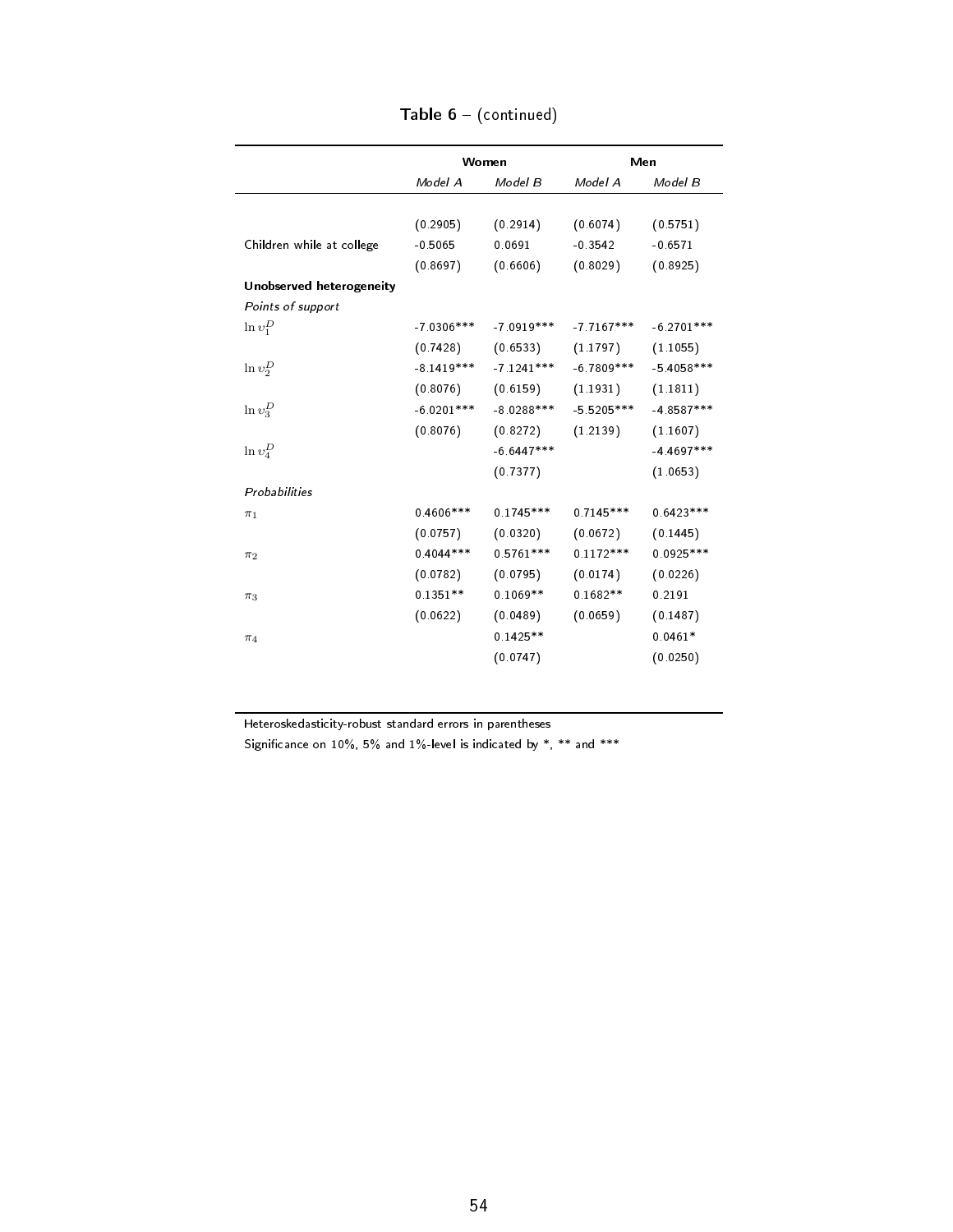**Table 6** – (continued)

| | Women | | Men | |
|---|---|---|---|---|
| | *Model A* | *Model B* | *Model A* | *Model B* |
| | (0.2905) | (0.2914) | (0.6074) | (0.5751) |
| Children while at college | -0.5065 | 0.0691 | -0.3542 | -0.6571 |
| | (0.8697) | (0.6606) | (0.8029) | (0.8925) |
| **Unobserved heterogeneity** | | | | |
| *Points of support* | | | | |
| $\ln \upsilon_1^D$ | -7.0306*** | -7.0919*** | -7.7167*** | -6.2701*** |
| | (0.7428) | (0.6533) | (1.1797) | (1.1055) |
| $\ln \upsilon_2^D$ | -8.1419*** | -7.1241*** | -6.7809*** | -5.4058*** |
| | (0.8076) | (0.6159) | (1.1931) | (1.1811) |
| $\ln \upsilon_3^D$ | -6.0201*** | -8.0288*** | -5.5205*** | -4.8587*** |
| | (0.8076) | (0.8272) | (1.2139) | (1.1607) |
| $\ln \upsilon_4^D$ | | -6.6447*** | | -4.4697*** |
| | | (0.7377) | | (1.0653) |
| *Probabilities* | | | | |
| $\pi_1$ | 0.4606*** | 0.1745*** | 0.7145*** | 0.6423*** |
| | (0.0757) | (0.0320) | (0.0672) | (0.1445) |
| $\pi_2$ | 0.4044*** | 0.5761*** | 0.1172*** | 0.0925*** |
| | (0.0782) | (0.0795) | (0.0174) | (0.0226) |
| $\pi_3$ | 0.1351** | 0.1069** | 0.1682** | 0.2191 |
| | (0.0622) | (0.0489) | (0.0659) | (0.1487) |
| $\pi_4$ | | 0.1425** | | 0.0461* |
| | | (0.0747) | | (0.0250) |

Heteroskedasticity-robust standard errors in parentheses

Significance on 10%, 5% and 1%-level is indicated by *, ** and ***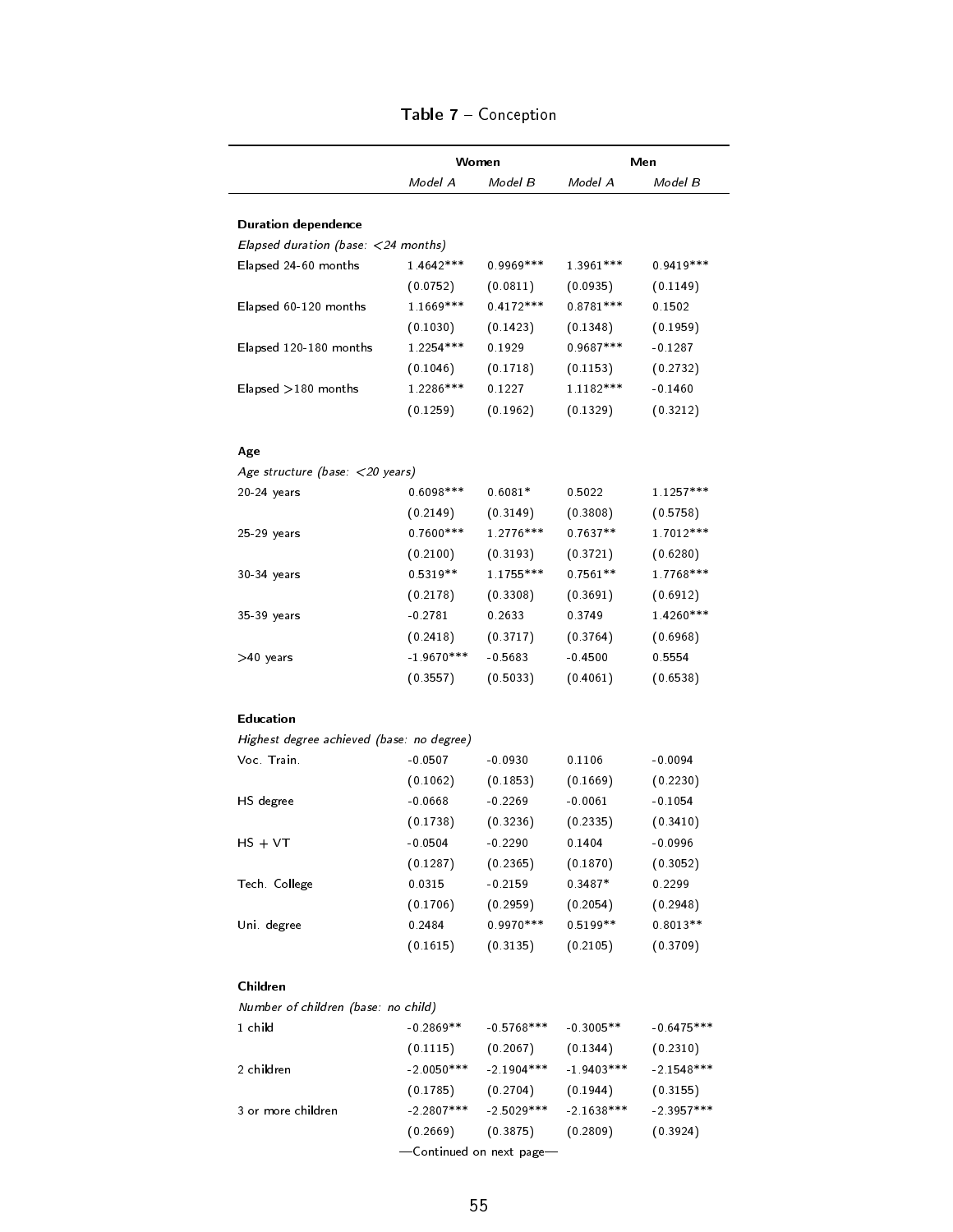**Table 7** – Conception

| | Women | | Men | |
|---|---|---|---|---|
| | *Model A* | *Model B* | *Model A* | *Model B* |
| **Duration dependence** | | | | |
| *Elapsed duration (base: <24 months)* | | | | |
| Elapsed 24-60 months | 1.4642*** | 0.9969*** | 1.3961*** | 0.9419*** |
| | (0.0752) | (0.0811) | (0.0935) | (0.1149) |
| Elapsed 60-120 months | 1.1669*** | 0.4172*** | 0.8781*** | 0.1502 |
| | (0.1030) | (0.1423) | (0.1348) | (0.1959) |
| Elapsed 120-180 months | 1.2254*** | 0.1929 | 0.9687*** | -0.1287 |
| | (0.1046) | (0.1718) | (0.1153) | (0.2732) |
| Elapsed >180 months | 1.2286*** | 0.1227 | 1.1182*** | -0.1460 |
| | (0.1259) | (0.1962) | (0.1329) | (0.3212) |
| **Age** | | | | |
| *Age structure (base: <20 years)* | | | | |
| 20-24 years | 0.6098*** | 0.6081* | 0.5022 | 1.1257*** |
| | (0.2149) | (0.3149) | (0.3808) | (0.5758) |
| 25-29 years | 0.7600*** | 1.2776*** | 0.7637** | 1.7012*** |
| | (0.2100) | (0.3193) | (0.3721) | (0.6280) |
| 30-34 years | 0.5319** | 1.1755*** | 0.7561** | 1.7768*** |
| | (0.2178) | (0.3308) | (0.3691) | (0.6912) |
| 35-39 years | -0.2781 | 0.2633 | 0.3749 | 1.4260*** |
| | (0.2418) | (0.3717) | (0.3764) | (0.6968) |
| >40 years | -1.9670*** | -0.5683 | -0.4500 | 0.5554 |
| | (0.3557) | (0.5033) | (0.4061) | (0.6538) |
| **Education** | | | | |
| *Highest degree achieved (base: no degree)* | | | | |
| Voc. Train. | -0.0507 | -0.0930 | 0.1106 | -0.0094 |
| | (0.1062) | (0.1853) | (0.1669) | (0.2230) |
| HS degree | -0.0668 | -0.2269 | -0.0061 | -0.1054 |
| | (0.1738) | (0.3236) | (0.2335) | (0.3410) |
| HS + VT | -0.0504 | -0.2290 | 0.1404 | -0.0996 |
| | (0.1287) | (0.2365) | (0.1870) | (0.3052) |
| Tech. College | 0.0315 | -0.2159 | 0.3487* | 0.2299 |
| | (0.1706) | (0.2959) | (0.2054) | (0.2948) |
| Uni. degree | 0.2484 | 0.9970*** | 0.5199** | 0.8013** |
| | (0.1615) | (0.3135) | (0.2105) | (0.3709) |
| **Children** | | | | |
| *Number of children (base: no child)* | | | | |
| 1 child | -0.2869** | -0.5768*** | -0.3005** | -0.6475*** |
| | (0.1115) | (0.2067) | (0.1344) | (0.2310) |
| 2 children | -2.0050*** | -2.1904*** | -1.9403*** | -2.1548*** |
| | (0.1785) | (0.2704) | (0.1944) | (0.3155) |
| 3 or more children | -2.2807*** | -2.5029*** | -2.1638*** | -2.3957*** |
| | (0.2669) | (0.3875) | (0.2809) | (0.3924) |

—Continued on next page—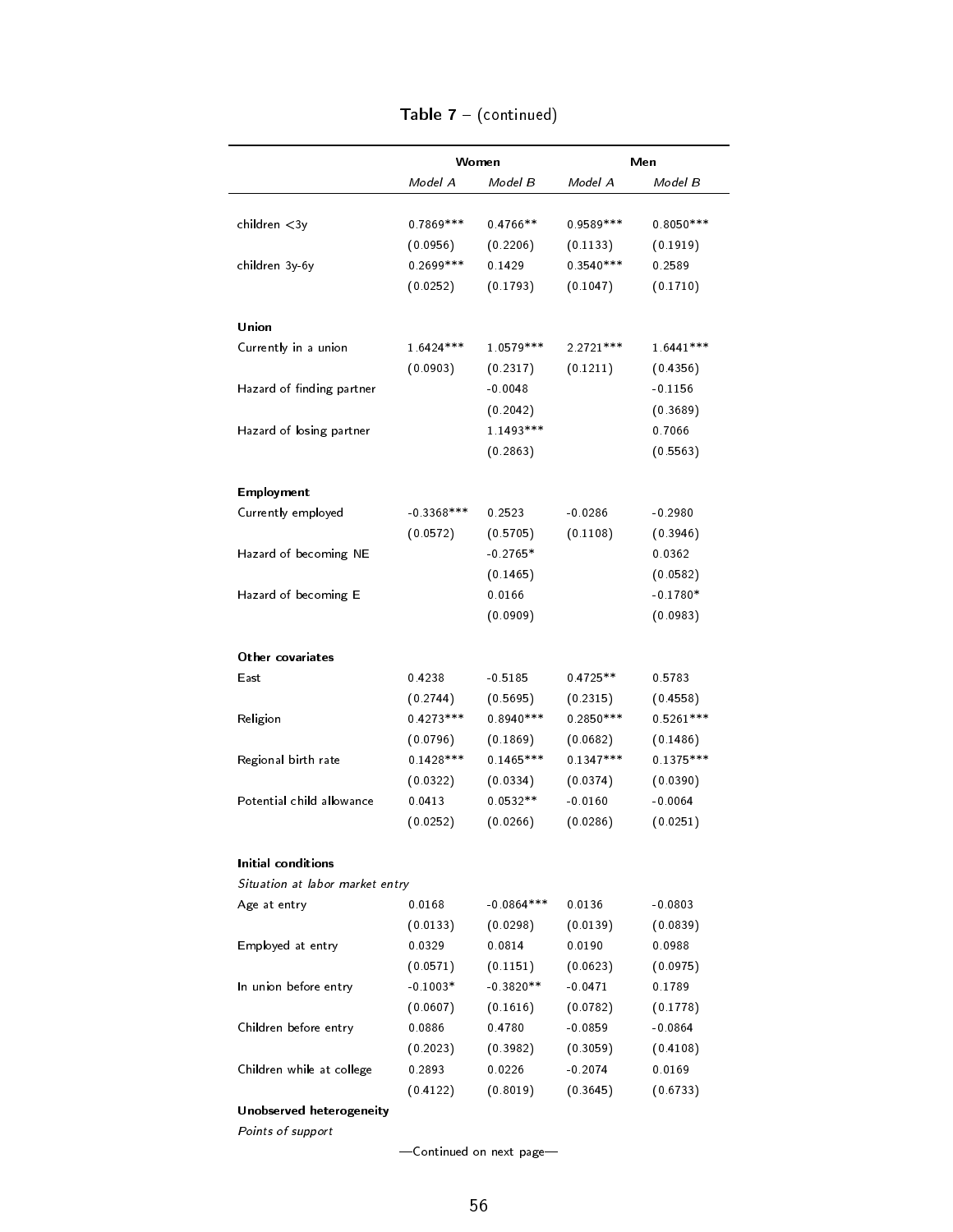**Table 7** – (continued)

| | Women | | Men | |
|---|---|---|---|---|
| | *Model A* | *Model B* | *Model A* | *Model B* |
| children <3y | 0.7869*** | 0.4766** | 0.9589*** | 0.8050*** |
| | (0.0956) | (0.2206) | (0.1133) | (0.1919) |
| children 3y-6y | 0.2699*** | 0.1429 | 0.3540*** | 0.2589 |
| | (0.0252) | (0.1793) | (0.1047) | (0.1710) |
| **Union** | | | | |
| Currently in a union | 1.6424*** | 1.0579*** | 2.2721*** | 1.6441*** |
| | (0.0903) | (0.2317) | (0.1211) | (0.4356) |
| Hazard of finding partner | | -0.0048 | | -0.1156 |
| | | (0.2042) | | (0.3689) |
| Hazard of losing partner | | 1.1493*** | | 0.7066 |
| | | (0.2863) | | (0.5563) |
| **Employment** | | | | |
| Currently employed | -0.3368*** | 0.2523 | -0.0286 | -0.2980 |
| | (0.0572) | (0.5705) | (0.1108) | (0.3946) |
| Hazard of becoming NE | | -0.2765* | | 0.0362 |
| | | (0.1465) | | (0.0582) |
| Hazard of becoming E | | 0.0166 | | -0.1780* |
| | | (0.0909) | | (0.0983) |
| **Other covariates** | | | | |
| East | 0.4238 | -0.5185 | 0.4725** | 0.5783 |
| | (0.2744) | (0.5695) | (0.2315) | (0.4558) |
| Religion | 0.4273*** | 0.8940*** | 0.2850*** | 0.5261*** |
| | (0.0796) | (0.1869) | (0.0682) | (0.1486) |
| Regional birth rate | 0.1428*** | 0.1465*** | 0.1347*** | 0.1375*** |
| | (0.0322) | (0.0334) | (0.0374) | (0.0390) |
| Potential child allowance | 0.0413 | 0.0532** | -0.0160 | -0.0064 |
| | (0.0252) | (0.0266) | (0.0286) | (0.0251) |
| **Initial conditions** | | | | |
| *Situation at labor market entry* | | | | |
| Age at entry | 0.0168 | -0.0864*** | 0.0136 | -0.0803 |
| | (0.0133) | (0.0298) | (0.0139) | (0.0839) |
| Employed at entry | 0.0329 | 0.0814 | 0.0190 | 0.0988 |
| | (0.0571) | (0.1151) | (0.0623) | (0.0975) |
| In union before entry | -0.1003* | -0.3820** | -0.0471 | 0.1789 |
| | (0.0607) | (0.1616) | (0.0782) | (0.1778) |
| Children before entry | 0.0886 | 0.4780 | -0.0859 | -0.0864 |
| | (0.2023) | (0.3982) | (0.3059) | (0.4108) |
| Children while at college | 0.2893 | 0.0226 | -0.2074 | 0.0169 |
| | (0.4122) | (0.8019) | (0.3645) | (0.6733) |
| **Unobserved heterogeneity** | | | | |
| *Points of support* | | | | |

—Continued on next page—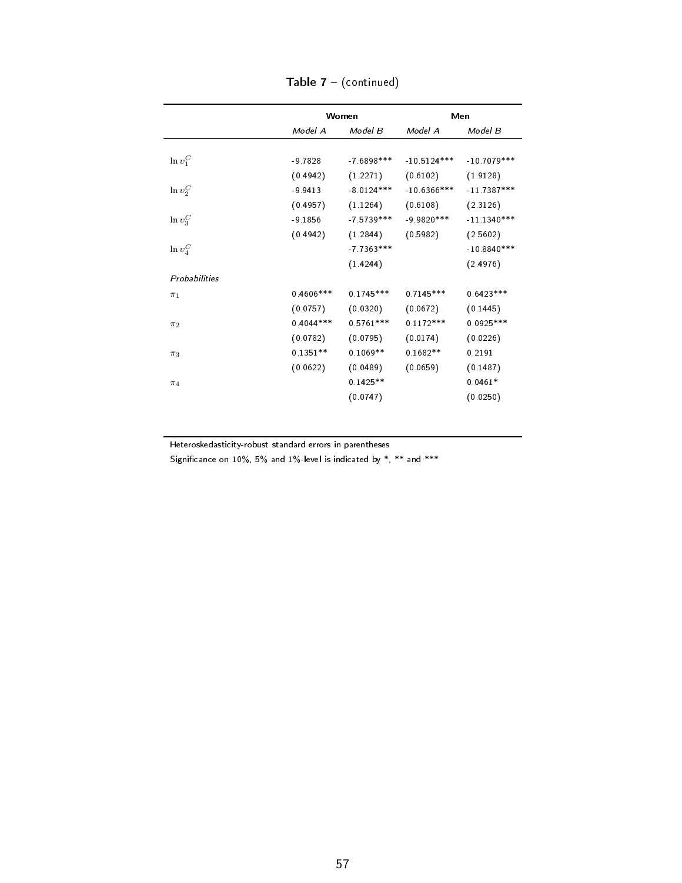**Table 7** – (continued)

| | Women | | Men | |
|---|---|---|---|---|
| | *Model A* | *Model B* | *Model A* | *Model B* |
| $\ln v_1^C$ | -9.7828 | -7.6898*** | -10.5124*** | -10.7079*** |
| | (0.4942) | (1.2271) | (0.6102) | (1.9128) |
| $\ln v_2^C$ | -9.9413 | -8.0124*** | -10.6366*** | -11.7387*** |
| | (0.4957) | (1.1264) | (0.6108) | (2.3126) |
| $\ln v_3^C$ | -9.1856 | -7.5739*** | -9.9820*** | -11.1340*** |
| | (0.4942) | (1.2844) | (0.5982) | (2.5602) |
| $\ln v_4^C$ | | -7.7363*** | | -10.8840*** |
| | | (1.4244) | | (2.4976) |
| *Probabilities* | | | | |
| $\pi_1$ | 0.4606*** | 0.1745*** | 0.7145*** | 0.6423*** |
| | (0.0757) | (0.0320) | (0.0672) | (0.1445) |
| $\pi_2$ | 0.4044*** | 0.5761*** | 0.1172*** | 0.0925*** |
| | (0.0782) | (0.0795) | (0.0174) | (0.0226) |
| $\pi_3$ | 0.1351** | 0.1069** | 0.1682** | 0.2191 |
| | (0.0622) | (0.0489) | (0.0659) | (0.1487) |
| $\pi_4$ | | 0.1425** | | 0.0461* |
| | | (0.0747) | | (0.0250) |

Heteroskedasticity-robust standard errors in parentheses

Significance on 10%, 5% and 1%-level is indicated by *, ** and ***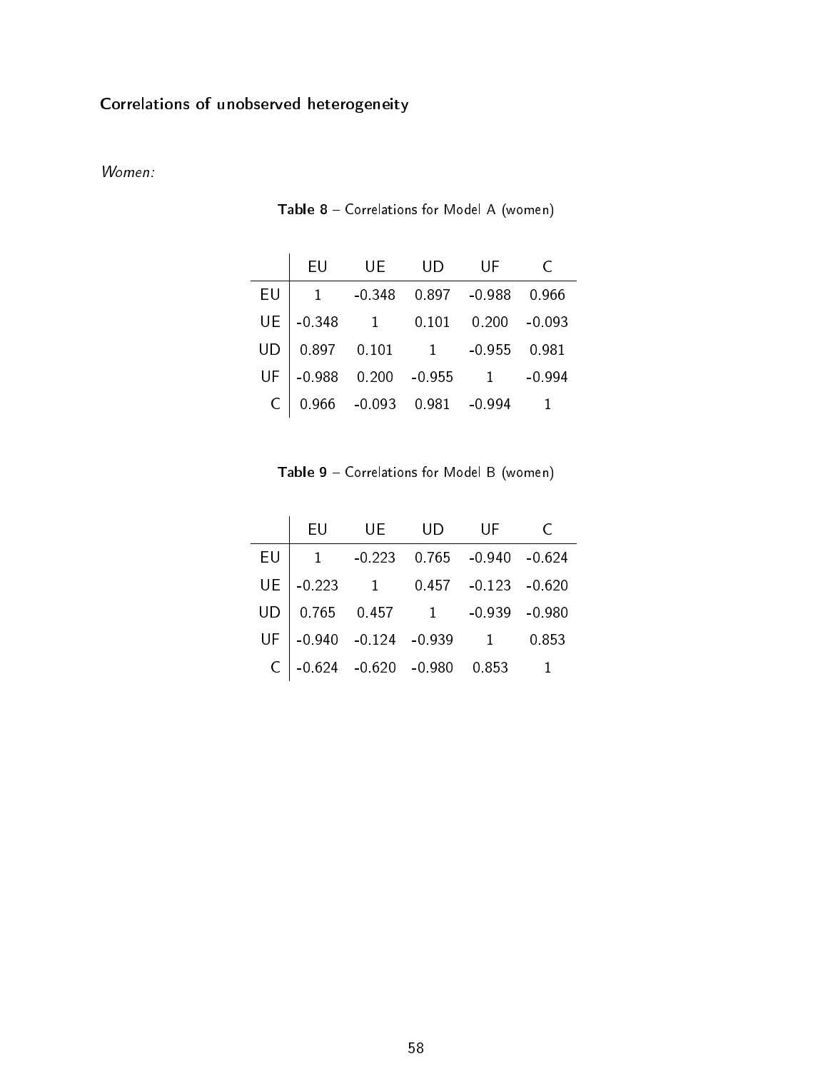### Correlations of unobserved heterogeneity

*Women:*

**Table 8** – Correlations for Model A (women)

| | EU | UE | UD | UF | C |
|---|---|---|---|---|---|
| EU | 1 | -0.348 | 0.897 | -0.988 | 0.966 |
| UE | -0.348 | 1 | 0.101 | 0.200 | -0.093 |
| UD | 0.897 | 0.101 | 1 | -0.955 | 0.981 |
| UF | -0.988 | 0.200 | -0.955 | 1 | -0.994 |
| C | 0.966 | -0.093 | 0.981 | -0.994 | 1 |

**Table 9** – Correlations for Model B (women)

| | EU | UE | UD | UF | C |
|---|---|---|---|---|---|
| EU | 1 | -0.223 | 0.765 | -0.940 | -0.624 |
| UE | -0.223 | 1 | 0.457 | -0.123 | -0.620 |
| UD | 0.765 | 0.457 | 1 | -0.939 | -0.980 |
| UF | -0.940 | -0.124 | -0.939 | 1 | 0.853 |
| C | -0.624 | -0.620 | -0.980 | 0.853 | 1 |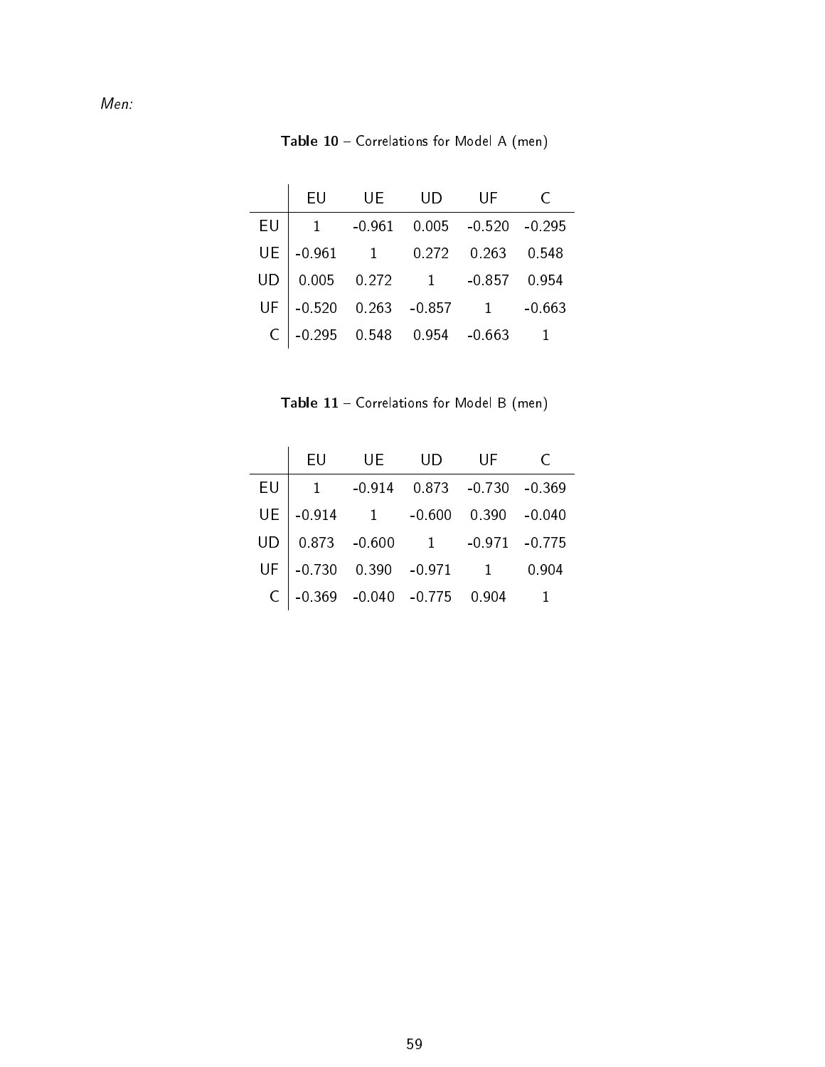*Men:*

**Table 10** – Correlations for Model A (men)

| | EU | UE | UD | UF | C |
|---|---|---|---|---|---|
| EU | 1 | -0.961 | 0.005 | -0.520 | -0.295 |
| UE | -0.961 | 1 | 0.272 | 0.263 | 0.548 |
| UD | 0.005 | 0.272 | 1 | -0.857 | 0.954 |
| UF | -0.520 | 0.263 | -0.857 | 1 | -0.663 |
| C | -0.295 | 0.548 | 0.954 | -0.663 | 1 |

**Table 11** – Correlations for Model B (men)

| | EU | UE | UD | UF | C |
|---|---|---|---|---|---|
| EU | 1 | -0.914 | 0.873 | -0.730 | -0.369 |
| UE | -0.914 | 1 | -0.600 | 0.390 | -0.040 |
| UD | 0.873 | -0.600 | 1 | -0.971 | -0.775 |
| UF | -0.730 | 0.390 | -0.971 | 1 | 0.904 |
| C | -0.369 | -0.040 | -0.775 | 0.904 | 1 |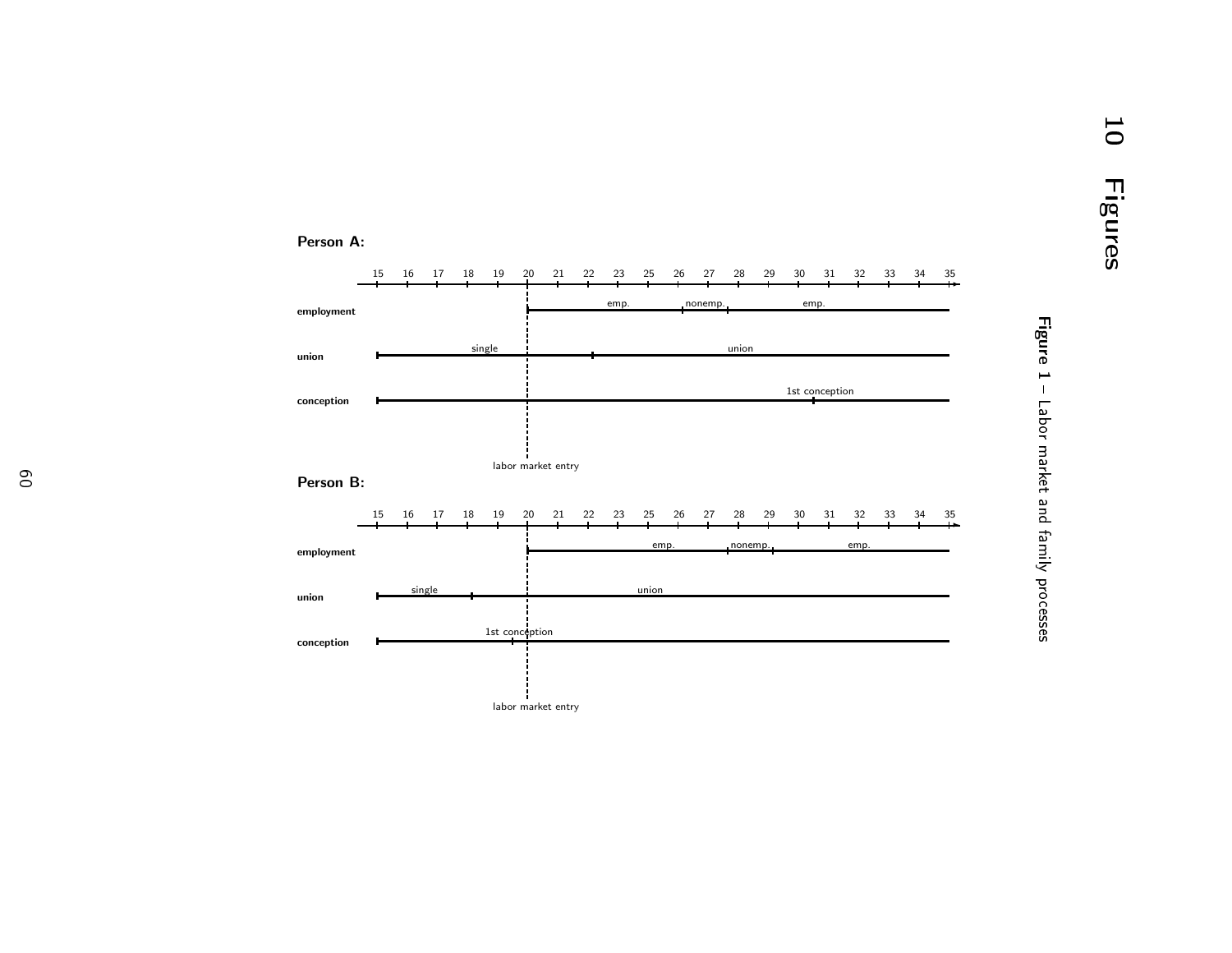# 10 Figures

**Person A:**

15 16 17 18 19 20 21 22 23 25 26 27 28 29 30 31 32 33 34 35

**employment** — emp. | nonemp. | emp.

**union** — single | union

**conception** — 1st conception

labor market entry

**Person B:**

15 16 17 18 19 20 21 22 23 25 26 27 28 29 30 31 32 33 34 35

**employment** — emp. | nonemp. | emp.

**union** — single | union

**conception** — 1st conception

labor market entry

**Figure 1** – Labor market and family processes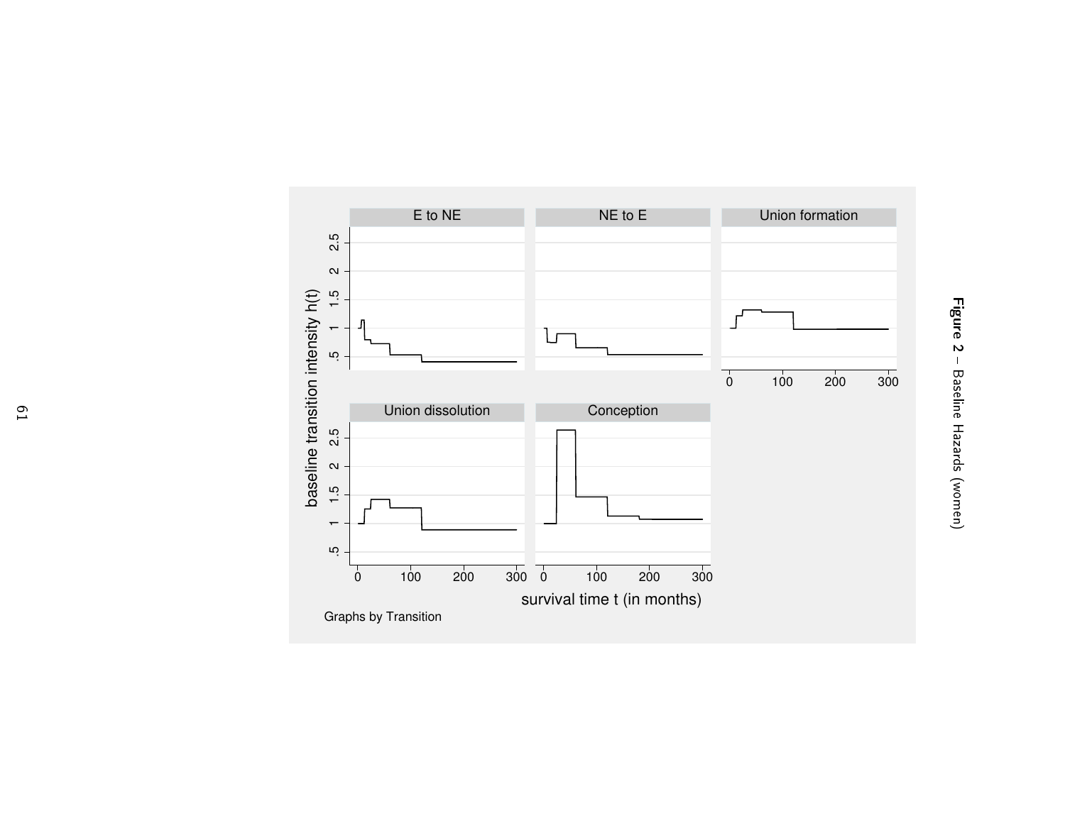**Figure 2** – Baseline Hazards (women)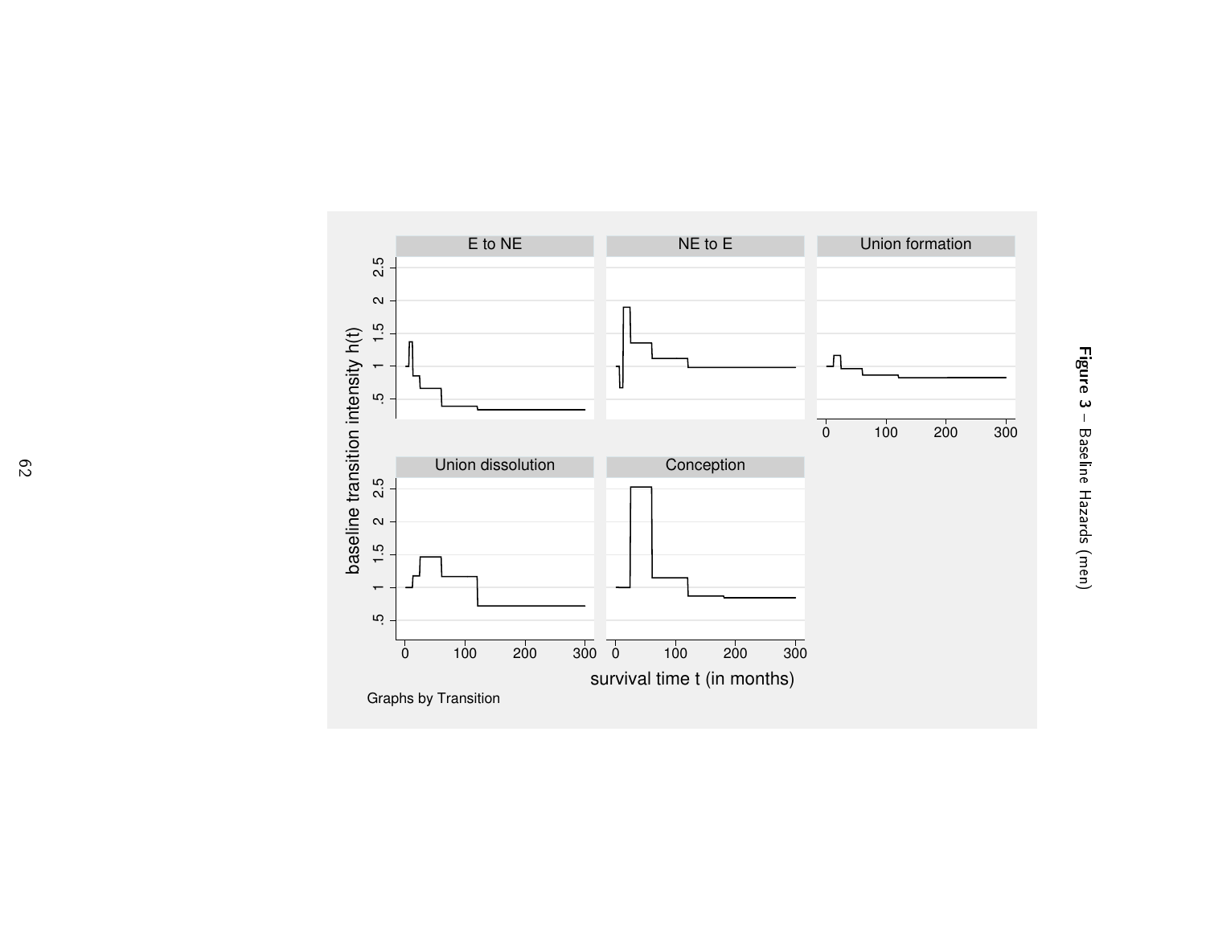**Figure 3** – Baseline Hazards (men)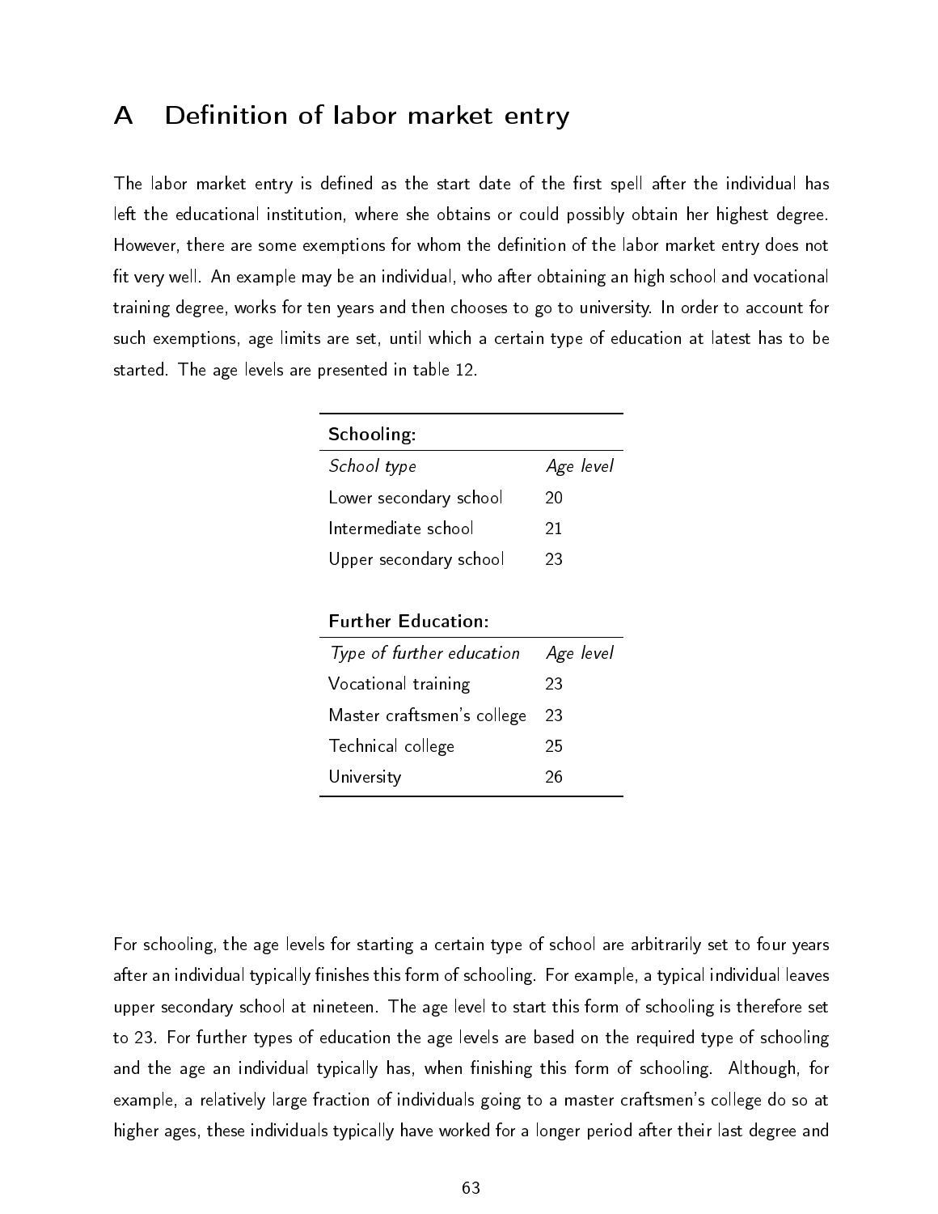# A Definition of labor market entry

The labor market entry is defined as the start date of the first spell after the individual has left the educational institution, where she obtains or could possibly obtain her highest degree. However, there are some exemptions for whom the definition of the labor market entry does not fit very well. An example may be an individual, who after obtaining an high school and vocational training degree, works for ten years and then chooses to go to university. In order to account for such exemptions, age limits are set, until which a certain type of education at latest has to be started. The age levels are presented in table 12.

| **Schooling:** | |
|---|---|
| *School type* | *Age level* |
| Lower secondary school | 20 |
| Intermediate school | 21 |
| Upper secondary school | 23 |
| | |
| **Further Education:** | |
| *Type of further education* | *Age level* |
| Vocational training | 23 |
| Master craftsmen's college | 23 |
| Technical college | 25 |
| University | 26 |

For schooling, the age levels for starting a certain type of school are arbitrarily set to four years after an individual typically finishes this form of schooling. For example, a typical individual leaves upper secondary school at nineteen. The age level to start this form of schooling is therefore set to 23. For further types of education the age levels are based on the required type of schooling and the age an individual typically has, when finishing this form of schooling. Although, for example, a relatively large fraction of individuals going to a master craftsmen's college do so at higher ages, these individuals typically have worked for a longer period after their last degree and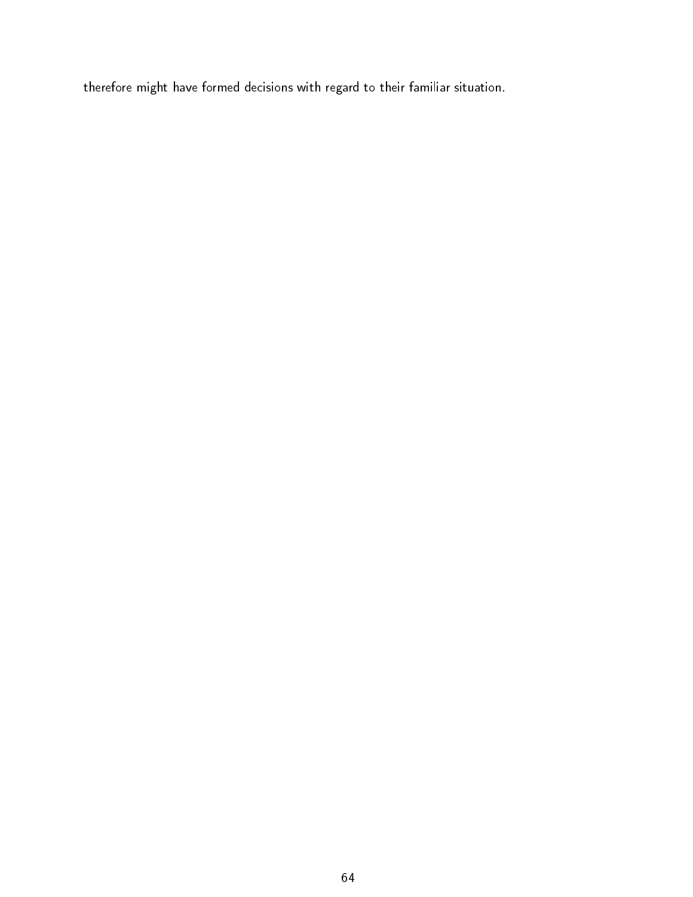therefore might have formed decisions with regard to their familiar situation.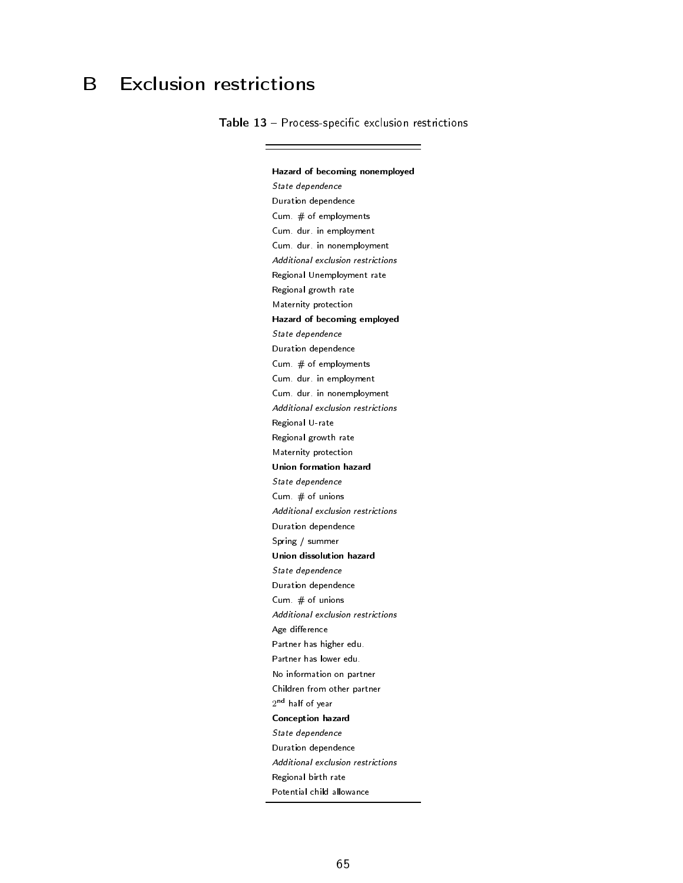# B Exclusion restrictions

**Table 13** – Process-specific exclusion restrictions

| |
|---|
| **Hazard of becoming nonemployed** |
| *State dependence* |
| Duration dependence |
| Cum. # of employments |
| Cum. dur. in employment |
| Cum. dur. in nonemployment |
| *Additional exclusion restrictions* |
| Regional Unemployment rate |
| Regional growth rate |
| Maternity protection |
| **Hazard of becoming employed** |
| *State dependence* |
| Duration dependence |
| Cum. # of employments |
| Cum. dur. in employment |
| Cum. dur. in nonemployment |
| *Additional exclusion restrictions* |
| Regional U-rate |
| Regional growth rate |
| Maternity protection |
| **Union formation hazard** |
| *State dependence* |
| Cum. # of unions |
| *Additional exclusion restrictions* |
| Duration dependence |
| Spring / summer |
| **Union dissolution hazard** |
| *State dependence* |
| Duration dependence |
| Cum. # of unions |
| *Additional exclusion restrictions* |
| Age difference |
| Partner has higher edu. |
| Partner has lower edu. |
| No information on partner |
| Children from other partner |
| 2$^{nd}$ half of year |
| **Conception hazard** |
| *State dependence* |
| Duration dependence |
| *Additional exclusion restrictions* |
| Regional birth rate |
| Potential child allowance |